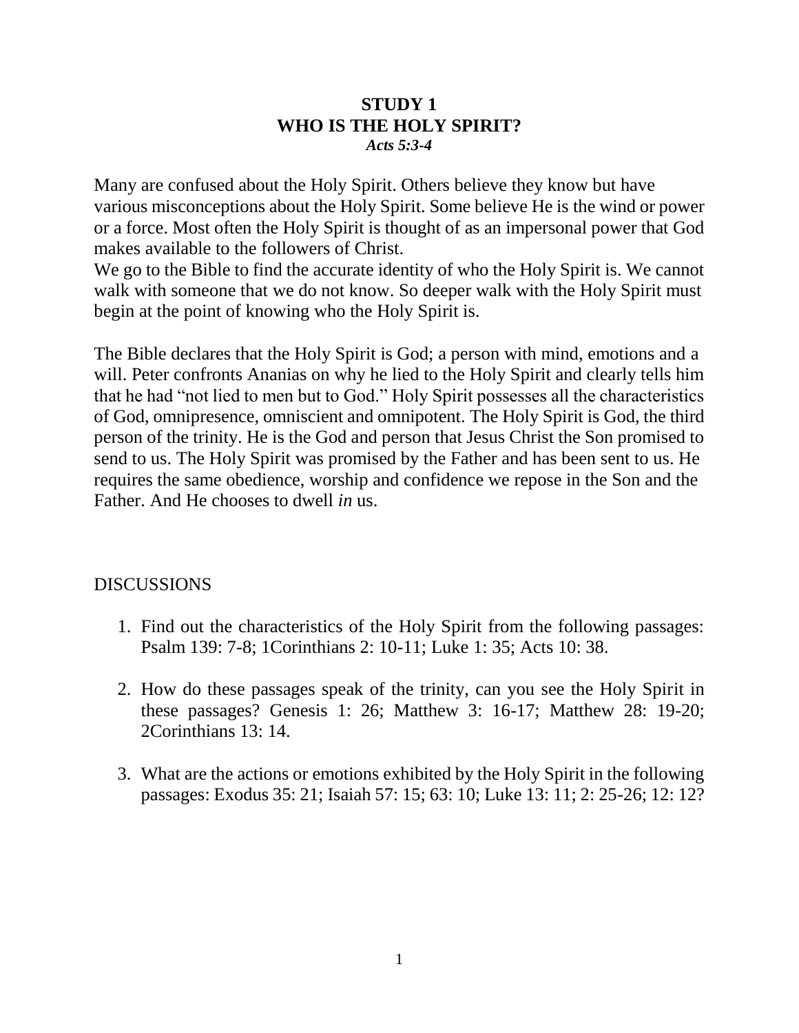# STUDY 1
## WHO IS THE HOLY SPIRIT?
***Acts 5:3-4***

Many are confused about the Holy Spirit. Others believe they know but have various misconceptions about the Holy Spirit. Some believe He is the wind or power or a force. Most often the Holy Spirit is thought of as an impersonal power that God makes available to the followers of Christ.
We go to the Bible to find the accurate identity of who the Holy Spirit is. We cannot walk with someone that we do not know. So deeper walk with the Holy Spirit must begin at the point of knowing who the Holy Spirit is.

The Bible declares that the Holy Spirit is God; a person with mind, emotions and a will. Peter confronts Ananias on why he lied to the Holy Spirit and clearly tells him that he had "not lied to men but to God." Holy Spirit possesses all the characteristics of God, omnipresence, omniscient and omnipotent. The Holy Spirit is God, the third person of the trinity. He is the God and person that Jesus Christ the Son promised to send to us. The Holy Spirit was promised by the Father and has been sent to us. He requires the same obedience, worship and confidence we repose in the Son and the Father. And He chooses to dwell *in* us.

DISCUSSIONS

1. Find out the characteristics of the Holy Spirit from the following passages: Psalm 139: 7-8; 1Corinthians 2: 10-11; Luke 1: 35; Acts 10: 38.

2. How do these passages speak of the trinity, can you see the Holy Spirit in these passages? Genesis 1: 26; Matthew 3: 16-17; Matthew 28: 19-20; 2Corinthians 13: 14.

3. What are the actions or emotions exhibited by the Holy Spirit in the following passages: Exodus 35: 21; Isaiah 57: 15; 63: 10; Luke 13: 11; 2: 25-26; 12: 12?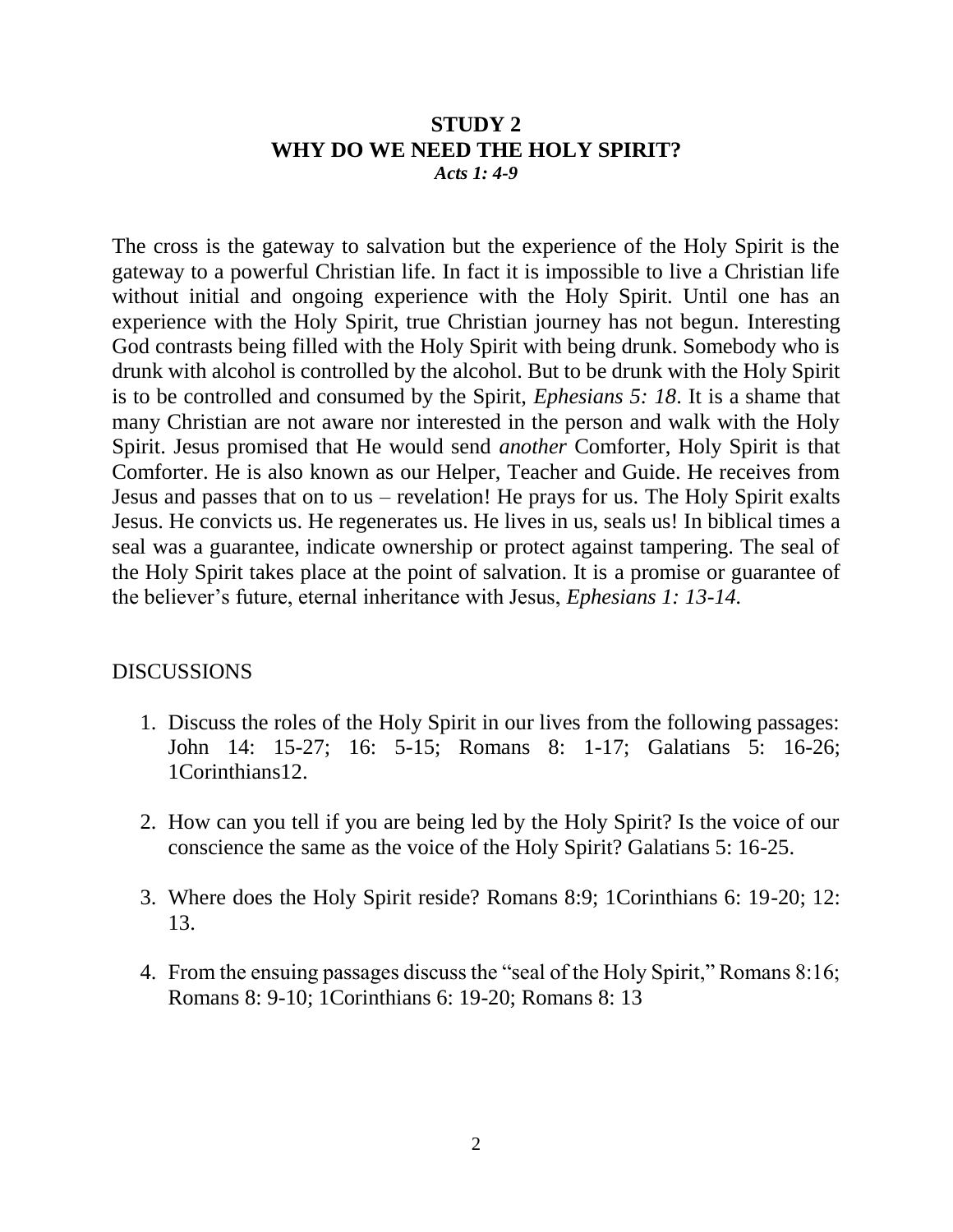# STUDY 2
# WHY DO WE NEED THE HOLY SPIRIT?
***Acts 1: 4-9***

The cross is the gateway to salvation but the experience of the Holy Spirit is the gateway to a powerful Christian life. In fact it is impossible to live a Christian life without initial and ongoing experience with the Holy Spirit. Until one has an experience with the Holy Spirit, true Christian journey has not begun. Interesting God contrasts being filled with the Holy Spirit with being drunk. Somebody who is drunk with alcohol is controlled by the alcohol. But to be drunk with the Holy Spirit is to be controlled and consumed by the Spirit, *Ephesians 5: 18*. It is a shame that many Christian are not aware nor interested in the person and walk with the Holy Spirit. Jesus promised that He would send *another* Comforter, Holy Spirit is that Comforter. He is also known as our Helper, Teacher and Guide. He receives from Jesus and passes that on to us – revelation! He prays for us. The Holy Spirit exalts Jesus. He convicts us. He regenerates us. He lives in us, seals us! In biblical times a seal was a guarantee, indicate ownership or protect against tampering. The seal of the Holy Spirit takes place at the point of salvation. It is a promise or guarantee of the believer's future, eternal inheritance with Jesus, *Ephesians 1: 13-14.*

DISCUSSIONS

1. Discuss the roles of the Holy Spirit in our lives from the following passages: John 14: 15-27; 16: 5-15; Romans 8: 1-17; Galatians 5: 16-26; 1Corinthians12.

2. How can you tell if you are being led by the Holy Spirit? Is the voice of our conscience the same as the voice of the Holy Spirit? Galatians 5: 16-25.

3. Where does the Holy Spirit reside? Romans 8:9; 1Corinthians 6: 19-20; 12: 13.

4. From the ensuing passages discuss the "seal of the Holy Spirit," Romans 8:16; Romans 8: 9-10; 1Corinthians 6: 19-20; Romans 8: 13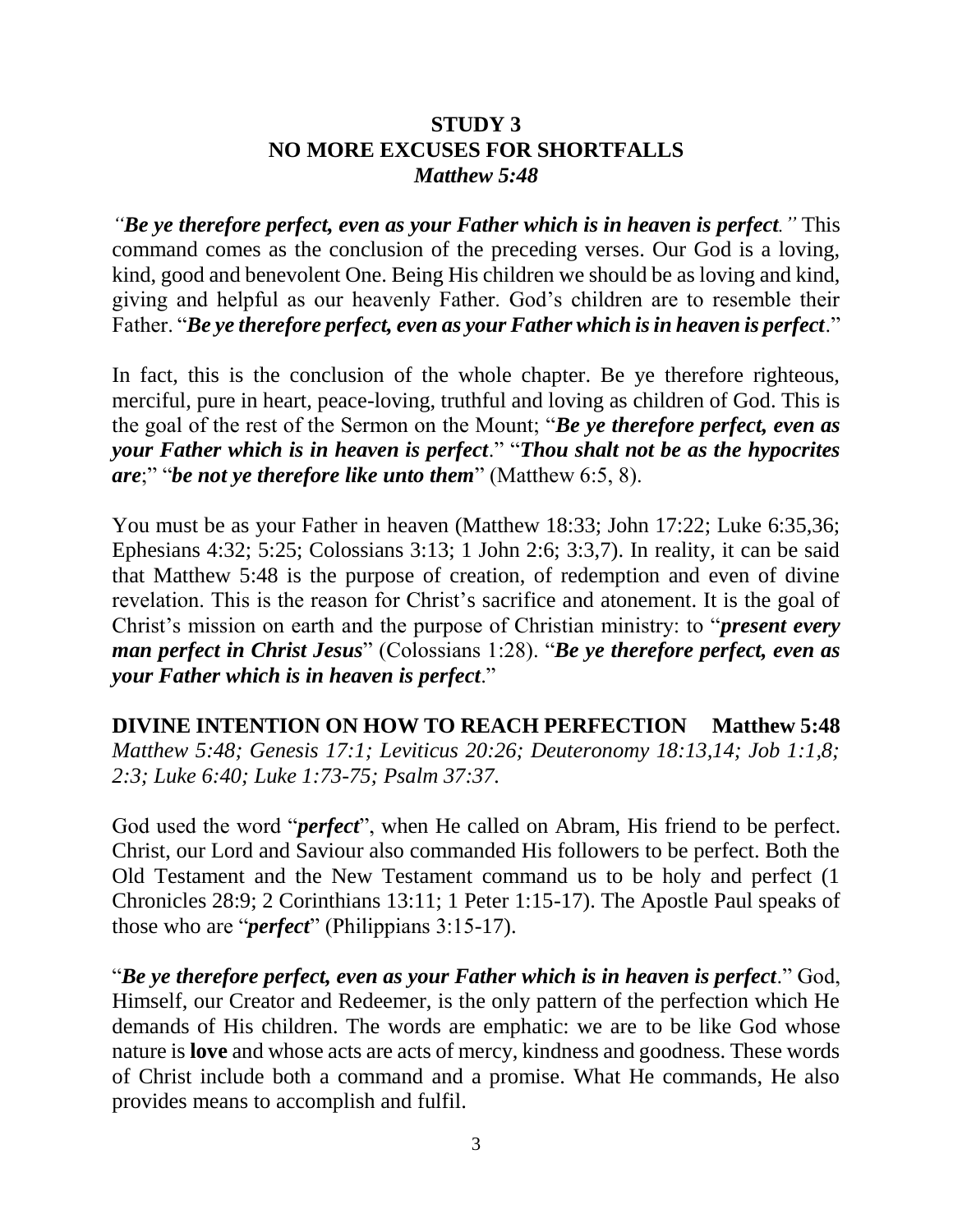## STUDY 3
## NO MORE EXCUSES FOR SHORTFALLS
### *Matthew 5:48*

*"**Be ye therefore perfect, even as your Father which is in heaven is perfect.**"* This command comes as the conclusion of the preceding verses. Our God is a loving, kind, good and benevolent One. Being His children we should be as loving and kind, giving and helpful as our heavenly Father. God's children are to resemble their Father. "***Be ye therefore perfect, even as your Father which is in heaven is perfect***."

In fact, this is the conclusion of the whole chapter. Be ye therefore righteous, merciful, pure in heart, peace-loving, truthful and loving as children of God. This is the goal of the rest of the Sermon on the Mount; "***Be ye therefore perfect, even as your Father which is in heaven is perfect***." "***Thou shalt not be as the hypocrites are***;" "***be not ye therefore like unto them***" (Matthew 6:5, 8).

You must be as your Father in heaven (Matthew 18:33; John 17:22; Luke 6:35,36; Ephesians 4:32; 5:25; Colossians 3:13; 1 John 2:6; 3:3,7). In reality, it can be said that Matthew 5:48 is the purpose of creation, of redemption and even of divine revelation. This is the reason for Christ's sacrifice and atonement. It is the goal of Christ's mission on earth and the purpose of Christian ministry: to "***present every man perfect in Christ Jesus***" (Colossians 1:28). "***Be ye therefore perfect, even as your Father which is in heaven is perfect***."

**DIVINE INTENTION ON HOW TO REACH PERFECTION Matthew 5:48**
*Matthew 5:48; Genesis 17:1; Leviticus 20:26; Deuteronomy 18:13,14; Job 1:1,8; 2:3; Luke 6:40; Luke 1:73-75; Psalm 37:37.*

God used the word "***perfect***", when He called on Abram, His friend to be perfect. Christ, our Lord and Saviour also commanded His followers to be perfect. Both the Old Testament and the New Testament command us to be holy and perfect (1 Chronicles 28:9; 2 Corinthians 13:11; 1 Peter 1:15-17). The Apostle Paul speaks of those who are "***perfect***" (Philippians 3:15-17).

"***Be ye therefore perfect, even as your Father which is in heaven is perfect***." God, Himself, our Creator and Redeemer, is the only pattern of the perfection which He demands of His children. The words are emphatic: we are to be like God whose nature is **love** and whose acts are acts of mercy, kindness and goodness. These words of Christ include both a command and a promise. What He commands, He also provides means to accomplish and fulfil.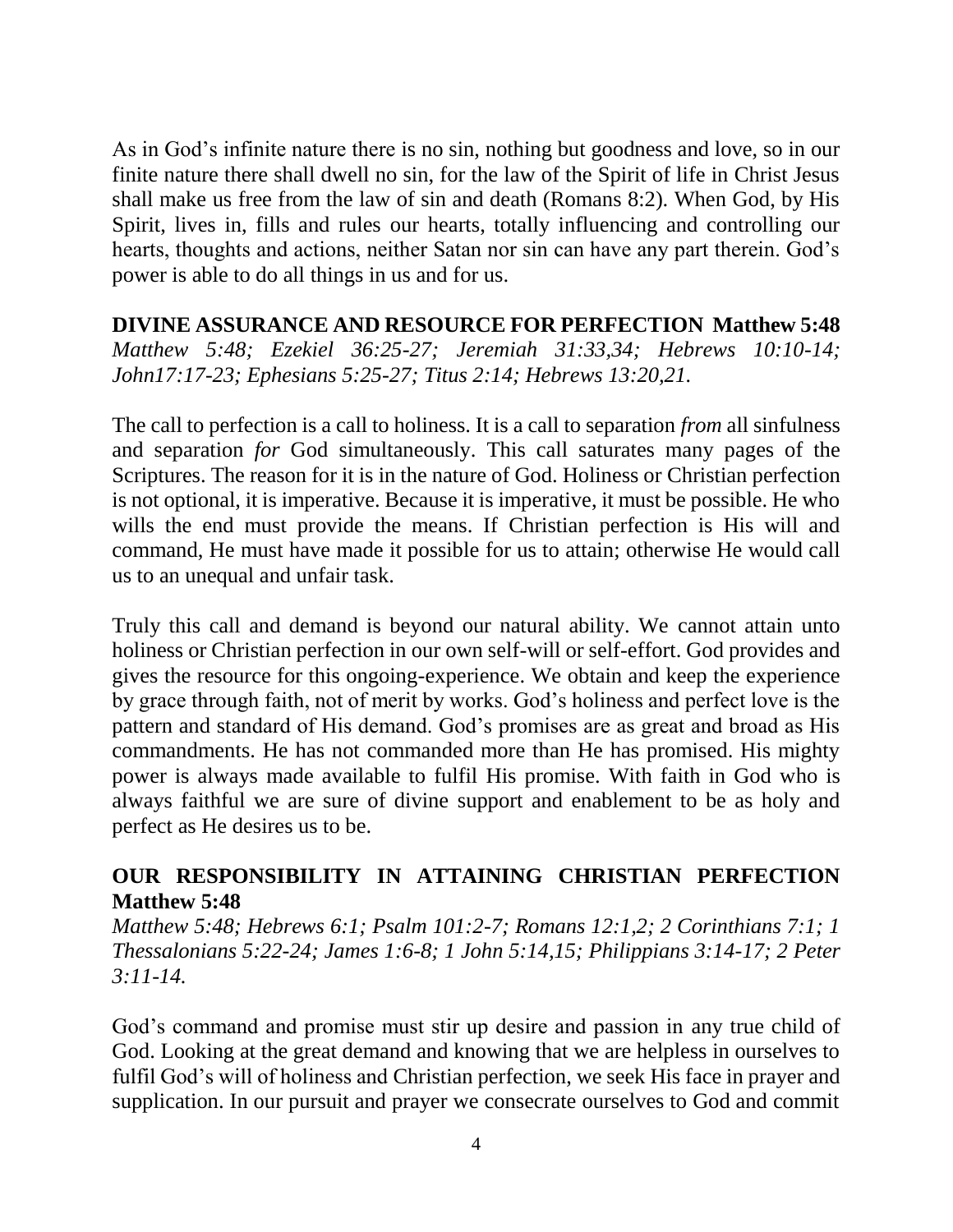As in God's infinite nature there is no sin, nothing but goodness and love, so in our finite nature there shall dwell no sin, for the law of the Spirit of life in Christ Jesus shall make us free from the law of sin and death (Romans 8:2). When God, by His Spirit, lives in, fills and rules our hearts, totally influencing and controlling our hearts, thoughts and actions, neither Satan nor sin can have any part therein. God's power is able to do all things in us and for us.

**DIVINE ASSURANCE AND RESOURCE FOR PERFECTION Matthew 5:48**
*Matthew 5:48; Ezekiel 36:25-27; Jeremiah 31:33,34; Hebrews 10:10-14; John17:17-23; Ephesians 5:25-27; Titus 2:14; Hebrews 13:20,21.*

The call to perfection is a call to holiness. It is a call to separation *from* all sinfulness and separation *for* God simultaneously. This call saturates many pages of the Scriptures. The reason for it is in the nature of God. Holiness or Christian perfection is not optional, it is imperative. Because it is imperative, it must be possible. He who wills the end must provide the means. If Christian perfection is His will and command, He must have made it possible for us to attain; otherwise He would call us to an unequal and unfair task.

Truly this call and demand is beyond our natural ability. We cannot attain unto holiness or Christian perfection in our own self-will or self-effort. God provides and gives the resource for this ongoing-experience. We obtain and keep the experience by grace through faith, not of merit by works. God's holiness and perfect love is the pattern and standard of His demand. God's promises are as great and broad as His commandments. He has not commanded more than He has promised. His mighty power is always made available to fulfil His promise. With faith in God who is always faithful we are sure of divine support and enablement to be as holy and perfect as He desires us to be.

**OUR RESPONSIBILITY IN ATTAINING CHRISTIAN PERFECTION Matthew 5:48**
*Matthew 5:48; Hebrews 6:1; Psalm 101:2-7; Romans 12:1,2; 2 Corinthians 7:1; 1 Thessalonians 5:22-24; James 1:6-8; 1 John 5:14,15; Philippians 3:14-17; 2 Peter 3:11-14.*

God's command and promise must stir up desire and passion in any true child of God. Looking at the great demand and knowing that we are helpless in ourselves to fulfil God's will of holiness and Christian perfection, we seek His face in prayer and supplication. In our pursuit and prayer we consecrate ourselves to God and commit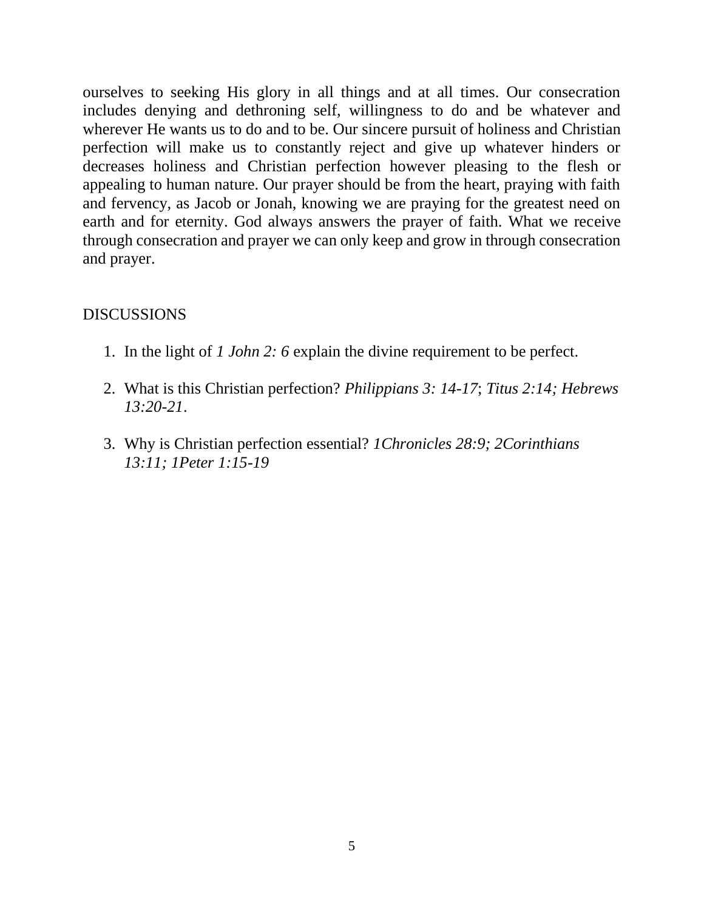ourselves to seeking His glory in all things and at all times. Our consecration includes denying and dethroning self, willingness to do and be whatever and wherever He wants us to do and to be. Our sincere pursuit of holiness and Christian perfection will make us to constantly reject and give up whatever hinders or decreases holiness and Christian perfection however pleasing to the flesh or appealing to human nature. Our prayer should be from the heart, praying with faith and fervency, as Jacob or Jonah, knowing we are praying for the greatest need on earth and for eternity. God always answers the prayer of faith. What we receive through consecration and prayer we can only keep and grow in through consecration and prayer.

## DISCUSSIONS

1. In the light of *1 John 2: 6* explain the divine requirement to be perfect.
2. What is this Christian perfection? *Philippians 3: 14-17*; *Titus 2:14; Hebrews 13:20-21*.
3. Why is Christian perfection essential? *1Chronicles 28:9; 2Corinthians 13:11; 1Peter 1:15-19*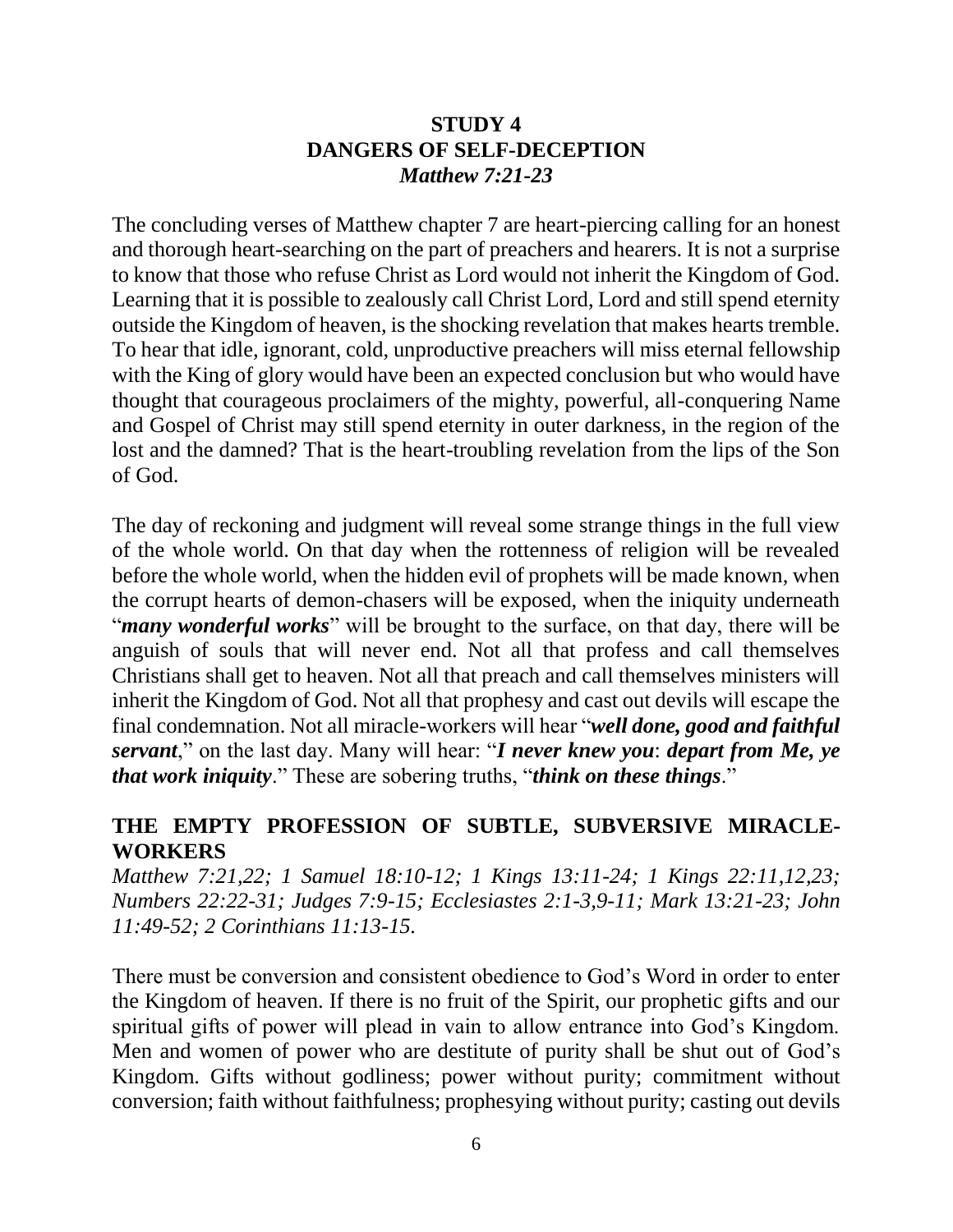# STUDY 4
## DANGERS OF SELF-DECEPTION
### *Matthew 7:21-23*

The concluding verses of Matthew chapter 7 are heart-piercing calling for an honest and thorough heart-searching on the part of preachers and hearers. It is not a surprise to know that those who refuse Christ as Lord would not inherit the Kingdom of God. Learning that it is possible to zealously call Christ Lord, Lord and still spend eternity outside the Kingdom of heaven, is the shocking revelation that makes hearts tremble. To hear that idle, ignorant, cold, unproductive preachers will miss eternal fellowship with the King of glory would have been an expected conclusion but who would have thought that courageous proclaimers of the mighty, powerful, all-conquering Name and Gospel of Christ may still spend eternity in outer darkness, in the region of the lost and the damned? That is the heart-troubling revelation from the lips of the Son of God.

The day of reckoning and judgment will reveal some strange things in the full view of the whole world. On that day when the rottenness of religion will be revealed before the whole world, when the hidden evil of prophets will be made known, when the corrupt hearts of demon-chasers will be exposed, when the iniquity underneath "***many wonderful works***" will be brought to the surface, on that day, there will be anguish of souls that will never end. Not all that profess and call themselves Christians shall get to heaven. Not all that preach and call themselves ministers will inherit the Kingdom of God. Not all that prophesy and cast out devils will escape the final condemnation. Not all miracle-workers will hear "***well done, good and faithful servant***," on the last day. Many will hear: "***I never knew you***: ***depart from Me, ye that work iniquity***." These are sobering truths, "***think on these things***."

## THE EMPTY PROFESSION OF SUBTLE, SUBVERSIVE MIRACLE-WORKERS

*Matthew 7:21,22; 1 Samuel 18:10-12; 1 Kings 13:11-24; 1 Kings 22:11,12,23; Numbers 22:22-31; Judges 7:9-15; Ecclesiastes 2:1-3,9-11; Mark 13:21-23; John 11:49-52; 2 Corinthians 11:13-15.*

There must be conversion and consistent obedience to God's Word in order to enter the Kingdom of heaven. If there is no fruit of the Spirit, our prophetic gifts and our spiritual gifts of power will plead in vain to allow entrance into God's Kingdom. Men and women of power who are destitute of purity shall be shut out of God's Kingdom. Gifts without godliness; power without purity; commitment without conversion; faith without faithfulness; prophesying without purity; casting out devils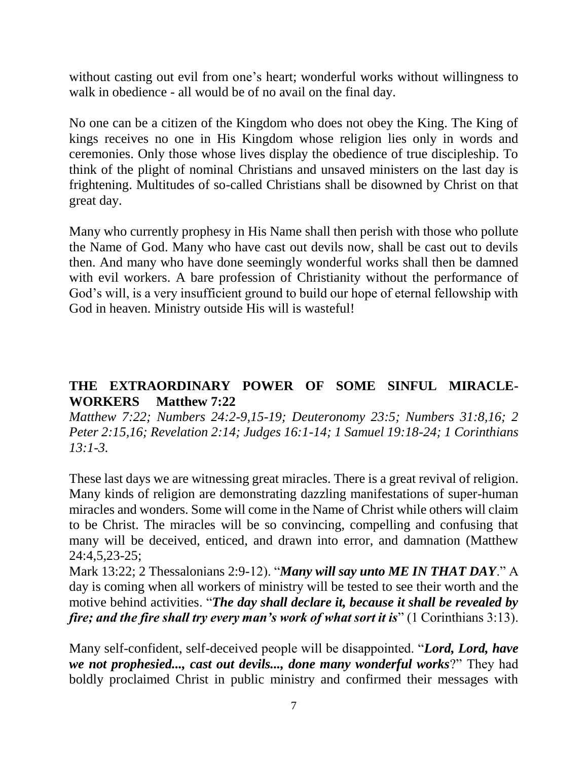without casting out evil from one's heart; wonderful works without willingness to walk in obedience - all would be of no avail on the final day.

No one can be a citizen of the Kingdom who does not obey the King. The King of kings receives no one in His Kingdom whose religion lies only in words and ceremonies. Only those whose lives display the obedience of true discipleship. To think of the plight of nominal Christians and unsaved ministers on the last day is frightening. Multitudes of so-called Christians shall be disowned by Christ on that great day.

Many who currently prophesy in His Name shall then perish with those who pollute the Name of God. Many who have cast out devils now, shall be cast out to devils then. And many who have done seemingly wonderful works shall then be damned with evil workers. A bare profession of Christianity without the performance of God's will, is a very insufficient ground to build our hope of eternal fellowship with God in heaven. Ministry outside His will is wasteful!

## THE EXTRAORDINARY POWER OF SOME SINFUL MIRACLE-WORKERS Matthew 7:22

*Matthew 7:22; Numbers 24:2-9,15-19; Deuteronomy 23:5; Numbers 31:8,16; 2 Peter 2:15,16; Revelation 2:14; Judges 16:1-14; 1 Samuel 19:18-24; 1 Corinthians 13:1-3.*

These last days we are witnessing great miracles. There is a great revival of religion. Many kinds of religion are demonstrating dazzling manifestations of super-human miracles and wonders. Some will come in the Name of Christ while others will claim to be Christ. The miracles will be so convincing, compelling and confusing that many will be deceived, enticed, and drawn into error, and damnation (Matthew 24:4,5,23-25;
Mark 13:22; 2 Thessalonians 2:9-12). "***Many will say unto ME IN THAT DAY***." A day is coming when all workers of ministry will be tested to see their worth and the motive behind activities. "***The day shall declare it, because it shall be revealed by fire; and the fire shall try every man's work of what sort it is***" (1 Corinthians 3:13).

Many self-confident, self-deceived people will be disappointed. "***Lord, Lord, have we not prophesied..., cast out devils..., done many wonderful works***?" They had boldly proclaimed Christ in public ministry and confirmed their messages with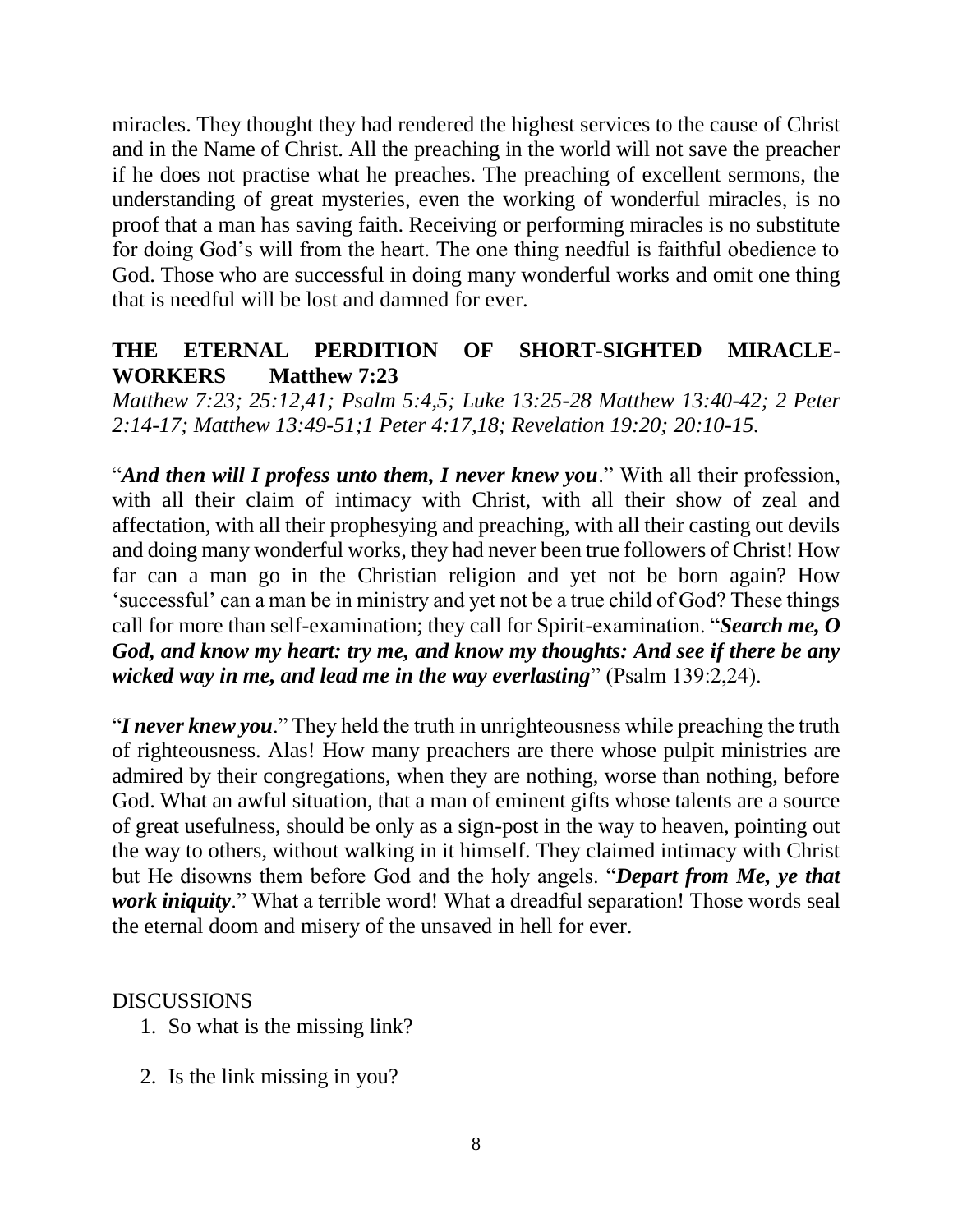miracles. They thought they had rendered the highest services to the cause of Christ and in the Name of Christ. All the preaching in the world will not save the preacher if he does not practise what he preaches. The preaching of excellent sermons, the understanding of great mysteries, even the working of wonderful miracles, is no proof that a man has saving faith. Receiving or performing miracles is no substitute for doing God's will from the heart. The one thing needful is faithful obedience to God. Those who are successful in doing many wonderful works and omit one thing that is needful will be lost and damned for ever.

## THE ETERNAL PERDITION OF SHORT-SIGHTED MIRACLE-WORKERS Matthew 7:23

*Matthew 7:23; 25:12,41; Psalm 5:4,5; Luke 13:25-28 Matthew 13:40-42; 2 Peter 2:14-17; Matthew 13:49-51;1 Peter 4:17,18; Revelation 19:20; 20:10-15.*

"***And then will I profess unto them, I never knew you***." With all their profession, with all their claim of intimacy with Christ, with all their show of zeal and affectation, with all their prophesying and preaching, with all their casting out devils and doing many wonderful works, they had never been true followers of Christ! How far can a man go in the Christian religion and yet not be born again? How 'successful' can a man be in ministry and yet not be a true child of God? These things call for more than self-examination; they call for Spirit-examination. "***Search me, O God, and know my heart: try me, and know my thoughts: And see if there be any wicked way in me, and lead me in the way everlasting***" (Psalm 139:2,24).

"***I never knew you***." They held the truth in unrighteousness while preaching the truth of righteousness. Alas! How many preachers are there whose pulpit ministries are admired by their congregations, when they are nothing, worse than nothing, before God. What an awful situation, that a man of eminent gifts whose talents are a source of great usefulness, should be only as a sign-post in the way to heaven, pointing out the way to others, without walking in it himself. They claimed intimacy with Christ but He disowns them before God and the holy angels. "***Depart from Me, ye that work iniquity***." What a terrible word! What a dreadful separation! Those words seal the eternal doom and misery of the unsaved in hell for ever.

DISCUSSIONS

1. So what is the missing link?
2. Is the link missing in you?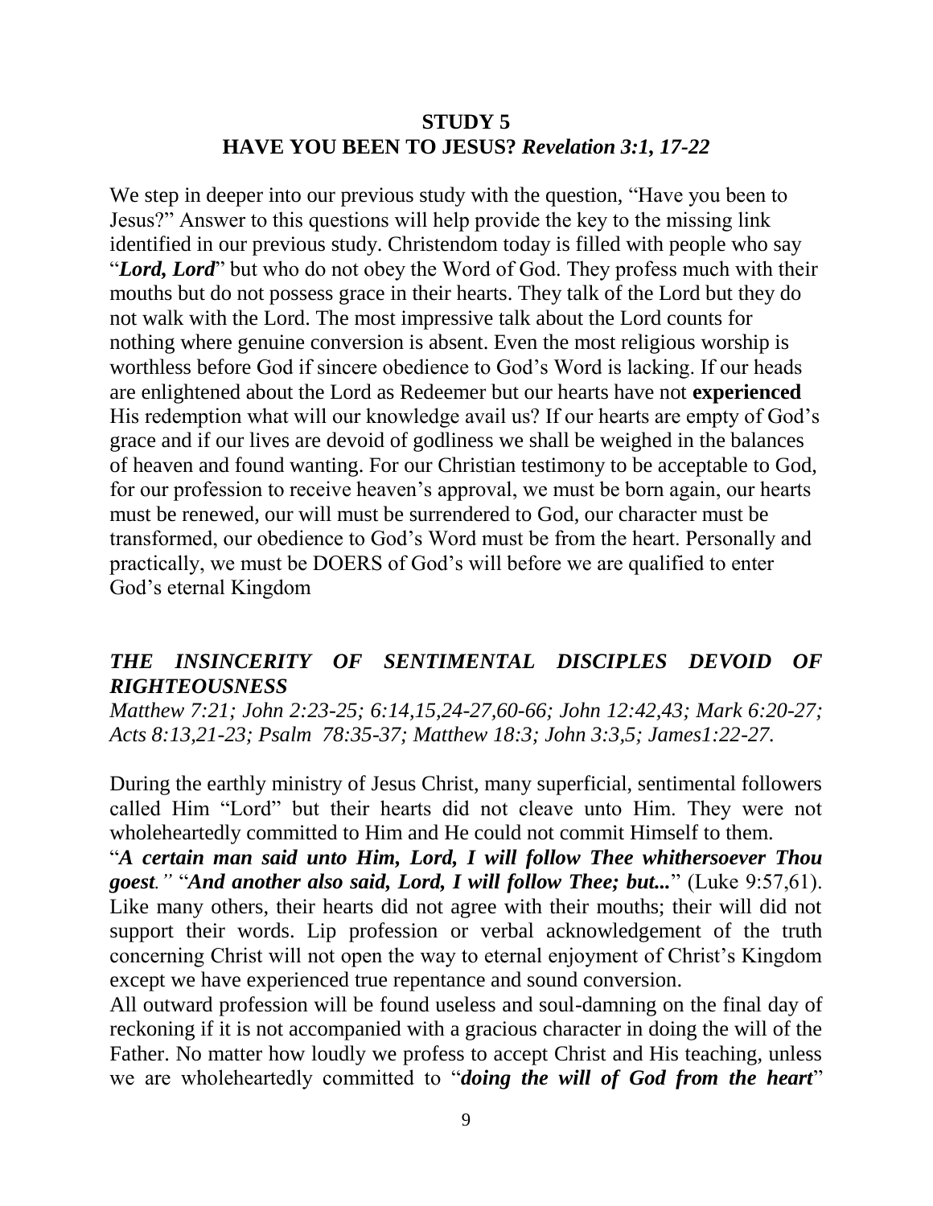## STUDY 5
## HAVE YOU BEEN TO JESUS? *Revelation 3:1, 17-22*

We step in deeper into our previous study with the question, "Have you been to Jesus?" Answer to this questions will help provide the key to the missing link identified in our previous study. Christendom today is filled with people who say "***Lord, Lord***" but who do not obey the Word of God. They profess much with their mouths but do not possess grace in their hearts. They talk of the Lord but they do not walk with the Lord. The most impressive talk about the Lord counts for nothing where genuine conversion is absent. Even the most religious worship is worthless before God if sincere obedience to God's Word is lacking. If our heads are enlightened about the Lord as Redeemer but our hearts have not **experienced** His redemption what will our knowledge avail us? If our hearts are empty of God's grace and if our lives are devoid of godliness we shall be weighed in the balances of heaven and found wanting. For our Christian testimony to be acceptable to God, for our profession to receive heaven's approval, we must be born again, our hearts must be renewed, our will must be surrendered to God, our character must be transformed, our obedience to God's Word must be from the heart. Personally and practically, we must be DOERS of God's will before we are qualified to enter God's eternal Kingdom

### *THE INSINCERITY OF SENTIMENTAL DISCIPLES DEVOID OF RIGHTEOUSNESS*

*Matthew 7:21; John 2:23-25; 6:14,15,24-27,60-66; John 12:42,43; Mark 6:20-27; Acts 8:13,21-23; Psalm 78:35-37; Matthew 18:3; John 3:3,5; James1:22-27.*

During the earthly ministry of Jesus Christ, many superficial, sentimental followers called Him "Lord" but their hearts did not cleave unto Him. They were not wholeheartedly committed to Him and He could not commit Himself to them.
"***A certain man said unto Him, Lord, I will follow Thee whithersoever Thou goest.***" "***And another also said, Lord, I will follow Thee; but...***" (Luke 9:57,61). Like many others, their hearts did not agree with their mouths; their will did not support their words. Lip profession or verbal acknowledgement of the truth concerning Christ will not open the way to eternal enjoyment of Christ's Kingdom except we have experienced true repentance and sound conversion.
All outward profession will be found useless and soul-damning on the final day of reckoning if it is not accompanied with a gracious character in doing the will of the Father. No matter how loudly we profess to accept Christ and His teaching, unless we are wholeheartedly committed to "***doing the will of God from the heart***"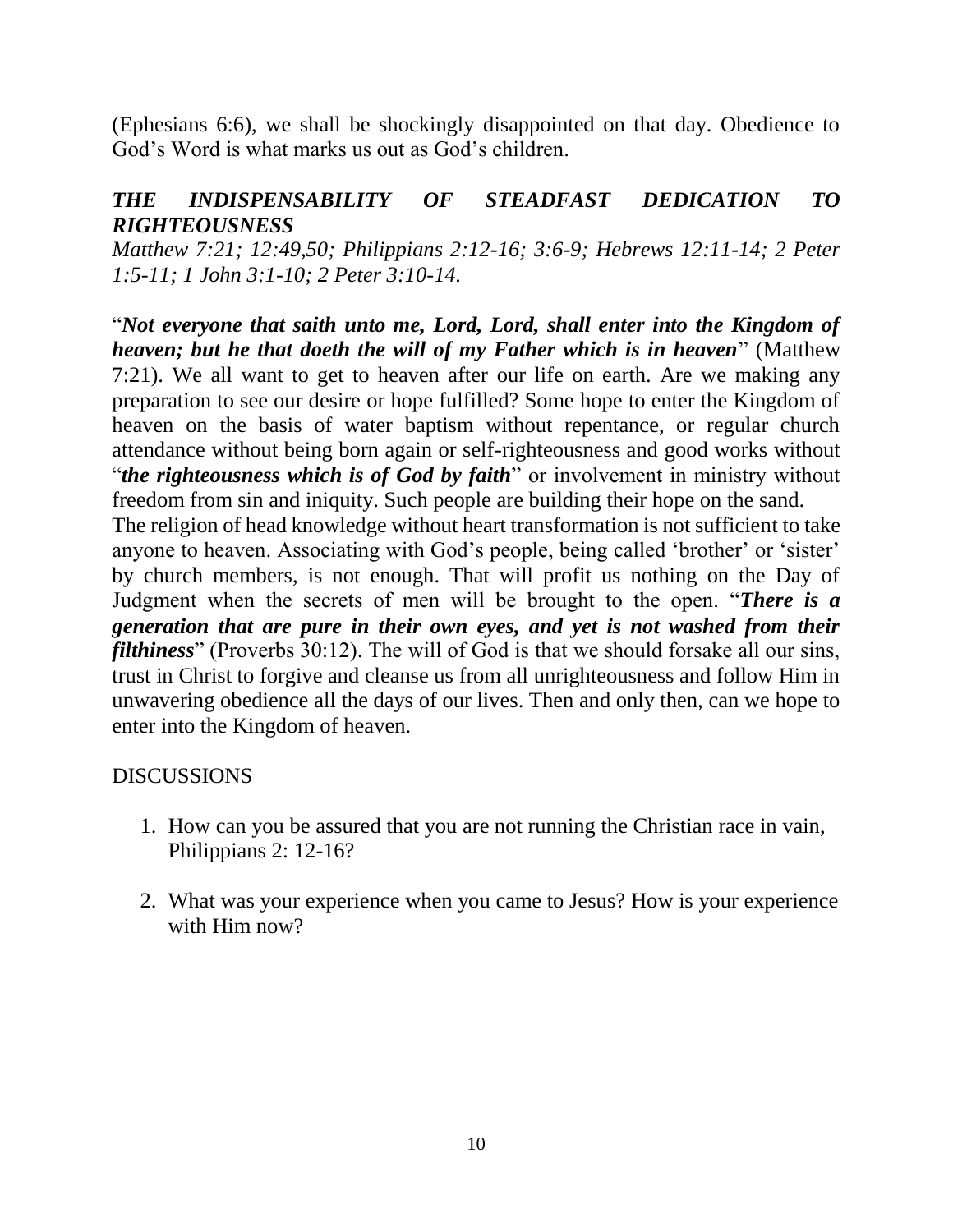(Ephesians 6:6), we shall be shockingly disappointed on that day. Obedience to God's Word is what marks us out as God's children.

## *THE INDISPENSABILITY OF STEADFAST DEDICATION TO RIGHTEOUSNESS*

*Matthew 7:21; 12:49,50; Philippians 2:12-16; 3:6-9; Hebrews 12:11-14; 2 Peter 1:5-11; 1 John 3:1-10; 2 Peter 3:10-14.*

"***Not everyone that saith unto me, Lord, Lord, shall enter into the Kingdom of heaven; but he that doeth the will of my Father which is in heaven***" (Matthew 7:21). We all want to get to heaven after our life on earth. Are we making any preparation to see our desire or hope fulfilled? Some hope to enter the Kingdom of heaven on the basis of water baptism without repentance, or regular church attendance without being born again or self-righteousness and good works without "***the righteousness which is of God by faith***" or involvement in ministry without freedom from sin and iniquity. Such people are building their hope on the sand.

The religion of head knowledge without heart transformation is not sufficient to take anyone to heaven. Associating with God's people, being called 'brother' or 'sister' by church members, is not enough. That will profit us nothing on the Day of Judgment when the secrets of men will be brought to the open. "***There is a generation that are pure in their own eyes, and yet is not washed from their filthiness***" (Proverbs 30:12). The will of God is that we should forsake all our sins, trust in Christ to forgive and cleanse us from all unrighteousness and follow Him in unwavering obedience all the days of our lives. Then and only then, can we hope to enter into the Kingdom of heaven.

DISCUSSIONS

1. How can you be assured that you are not running the Christian race in vain, Philippians 2: 12-16?

2. What was your experience when you came to Jesus? How is your experience with Him now?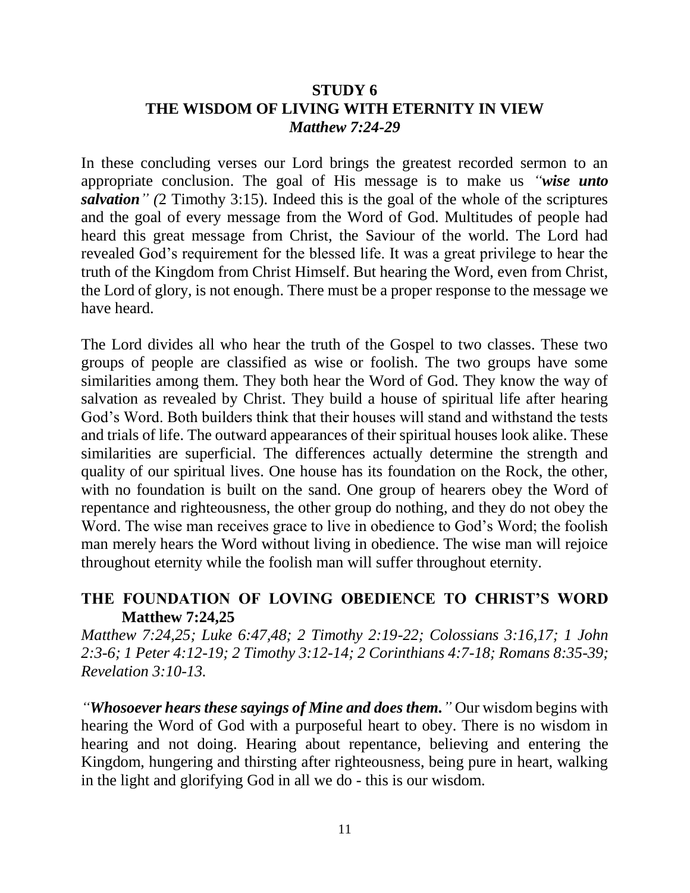## STUDY 6
## THE WISDOM OF LIVING WITH ETERNITY IN VIEW
***Matthew 7:24-29***

In these concluding verses our Lord brings the greatest recorded sermon to an appropriate conclusion. The goal of His message is to make us *"**wise unto salvation**" (*2 Timothy 3:15). Indeed this is the goal of the whole of the scriptures and the goal of every message from the Word of God. Multitudes of people had heard this great message from Christ, the Saviour of the world. The Lord had revealed God's requirement for the blessed life. It was a great privilege to hear the truth of the Kingdom from Christ Himself. But hearing the Word, even from Christ, the Lord of glory, is not enough. There must be a proper response to the message we have heard.

The Lord divides all who hear the truth of the Gospel to two classes. These two groups of people are classified as wise or foolish. The two groups have some similarities among them. They both hear the Word of God. They know the way of salvation as revealed by Christ. They build a house of spiritual life after hearing God's Word. Both builders think that their houses will stand and withstand the tests and trials of life. The outward appearances of their spiritual houses look alike. These similarities are superficial. The differences actually determine the strength and quality of our spiritual lives. One house has its foundation on the Rock, the other, with no foundation is built on the sand. One group of hearers obey the Word of repentance and righteousness, the other group do nothing, and they do not obey the Word. The wise man receives grace to live in obedience to God's Word; the foolish man merely hears the Word without living in obedience. The wise man will rejoice throughout eternity while the foolish man will suffer throughout eternity.

### THE FOUNDATION OF LOVING OBEDIENCE TO CHRIST'S WORD Matthew 7:24,25

*Matthew 7:24,25; Luke 6:47,48; 2 Timothy 2:19-22; Colossians 3:16,17; 1 John 2:3-6; 1 Peter 4:12-19; 2 Timothy 3:12-14; 2 Corinthians 4:7-18; Romans 8:35-39; Revelation 3:10-13.*

*"**Whosoever hears these sayings of Mine and does them.**"* Our wisdom begins with hearing the Word of God with a purposeful heart to obey. There is no wisdom in hearing and not doing. Hearing about repentance, believing and entering the Kingdom, hungering and thirsting after righteousness, being pure in heart, walking in the light and glorifying God in all we do - this is our wisdom.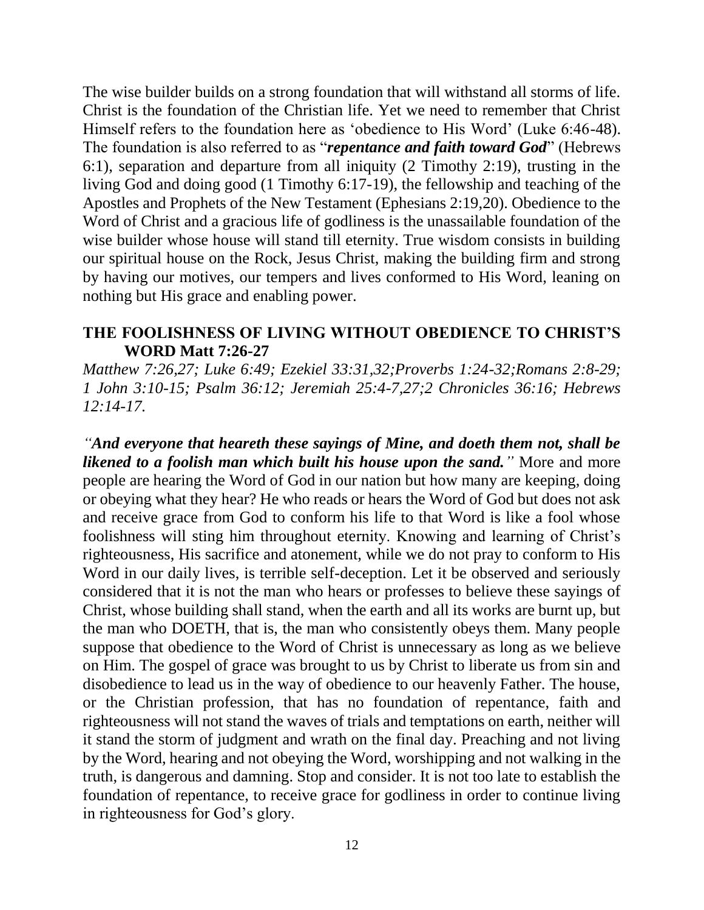The wise builder builds on a strong foundation that will withstand all storms of life. Christ is the foundation of the Christian life. Yet we need to remember that Christ Himself refers to the foundation here as 'obedience to His Word' (Luke 6:46-48). The foundation is also referred to as "***repentance and faith toward God***" (Hebrews 6:1), separation and departure from all iniquity (2 Timothy 2:19), trusting in the living God and doing good (1 Timothy 6:17-19), the fellowship and teaching of the Apostles and Prophets of the New Testament (Ephesians 2:19,20). Obedience to the Word of Christ and a gracious life of godliness is the unassailable foundation of the wise builder whose house will stand till eternity. True wisdom consists in building our spiritual house on the Rock, Jesus Christ, making the building firm and strong by having our motives, our tempers and lives conformed to His Word, leaning on nothing but His grace and enabling power.

## THE FOOLISHNESS OF LIVING WITHOUT OBEDIENCE TO CHRIST'S WORD Matt 7:26-27

*Matthew 7:26,27; Luke 6:49; Ezekiel 33:31,32;Proverbs 1:24-32;Romans 2:8-29; 1 John 3:10-15; Psalm 36:12; Jeremiah 25:4-7,27;2 Chronicles 36:16; Hebrews 12:14-17.*

*"**And everyone that heareth these sayings of Mine, and doeth them not, shall be likened to a foolish man which built his house upon the sand.**"* More and more people are hearing the Word of God in our nation but how many are keeping, doing or obeying what they hear? He who reads or hears the Word of God but does not ask and receive grace from God to conform his life to that Word is like a fool whose foolishness will sting him throughout eternity. Knowing and learning of Christ's righteousness, His sacrifice and atonement, while we do not pray to conform to His Word in our daily lives, is terrible self-deception. Let it be observed and seriously considered that it is not the man who hears or professes to believe these sayings of Christ, whose building shall stand, when the earth and all its works are burnt up, but the man who DOETH, that is, the man who consistently obeys them. Many people suppose that obedience to the Word of Christ is unnecessary as long as we believe on Him. The gospel of grace was brought to us by Christ to liberate us from sin and disobedience to lead us in the way of obedience to our heavenly Father. The house, or the Christian profession, that has no foundation of repentance, faith and righteousness will not stand the waves of trials and temptations on earth, neither will it stand the storm of judgment and wrath on the final day. Preaching and not living by the Word, hearing and not obeying the Word, worshipping and not walking in the truth, is dangerous and damning. Stop and consider. It is not too late to establish the foundation of repentance, to receive grace for godliness in order to continue living in righteousness for God's glory.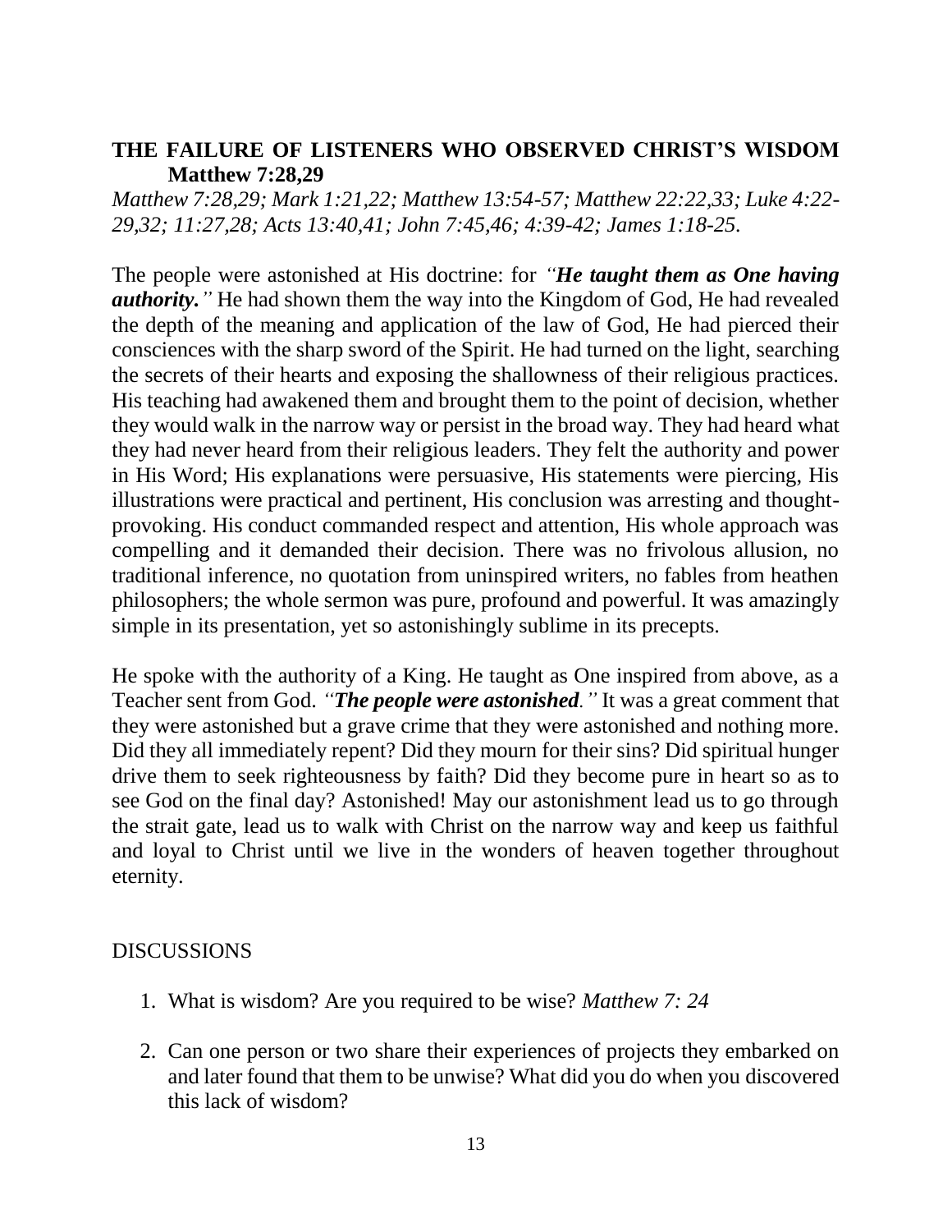## THE FAILURE OF LISTENERS WHO OBSERVED CHRIST'S WISDOM Matthew 7:28,29

*Matthew 7:28,29; Mark 1:21,22; Matthew 13:54-57; Matthew 22:22,33; Luke 4:22-29,32; 11:27,28; Acts 13:40,41; John 7:45,46; 4:39-42; James 1:18-25.*

The people were astonished at His doctrine: for *"**He taught them as One having authority.**"* He had shown them the way into the Kingdom of God, He had revealed the depth of the meaning and application of the law of God, He had pierced their consciences with the sharp sword of the Spirit. He had turned on the light, searching the secrets of their hearts and exposing the shallowness of their religious practices. His teaching had awakened them and brought them to the point of decision, whether they would walk in the narrow way or persist in the broad way. They had heard what they had never heard from their religious leaders. They felt the authority and power in His Word; His explanations were persuasive, His statements were piercing, His illustrations were practical and pertinent, His conclusion was arresting and thought-provoking. His conduct commanded respect and attention, His whole approach was compelling and it demanded their decision. There was no frivolous allusion, no traditional inference, no quotation from uninspired writers, no fables from heathen philosophers; the whole sermon was pure, profound and powerful. It was amazingly simple in its presentation, yet so astonishingly sublime in its precepts.

He spoke with the authority of a King. He taught as One inspired from above, as a Teacher sent from God. *"**The people were astonished**."* It was a great comment that they were astonished but a grave crime that they were astonished and nothing more. Did they all immediately repent? Did they mourn for their sins? Did spiritual hunger drive them to seek righteousness by faith? Did they become pure in heart so as to see God on the final day? Astonished! May our astonishment lead us to go through the strait gate, lead us to walk with Christ on the narrow way and keep us faithful and loyal to Christ until we live in the wonders of heaven together throughout eternity.

### DISCUSSIONS

1. What is wisdom? Are you required to be wise? *Matthew 7: 24*

2. Can one person or two share their experiences of projects they embarked on and later found that them to be unwise? What did you do when you discovered this lack of wisdom?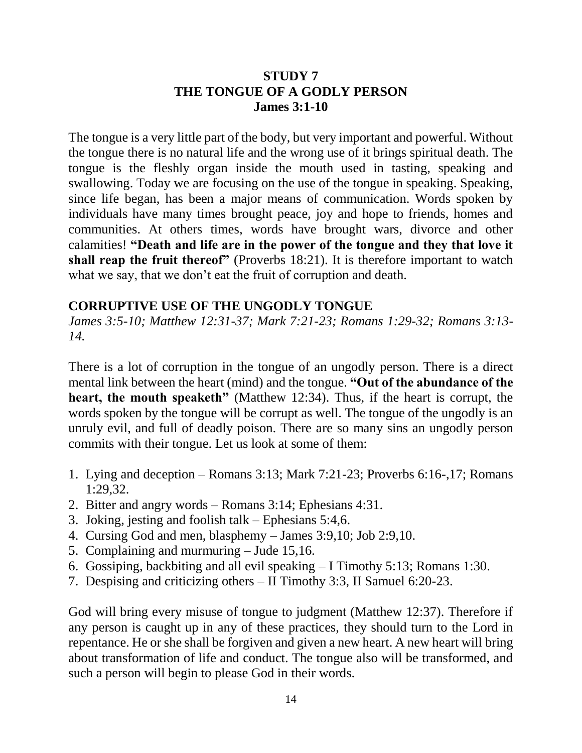# STUDY 7
# THE TONGUE OF A GODLY PERSON
# James 3:1-10

The tongue is a very little part of the body, but very important and powerful. Without the tongue there is no natural life and the wrong use of it brings spiritual death. The tongue is the fleshly organ inside the mouth used in tasting, speaking and swallowing. Today we are focusing on the use of the tongue in speaking. Speaking, since life began, has been a major means of communication. Words spoken by individuals have many times brought peace, joy and hope to friends, homes and communities. At others times, words have brought wars, divorce and other calamities! **"Death and life are in the power of the tongue and they that love it shall reap the fruit thereof"** (Proverbs 18:21). It is therefore important to watch what we say, that we don't eat the fruit of corruption and death.

## CORRUPTIVE USE OF THE UNGODLY TONGUE

*James 3:5-10; Matthew 12:31-37; Mark 7:21-23; Romans 1:29-32; Romans 3:13-14.*

There is a lot of corruption in the tongue of an ungodly person. There is a direct mental link between the heart (mind) and the tongue. **"Out of the abundance of the heart, the mouth speaketh"** (Matthew 12:34). Thus, if the heart is corrupt, the words spoken by the tongue will be corrupt as well. The tongue of the ungodly is an unruly evil, and full of deadly poison. There are so many sins an ungodly person commits with their tongue. Let us look at some of them:

1. Lying and deception – Romans 3:13; Mark 7:21-23; Proverbs 6:16-,17; Romans 1:29,32.
2. Bitter and angry words – Romans 3:14; Ephesians 4:31.
3. Joking, jesting and foolish talk – Ephesians 5:4,6.
4. Cursing God and men, blasphemy – James 3:9,10; Job 2:9,10.
5. Complaining and murmuring – Jude 15,16.
6. Gossiping, backbiting and all evil speaking – I Timothy 5:13; Romans 1:30.
7. Despising and criticizing others – II Timothy 3:3, II Samuel 6:20-23.

God will bring every misuse of tongue to judgment (Matthew 12:37). Therefore if any person is caught up in any of these practices, they should turn to the Lord in repentance. He or she shall be forgiven and given a new heart. A new heart will bring about transformation of life and conduct. The tongue also will be transformed, and such a person will begin to please God in their words.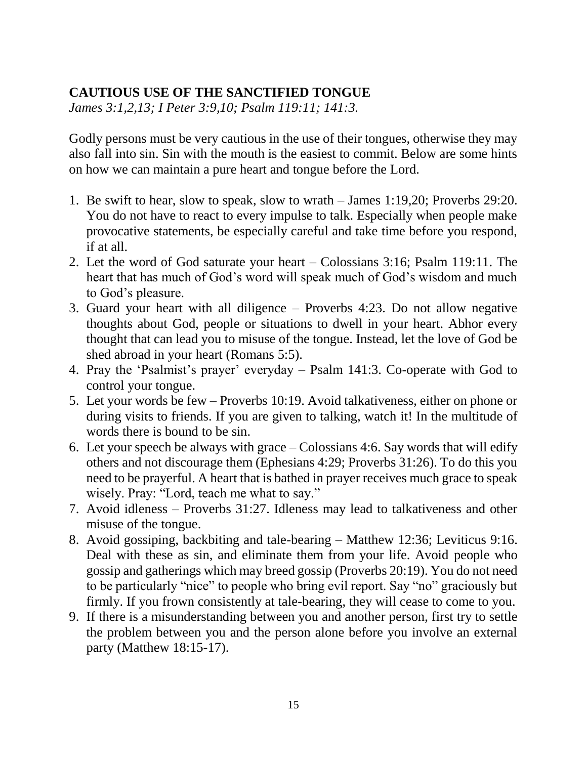## CAUTIOUS USE OF THE SANCTIFIED TONGUE

*James 3:1,2,13; I Peter 3:9,10; Psalm 119:11; 141:3.*

Godly persons must be very cautious in the use of their tongues, otherwise they may also fall into sin. Sin with the mouth is the easiest to commit. Below are some hints on how we can maintain a pure heart and tongue before the Lord.

1. Be swift to hear, slow to speak, slow to wrath – James 1:19,20; Proverbs 29:20. You do not have to react to every impulse to talk. Especially when people make provocative statements, be especially careful and take time before you respond, if at all.
2. Let the word of God saturate your heart – Colossians 3:16; Psalm 119:11. The heart that has much of God's word will speak much of God's wisdom and much to God's pleasure.
3. Guard your heart with all diligence – Proverbs 4:23. Do not allow negative thoughts about God, people or situations to dwell in your heart. Abhor every thought that can lead you to misuse of the tongue. Instead, let the love of God be shed abroad in your heart (Romans 5:5).
4. Pray the 'Psalmist's prayer' everyday – Psalm 141:3. Co-operate with God to control your tongue.
5. Let your words be few – Proverbs 10:19. Avoid talkativeness, either on phone or during visits to friends. If you are given to talking, watch it! In the multitude of words there is bound to be sin.
6. Let your speech be always with grace – Colossians 4:6. Say words that will edify others and not discourage them (Ephesians 4:29; Proverbs 31:26). To do this you need to be prayerful. A heart that is bathed in prayer receives much grace to speak wisely. Pray: "Lord, teach me what to say."
7. Avoid idleness – Proverbs 31:27. Idleness may lead to talkativeness and other misuse of the tongue.
8. Avoid gossiping, backbiting and tale-bearing – Matthew 12:36; Leviticus 9:16. Deal with these as sin, and eliminate them from your life. Avoid people who gossip and gatherings which may breed gossip (Proverbs 20:19). You do not need to be particularly "nice" to people who bring evil report. Say "no" graciously but firmly. If you frown consistently at tale-bearing, they will cease to come to you.
9. If there is a misunderstanding between you and another person, first try to settle the problem between you and the person alone before you involve an external party (Matthew 18:15-17).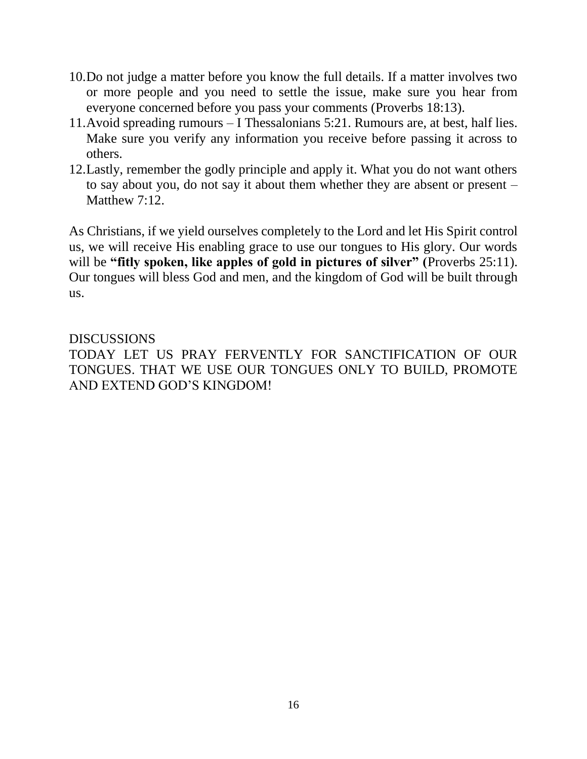10. Do not judge a matter before you know the full details. If a matter involves two or more people and you need to settle the issue, make sure you hear from everyone concerned before you pass your comments (Proverbs 18:13).
11. Avoid spreading rumours – I Thessalonians 5:21. Rumours are, at best, half lies. Make sure you verify any information you receive before passing it across to others.
12. Lastly, remember the godly principle and apply it. What you do not want others to say about you, do not say it about them whether they are absent or present – Matthew 7:12.

As Christians, if we yield ourselves completely to the Lord and let His Spirit control us, we will receive His enabling grace to use our tongues to His glory. Our words will be **"fitly spoken, like apples of gold in pictures of silver" (**Proverbs 25:11). Our tongues will bless God and men, and the kingdom of God will be built through us.

DISCUSSIONS

TODAY LET US PRAY FERVENTLY FOR SANCTIFICATION OF OUR TONGUES. THAT WE USE OUR TONGUES ONLY TO BUILD, PROMOTE AND EXTEND GOD'S KINGDOM!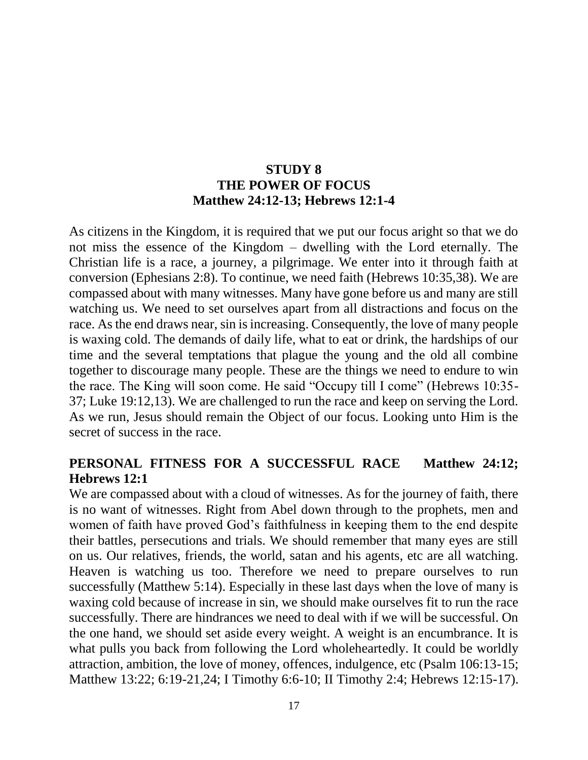## STUDY 8
## THE POWER OF FOCUS
## Matthew 24:12-13; Hebrews 12:1-4

As citizens in the Kingdom, it is required that we put our focus aright so that we do not miss the essence of the Kingdom – dwelling with the Lord eternally. The Christian life is a race, a journey, a pilgrimage. We enter into it through faith at conversion (Ephesians 2:8). To continue, we need faith (Hebrews 10:35,38). We are compassed about with many witnesses. Many have gone before us and many are still watching us. We need to set ourselves apart from all distractions and focus on the race. As the end draws near, sin is increasing. Consequently, the love of many people is waxing cold. The demands of daily life, what to eat or drink, the hardships of our time and the several temptations that plague the young and the old all combine together to discourage many people. These are the things we need to endure to win the race. The King will soon come. He said "Occupy till I come" (Hebrews 10:35-37; Luke 19:12,13). We are challenged to run the race and keep on serving the Lord. As we run, Jesus should remain the Object of our focus. Looking unto Him is the secret of success in the race.

### PERSONAL FITNESS FOR A SUCCESSFUL RACE Matthew 24:12; Hebrews 12:1

We are compassed about with a cloud of witnesses. As for the journey of faith, there is no want of witnesses. Right from Abel down through to the prophets, men and women of faith have proved God's faithfulness in keeping them to the end despite their battles, persecutions and trials. We should remember that many eyes are still on us. Our relatives, friends, the world, satan and his agents, etc are all watching. Heaven is watching us too. Therefore we need to prepare ourselves to run successfully (Matthew 5:14). Especially in these last days when the love of many is waxing cold because of increase in sin, we should make ourselves fit to run the race successfully. There are hindrances we need to deal with if we will be successful. On the one hand, we should set aside every weight. A weight is an encumbrance. It is what pulls you back from following the Lord wholeheartedly. It could be worldly attraction, ambition, the love of money, offences, indulgence, etc (Psalm 106:13-15; Matthew 13:22; 6:19-21,24; I Timothy 6:6-10; II Timothy 2:4; Hebrews 12:15-17).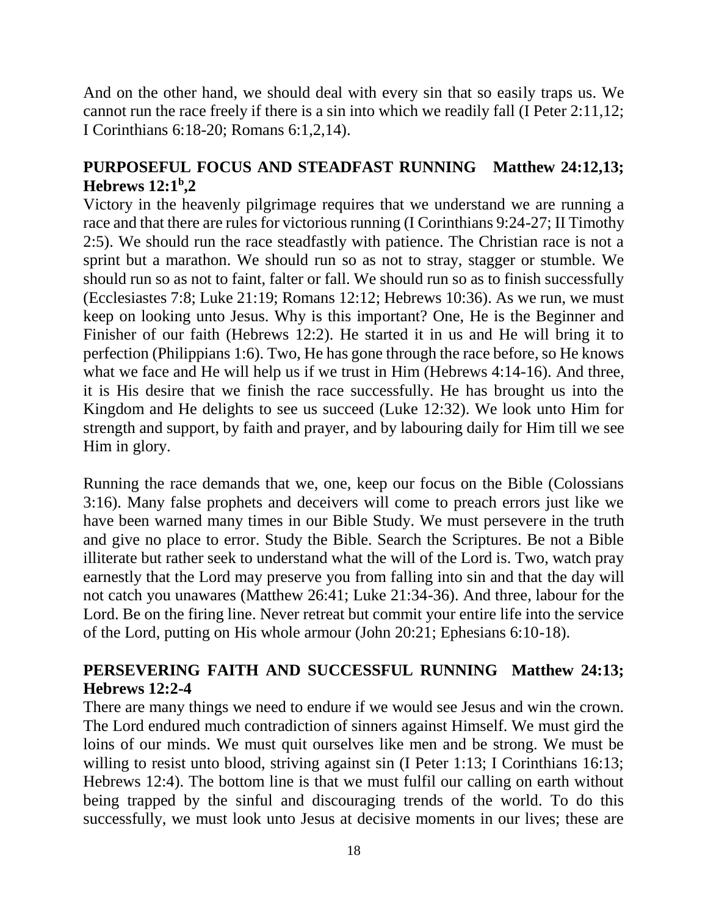And on the other hand, we should deal with every sin that so easily traps us. We cannot run the race freely if there is a sin into which we readily fall (I Peter 2:11,12; I Corinthians 6:18-20; Romans 6:1,2,14).

## PURPOSEFUL FOCUS AND STEADFAST RUNNING Matthew 24:12,13; Hebrews 12:1[b],2

Victory in the heavenly pilgrimage requires that we understand we are running a race and that there are rules for victorious running (I Corinthians 9:24-27; II Timothy 2:5). We should run the race steadfastly with patience. The Christian race is not a sprint but a marathon. We should run so as not to stray, stagger or stumble. We should run so as not to faint, falter or fall. We should run so as to finish successfully (Ecclesiastes 7:8; Luke 21:19; Romans 12:12; Hebrews 10:36). As we run, we must keep on looking unto Jesus. Why is this important? One, He is the Beginner and Finisher of our faith (Hebrews 12:2). He started it in us and He will bring it to perfection (Philippians 1:6). Two, He has gone through the race before, so He knows what we face and He will help us if we trust in Him (Hebrews 4:14-16). And three, it is His desire that we finish the race successfully. He has brought us into the Kingdom and He delights to see us succeed (Luke 12:32). We look unto Him for strength and support, by faith and prayer, and by labouring daily for Him till we see Him in glory.

Running the race demands that we, one, keep our focus on the Bible (Colossians 3:16). Many false prophets and deceivers will come to preach errors just like we have been warned many times in our Bible Study. We must persevere in the truth and give no place to error. Study the Bible. Search the Scriptures. Be not a Bible illiterate but rather seek to understand what the will of the Lord is. Two, watch pray earnestly that the Lord may preserve you from falling into sin and that the day will not catch you unawares (Matthew 26:41; Luke 21:34-36). And three, labour for the Lord. Be on the firing line. Never retreat but commit your entire life into the service of the Lord, putting on His whole armour (John 20:21; Ephesians 6:10-18).

## PERSEVERING FAITH AND SUCCESSFUL RUNNING Matthew 24:13; Hebrews 12:2-4

There are many things we need to endure if we would see Jesus and win the crown. The Lord endured much contradiction of sinners against Himself. We must gird the loins of our minds. We must quit ourselves like men and be strong. We must be willing to resist unto blood, striving against sin (I Peter 1:13; I Corinthians 16:13; Hebrews 12:4). The bottom line is that we must fulfil our calling on earth without being trapped by the sinful and discouraging trends of the world. To do this successfully, we must look unto Jesus at decisive moments in our lives; these are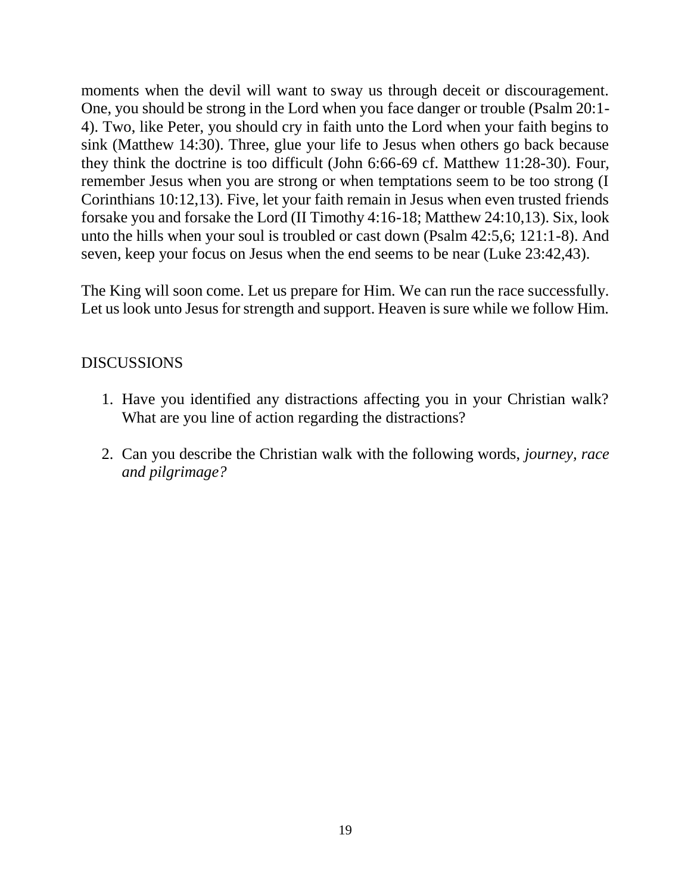moments when the devil will want to sway us through deceit or discouragement. One, you should be strong in the Lord when you face danger or trouble (Psalm 20:1-4). Two, like Peter, you should cry in faith unto the Lord when your faith begins to sink (Matthew 14:30). Three, glue your life to Jesus when others go back because they think the doctrine is too difficult (John 6:66-69 cf. Matthew 11:28-30). Four, remember Jesus when you are strong or when temptations seem to be too strong (I Corinthians 10:12,13). Five, let your faith remain in Jesus when even trusted friends forsake you and forsake the Lord (II Timothy 4:16-18; Matthew 24:10,13). Six, look unto the hills when your soul is troubled or cast down (Psalm 42:5,6; 121:1-8). And seven, keep your focus on Jesus when the end seems to be near (Luke 23:42,43).

The King will soon come. Let us prepare for Him. We can run the race successfully. Let us look unto Jesus for strength and support. Heaven is sure while we follow Him.

DISCUSSIONS

1. Have you identified any distractions affecting you in your Christian walk? What are you line of action regarding the distractions?

2. Can you describe the Christian walk with the following words, *journey, race and pilgrimage?*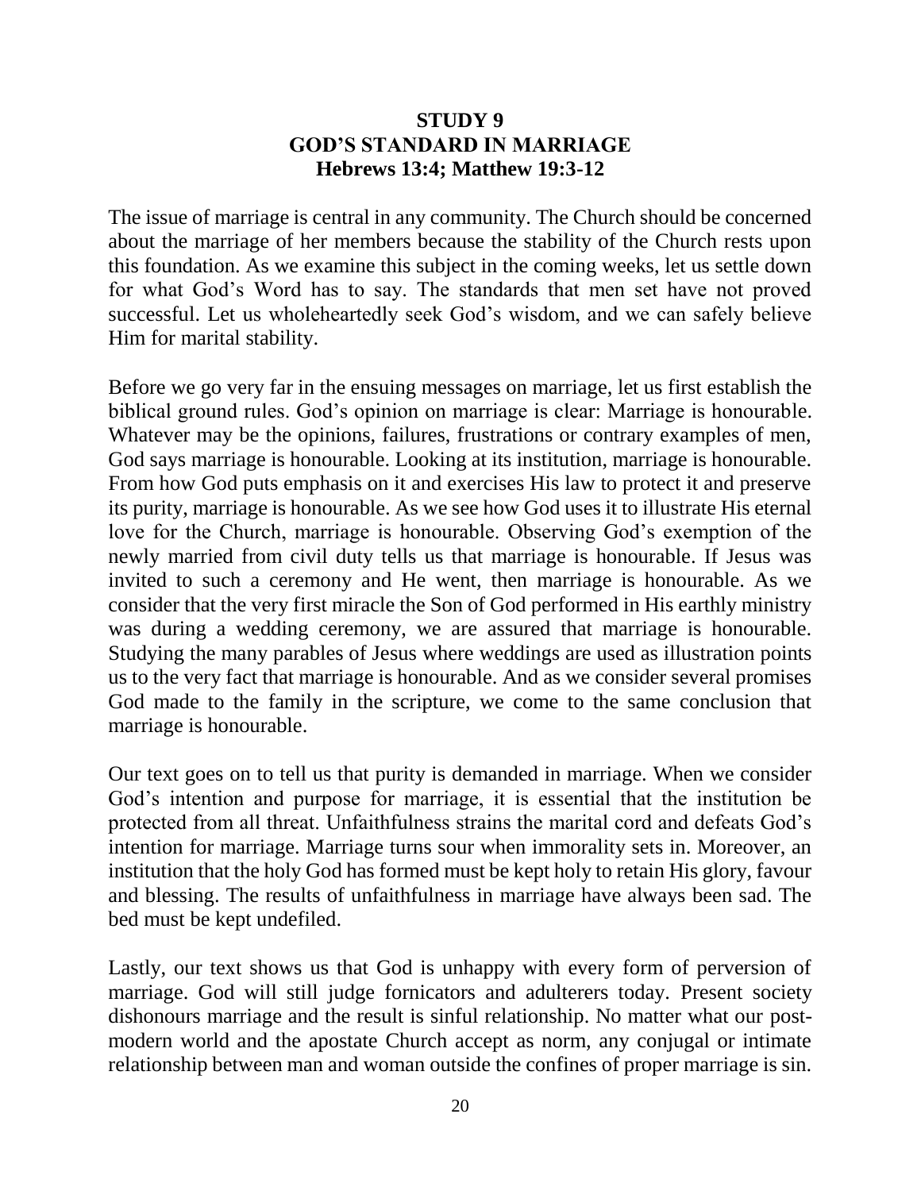## STUDY 9
## GOD'S STANDARD IN MARRIAGE
## Hebrews 13:4; Matthew 19:3-12

The issue of marriage is central in any community. The Church should be concerned about the marriage of her members because the stability of the Church rests upon this foundation. As we examine this subject in the coming weeks, let us settle down for what God's Word has to say. The standards that men set have not proved successful. Let us wholeheartedly seek God's wisdom, and we can safely believe Him for marital stability.

Before we go very far in the ensuing messages on marriage, let us first establish the biblical ground rules. God's opinion on marriage is clear: Marriage is honourable. Whatever may be the opinions, failures, frustrations or contrary examples of men, God says marriage is honourable. Looking at its institution, marriage is honourable. From how God puts emphasis on it and exercises His law to protect it and preserve its purity, marriage is honourable. As we see how God uses it to illustrate His eternal love for the Church, marriage is honourable. Observing God's exemption of the newly married from civil duty tells us that marriage is honourable. If Jesus was invited to such a ceremony and He went, then marriage is honourable. As we consider that the very first miracle the Son of God performed in His earthly ministry was during a wedding ceremony, we are assured that marriage is honourable. Studying the many parables of Jesus where weddings are used as illustration points us to the very fact that marriage is honourable. And as we consider several promises God made to the family in the scripture, we come to the same conclusion that marriage is honourable.

Our text goes on to tell us that purity is demanded in marriage. When we consider God's intention and purpose for marriage, it is essential that the institution be protected from all threat. Unfaithfulness strains the marital cord and defeats God's intention for marriage. Marriage turns sour when immorality sets in. Moreover, an institution that the holy God has formed must be kept holy to retain His glory, favour and blessing. The results of unfaithfulness in marriage have always been sad. The bed must be kept undefiled.

Lastly, our text shows us that God is unhappy with every form of perversion of marriage. God will still judge fornicators and adulterers today. Present society dishonours marriage and the result is sinful relationship. No matter what our post-modern world and the apostate Church accept as norm, any conjugal or intimate relationship between man and woman outside the confines of proper marriage is sin.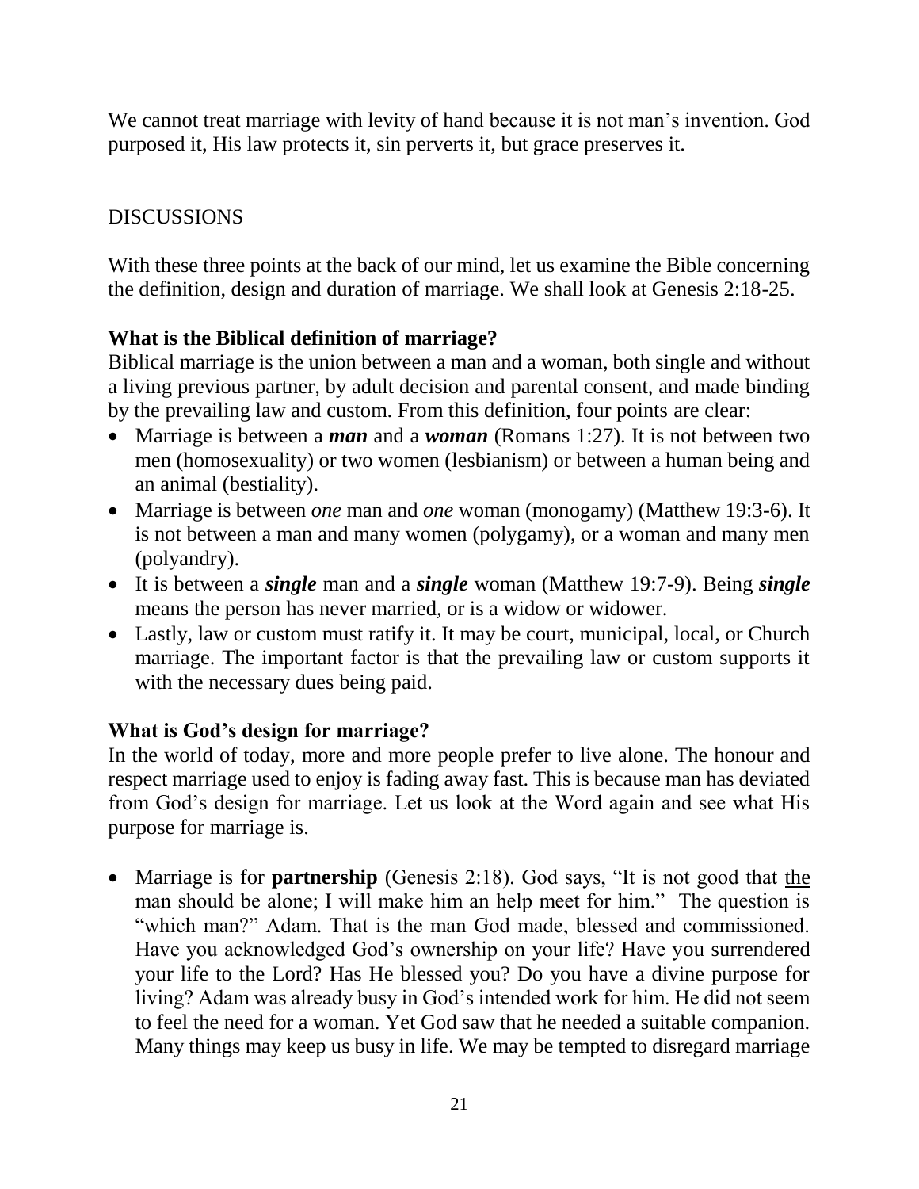We cannot treat marriage with levity of hand because it is not man's invention. God purposed it, His law protects it, sin perverts it, but grace preserves it.

DISCUSSIONS

With these three points at the back of our mind, let us examine the Bible concerning the definition, design and duration of marriage. We shall look at Genesis 2:18-25.

**What is the Biblical definition of marriage?**

Biblical marriage is the union between a man and a woman, both single and without a living previous partner, by adult decision and parental consent, and made binding by the prevailing law and custom. From this definition, four points are clear:

- Marriage is between a ***man*** and a ***woman*** (Romans 1:27). It is not between two men (homosexuality) or two women (lesbianism) or between a human being and an animal (bestiality).
- Marriage is between *one* man and *one* woman (monogamy) (Matthew 19:3-6). It is not between a man and many women (polygamy), or a woman and many men (polyandry).
- It is between a ***single*** man and a ***single*** woman (Matthew 19:7-9). Being ***single*** means the person has never married, or is a widow or widower.
- Lastly, law or custom must ratify it. It may be court, municipal, local, or Church marriage. The important factor is that the prevailing law or custom supports it with the necessary dues being paid.

**What is God's design for marriage?**

In the world of today, more and more people prefer to live alone. The honour and respect marriage used to enjoy is fading away fast. This is because man has deviated from God's design for marriage. Let us look at the Word again and see what His purpose for marriage is.

- Marriage is for **partnership** (Genesis 2:18). God says, "It is not good that the man should be alone; I will make him an help meet for him." The question is "which man?" Adam. That is the man God made, blessed and commissioned. Have you acknowledged God's ownership on your life? Have you surrendered your life to the Lord? Has He blessed you? Do you have a divine purpose for living? Adam was already busy in God's intended work for him. He did not seem to feel the need for a woman. Yet God saw that he needed a suitable companion. Many things may keep us busy in life. We may be tempted to disregard marriage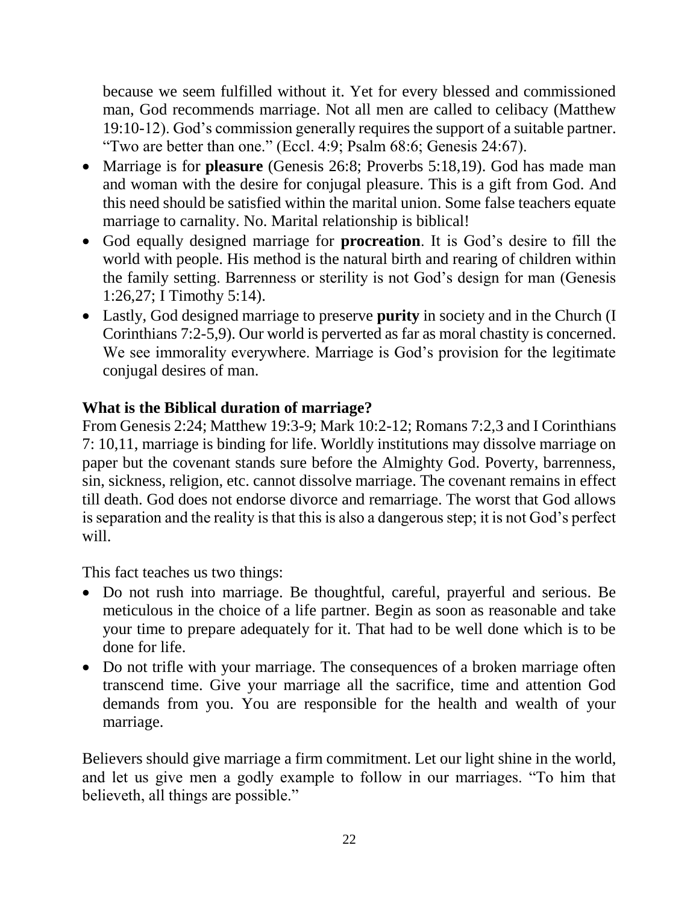because we seem fulfilled without it. Yet for every blessed and commissioned man, God recommends marriage. Not all men are called to celibacy (Matthew 19:10-12). God's commission generally requires the support of a suitable partner. "Two are better than one." (Eccl. 4:9; Psalm 68:6; Genesis 24:67).

- Marriage is for **pleasure** (Genesis 26:8; Proverbs 5:18,19). God has made man and woman with the desire for conjugal pleasure. This is a gift from God. And this need should be satisfied within the marital union. Some false teachers equate marriage to carnality. No. Marital relationship is biblical!
- God equally designed marriage for **procreation**. It is God's desire to fill the world with people. His method is the natural birth and rearing of children within the family setting. Barrenness or sterility is not God's design for man (Genesis 1:26,27; I Timothy 5:14).
- Lastly, God designed marriage to preserve **purity** in society and in the Church (I Corinthians 7:2-5,9). Our world is perverted as far as moral chastity is concerned. We see immorality everywhere. Marriage is God's provision for the legitimate conjugal desires of man.

**What is the Biblical duration of marriage?**

From Genesis 2:24; Matthew 19:3-9; Mark 10:2-12; Romans 7:2,3 and I Corinthians 7: 10,11, marriage is binding for life. Worldly institutions may dissolve marriage on paper but the covenant stands sure before the Almighty God. Poverty, barrenness, sin, sickness, religion, etc. cannot dissolve marriage. The covenant remains in effect till death. God does not endorse divorce and remarriage. The worst that God allows is separation and the reality is that this is also a dangerous step; it is not God's perfect will.

This fact teaches us two things:

- Do not rush into marriage. Be thoughtful, careful, prayerful and serious. Be meticulous in the choice of a life partner. Begin as soon as reasonable and take your time to prepare adequately for it. That had to be well done which is to be done for life.
- Do not trifle with your marriage. The consequences of a broken marriage often transcend time. Give your marriage all the sacrifice, time and attention God demands from you. You are responsible for the health and wealth of your marriage.

Believers should give marriage a firm commitment. Let our light shine in the world, and let us give men a godly example to follow in our marriages. "To him that believeth, all things are possible."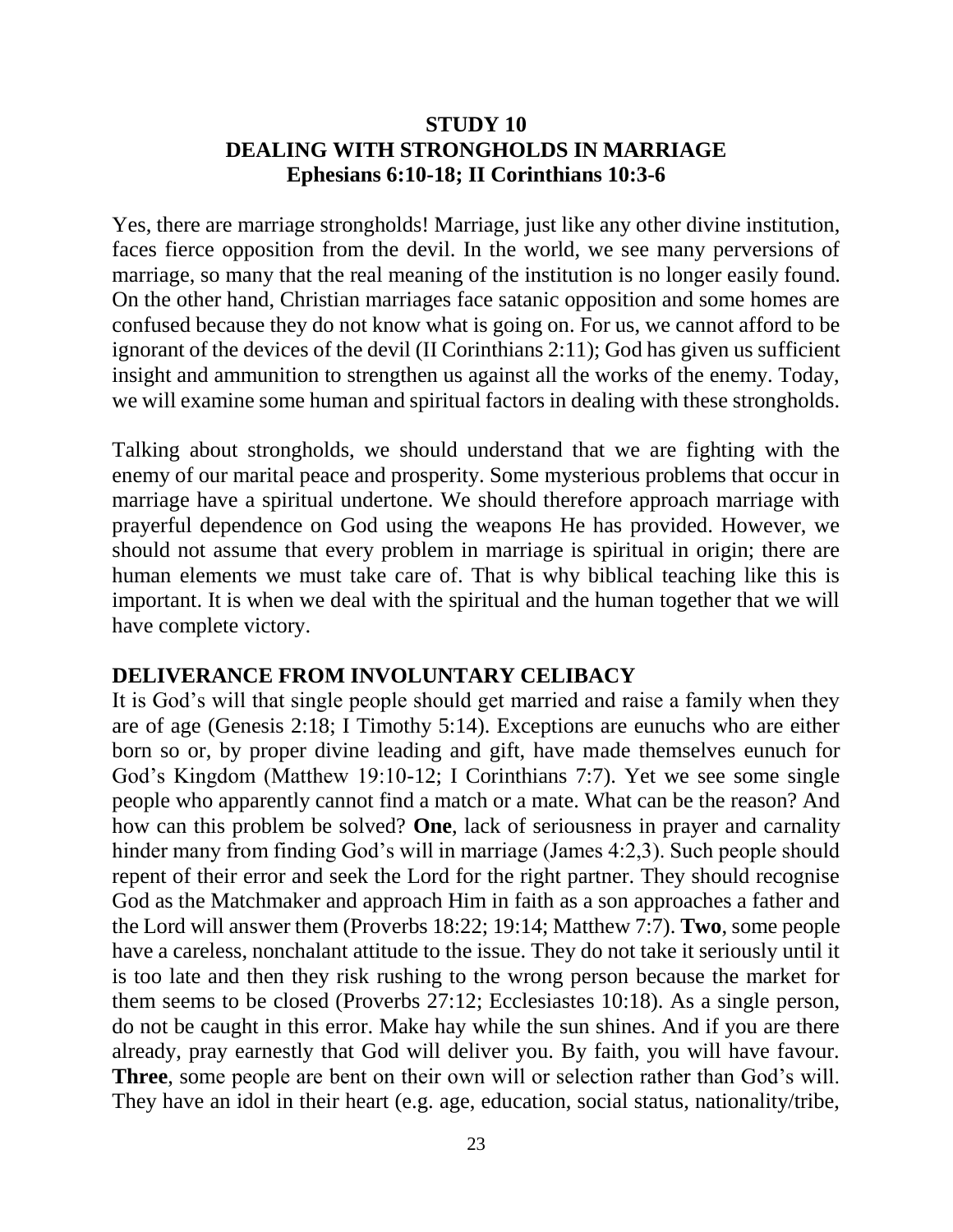## STUDY 10
## DEALING WITH STRONGHOLDS IN MARRIAGE
### Ephesians 6:10-18; II Corinthians 10:3-6

Yes, there are marriage strongholds! Marriage, just like any other divine institution, faces fierce opposition from the devil. In the world, we see many perversions of marriage, so many that the real meaning of the institution is no longer easily found. On the other hand, Christian marriages face satanic opposition and some homes are confused because they do not know what is going on. For us, we cannot afford to be ignorant of the devices of the devil (II Corinthians 2:11); God has given us sufficient insight and ammunition to strengthen us against all the works of the enemy. Today, we will examine some human and spiritual factors in dealing with these strongholds.

Talking about strongholds, we should understand that we are fighting with the enemy of our marital peace and prosperity. Some mysterious problems that occur in marriage have a spiritual undertone. We should therefore approach marriage with prayerful dependence on God using the weapons He has provided. However, we should not assume that every problem in marriage is spiritual in origin; there are human elements we must take care of. That is why biblical teaching like this is important. It is when we deal with the spiritual and the human together that we will have complete victory.

### DELIVERANCE FROM INVOLUNTARY CELIBACY

It is God's will that single people should get married and raise a family when they are of age (Genesis 2:18; I Timothy 5:14). Exceptions are eunuchs who are either born so or, by proper divine leading and gift, have made themselves eunuch for God's Kingdom (Matthew 19:10-12; I Corinthians 7:7). Yet we see some single people who apparently cannot find a match or a mate. What can be the reason? And how can this problem be solved? **One**, lack of seriousness in prayer and carnality hinder many from finding God's will in marriage (James 4:2,3). Such people should repent of their error and seek the Lord for the right partner. They should recognise God as the Matchmaker and approach Him in faith as a son approaches a father and the Lord will answer them (Proverbs 18:22; 19:14; Matthew 7:7). **Two**, some people have a careless, nonchalant attitude to the issue. They do not take it seriously until it is too late and then they risk rushing to the wrong person because the market for them seems to be closed (Proverbs 27:12; Ecclesiastes 10:18). As a single person, do not be caught in this error. Make hay while the sun shines. And if you are there already, pray earnestly that God will deliver you. By faith, you will have favour. **Three**, some people are bent on their own will or selection rather than God's will. They have an idol in their heart (e.g. age, education, social status, nationality/tribe,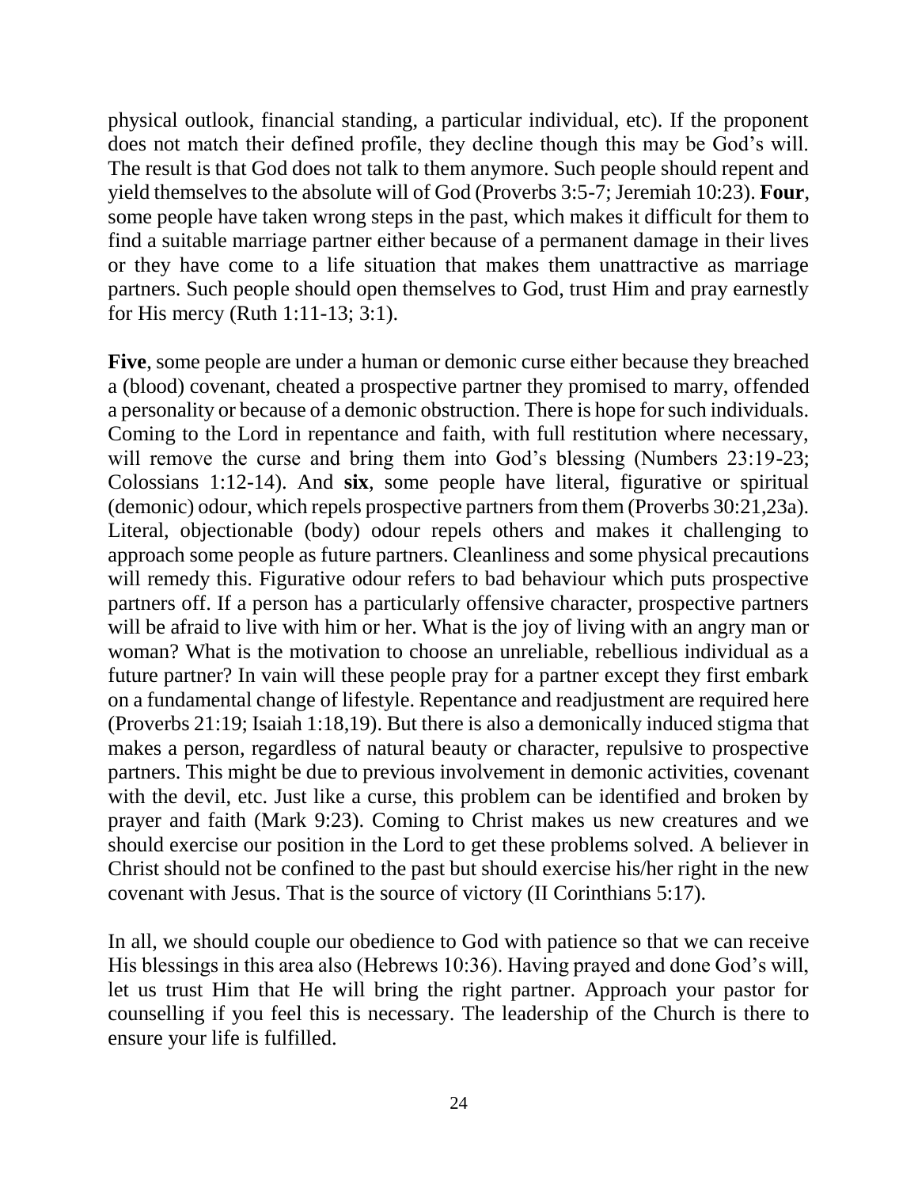physical outlook, financial standing, a particular individual, etc). If the proponent does not match their defined profile, they decline though this may be God's will. The result is that God does not talk to them anymore. Such people should repent and yield themselves to the absolute will of God (Proverbs 3:5-7; Jeremiah 10:23). **Four**, some people have taken wrong steps in the past, which makes it difficult for them to find a suitable marriage partner either because of a permanent damage in their lives or they have come to a life situation that makes them unattractive as marriage partners. Such people should open themselves to God, trust Him and pray earnestly for His mercy (Ruth 1:11-13; 3:1).

**Five**, some people are under a human or demonic curse either because they breached a (blood) covenant, cheated a prospective partner they promised to marry, offended a personality or because of a demonic obstruction. There is hope for such individuals. Coming to the Lord in repentance and faith, with full restitution where necessary, will remove the curse and bring them into God's blessing (Numbers 23:19-23; Colossians 1:12-14). And **six**, some people have literal, figurative or spiritual (demonic) odour, which repels prospective partners from them (Proverbs 30:21,23a). Literal, objectionable (body) odour repels others and makes it challenging to approach some people as future partners. Cleanliness and some physical precautions will remedy this. Figurative odour refers to bad behaviour which puts prospective partners off. If a person has a particularly offensive character, prospective partners will be afraid to live with him or her. What is the joy of living with an angry man or woman? What is the motivation to choose an unreliable, rebellious individual as a future partner? In vain will these people pray for a partner except they first embark on a fundamental change of lifestyle. Repentance and readjustment are required here (Proverbs 21:19; Isaiah 1:18,19). But there is also a demonically induced stigma that makes a person, regardless of natural beauty or character, repulsive to prospective partners. This might be due to previous involvement in demonic activities, covenant with the devil, etc. Just like a curse, this problem can be identified and broken by prayer and faith (Mark 9:23). Coming to Christ makes us new creatures and we should exercise our position in the Lord to get these problems solved. A believer in Christ should not be confined to the past but should exercise his/her right in the new covenant with Jesus. That is the source of victory (II Corinthians 5:17).

In all, we should couple our obedience to God with patience so that we can receive His blessings in this area also (Hebrews 10:36). Having prayed and done God's will, let us trust Him that He will bring the right partner. Approach your pastor for counselling if you feel this is necessary. The leadership of the Church is there to ensure your life is fulfilled.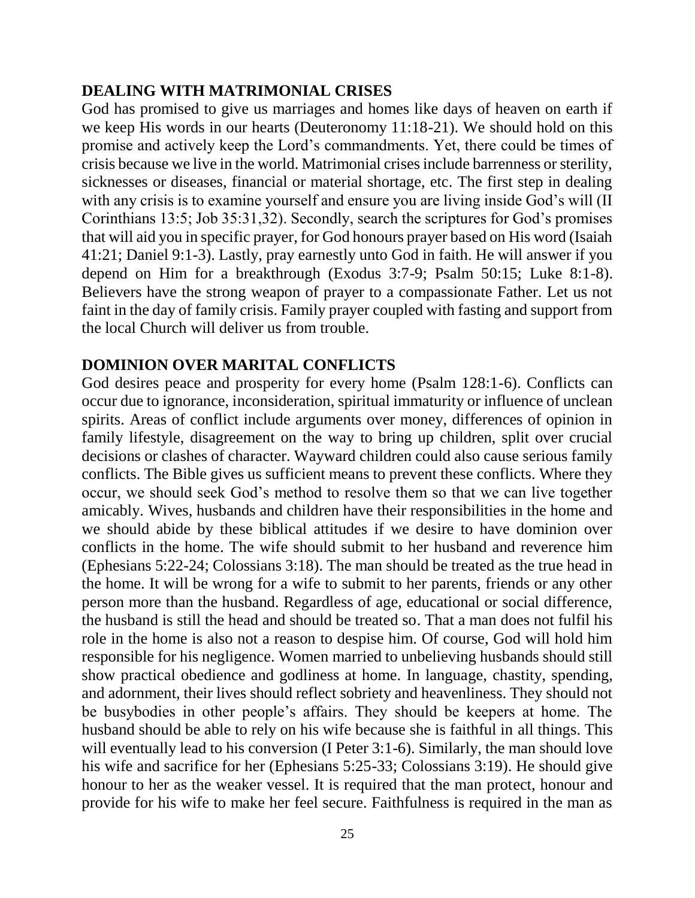## DEALING WITH MATRIMONIAL CRISES

God has promised to give us marriages and homes like days of heaven on earth if we keep His words in our hearts (Deuteronomy 11:18-21). We should hold on this promise and actively keep the Lord's commandments. Yet, there could be times of crisis because we live in the world. Matrimonial crises include barrenness or sterility, sicknesses or diseases, financial or material shortage, etc. The first step in dealing with any crisis is to examine yourself and ensure you are living inside God's will (II Corinthians 13:5; Job 35:31,32). Secondly, search the scriptures for God's promises that will aid you in specific prayer, for God honours prayer based on His word (Isaiah 41:21; Daniel 9:1-3). Lastly, pray earnestly unto God in faith. He will answer if you depend on Him for a breakthrough (Exodus 3:7-9; Psalm 50:15; Luke 8:1-8). Believers have the strong weapon of prayer to a compassionate Father. Let us not faint in the day of family crisis. Family prayer coupled with fasting and support from the local Church will deliver us from trouble.

## DOMINION OVER MARITAL CONFLICTS

God desires peace and prosperity for every home (Psalm 128:1-6). Conflicts can occur due to ignorance, inconsideration, spiritual immaturity or influence of unclean spirits. Areas of conflict include arguments over money, differences of opinion in family lifestyle, disagreement on the way to bring up children, split over crucial decisions or clashes of character. Wayward children could also cause serious family conflicts. The Bible gives us sufficient means to prevent these conflicts. Where they occur, we should seek God's method to resolve them so that we can live together amicably. Wives, husbands and children have their responsibilities in the home and we should abide by these biblical attitudes if we desire to have dominion over conflicts in the home. The wife should submit to her husband and reverence him (Ephesians 5:22-24; Colossians 3:18). The man should be treated as the true head in the home. It will be wrong for a wife to submit to her parents, friends or any other person more than the husband. Regardless of age, educational or social difference, the husband is still the head and should be treated so. That a man does not fulfil his role in the home is also not a reason to despise him. Of course, God will hold him responsible for his negligence. Women married to unbelieving husbands should still show practical obedience and godliness at home. In language, chastity, spending, and adornment, their lives should reflect sobriety and heavenliness. They should not be busybodies in other people's affairs. They should be keepers at home. The husband should be able to rely on his wife because she is faithful in all things. This will eventually lead to his conversion (I Peter 3:1-6). Similarly, the man should love his wife and sacrifice for her (Ephesians 5:25-33; Colossians 3:19). He should give honour to her as the weaker vessel. It is required that the man protect, honour and provide for his wife to make her feel secure. Faithfulness is required in the man as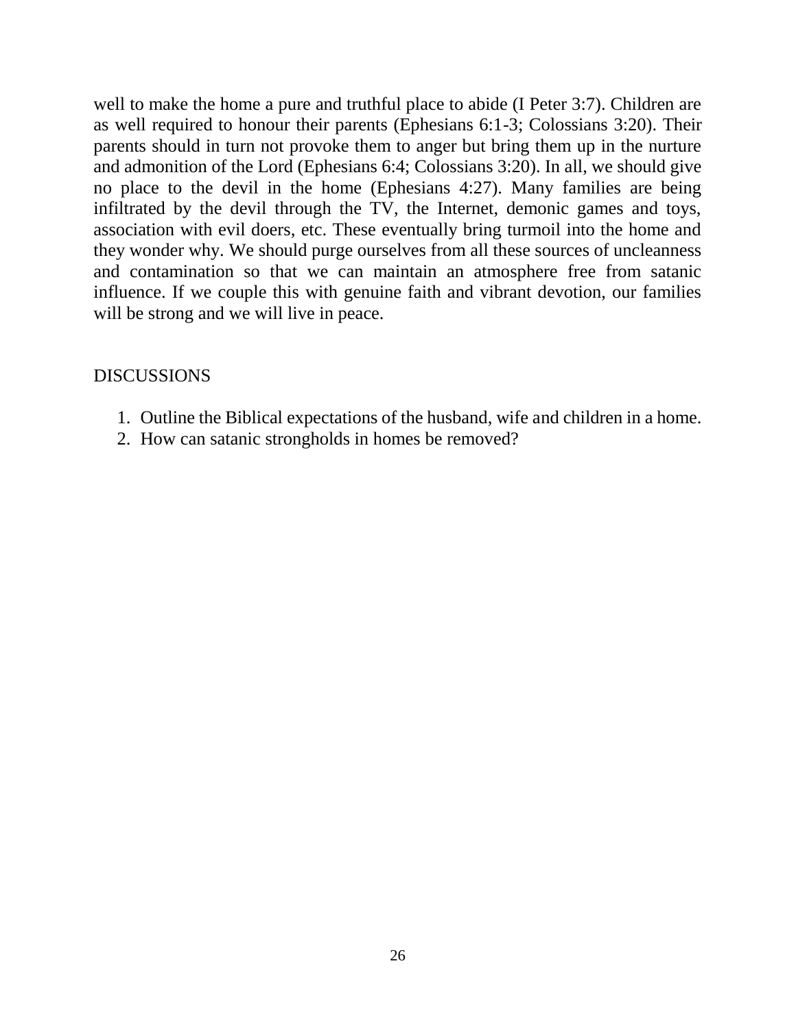well to make the home a pure and truthful place to abide (I Peter 3:7). Children are as well required to honour their parents (Ephesians 6:1-3; Colossians 3:20). Their parents should in turn not provoke them to anger but bring them up in the nurture and admonition of the Lord (Ephesians 6:4; Colossians 3:20). In all, we should give no place to the devil in the home (Ephesians 4:27). Many families are being infiltrated by the devil through the TV, the Internet, demonic games and toys, association with evil doers, etc. These eventually bring turmoil into the home and they wonder why. We should purge ourselves from all these sources of uncleanness and contamination so that we can maintain an atmosphere free from satanic influence. If we couple this with genuine faith and vibrant devotion, our families will be strong and we will live in peace.

DISCUSSIONS

1. Outline the Biblical expectations of the husband, wife and children in a home.
2. How can satanic strongholds in homes be removed?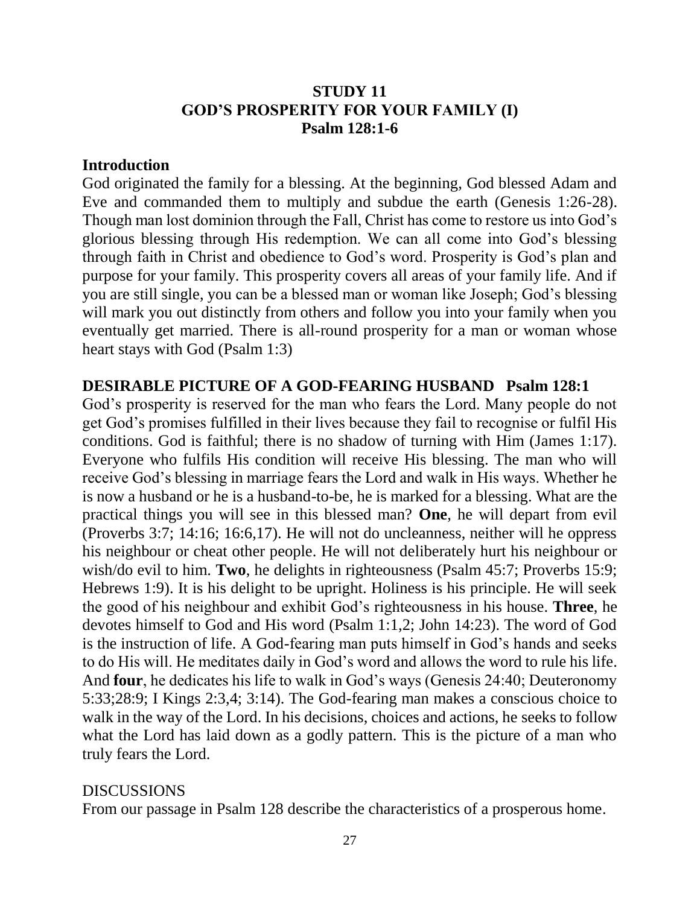## STUDY 11
## GOD'S PROSPERITY FOR YOUR FAMILY (I)
## Psalm 128:1-6

### Introduction

God originated the family for a blessing. At the beginning, God blessed Adam and Eve and commanded them to multiply and subdue the earth (Genesis 1:26-28). Though man lost dominion through the Fall, Christ has come to restore us into God's glorious blessing through His redemption. We can all come into God's blessing through faith in Christ and obedience to God's word. Prosperity is God's plan and purpose for your family. This prosperity covers all areas of your family life. And if you are still single, you can be a blessed man or woman like Joseph; God's blessing will mark you out distinctly from others and follow you into your family when you eventually get married. There is all-round prosperity for a man or woman whose heart stays with God (Psalm 1:3)

### DESIRABLE PICTURE OF A GOD-FEARING HUSBAND Psalm 128:1

God's prosperity is reserved for the man who fears the Lord. Many people do not get God's promises fulfilled in their lives because they fail to recognise or fulfil His conditions. God is faithful; there is no shadow of turning with Him (James 1:17). Everyone who fulfils His condition will receive His blessing. The man who will receive God's blessing in marriage fears the Lord and walk in His ways. Whether he is now a husband or he is a husband-to-be, he is marked for a blessing. What are the practical things you will see in this blessed man? **One**, he will depart from evil (Proverbs 3:7; 14:16; 16:6,17). He will not do uncleanness, neither will he oppress his neighbour or cheat other people. He will not deliberately hurt his neighbour or wish/do evil to him. **Two**, he delights in righteousness (Psalm 45:7; Proverbs 15:9; Hebrews 1:9). It is his delight to be upright. Holiness is his principle. He will seek the good of his neighbour and exhibit God's righteousness in his house. **Three**, he devotes himself to God and His word (Psalm 1:1,2; John 14:23). The word of God is the instruction of life. A God-fearing man puts himself in God's hands and seeks to do His will. He meditates daily in God's word and allows the word to rule his life. And **four**, he dedicates his life to walk in God's ways (Genesis 24:40; Deuteronomy 5:33;28:9; I Kings 2:3,4; 3:14). The God-fearing man makes a conscious choice to walk in the way of the Lord. In his decisions, choices and actions, he seeks to follow what the Lord has laid down as a godly pattern. This is the picture of a man who truly fears the Lord.

DISCUSSIONS

From our passage in Psalm 128 describe the characteristics of a prosperous home.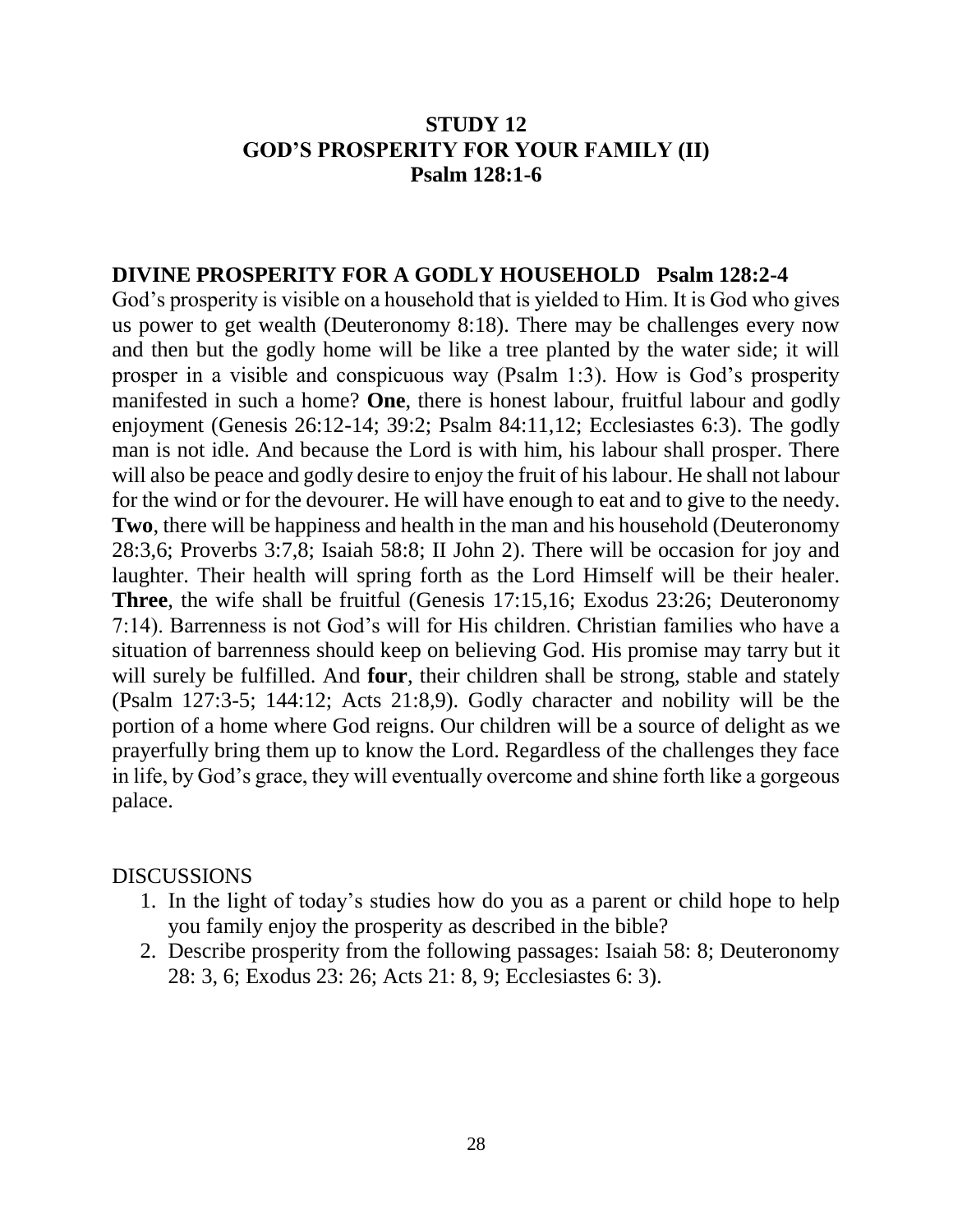# STUDY 12
# GOD'S PROSPERITY FOR YOUR FAMILY (II)
# Psalm 128:1-6

## DIVINE PROSPERITY FOR A GODLY HOUSEHOLD Psalm 128:2-4

God's prosperity is visible on a household that is yielded to Him. It is God who gives us power to get wealth (Deuteronomy 8:18). There may be challenges every now and then but the godly home will be like a tree planted by the water side; it will prosper in a visible and conspicuous way (Psalm 1:3). How is God's prosperity manifested in such a home? **One**, there is honest labour, fruitful labour and godly enjoyment (Genesis 26:12-14; 39:2; Psalm 84:11,12; Ecclesiastes 6:3). The godly man is not idle. And because the Lord is with him, his labour shall prosper. There will also be peace and godly desire to enjoy the fruit of his labour. He shall not labour for the wind or for the devourer. He will have enough to eat and to give to the needy. **Two**, there will be happiness and health in the man and his household (Deuteronomy 28:3,6; Proverbs 3:7,8; Isaiah 58:8; II John 2). There will be occasion for joy and laughter. Their health will spring forth as the Lord Himself will be their healer. **Three**, the wife shall be fruitful (Genesis 17:15,16; Exodus 23:26; Deuteronomy 7:14). Barrenness is not God's will for His children. Christian families who have a situation of barrenness should keep on believing God. His promise may tarry but it will surely be fulfilled. And **four**, their children shall be strong, stable and stately (Psalm 127:3-5; 144:12; Acts 21:8,9). Godly character and nobility will be the portion of a home where God reigns. Our children will be a source of delight as we prayerfully bring them up to know the Lord. Regardless of the challenges they face in life, by God's grace, they will eventually overcome and shine forth like a gorgeous palace.

DISCUSSIONS

1. In the light of today's studies how do you as a parent or child hope to help you family enjoy the prosperity as described in the bible?
2. Describe prosperity from the following passages: Isaiah 58: 8; Deuteronomy 28: 3, 6; Exodus 23: 26; Acts 21: 8, 9; Ecclesiastes 6: 3).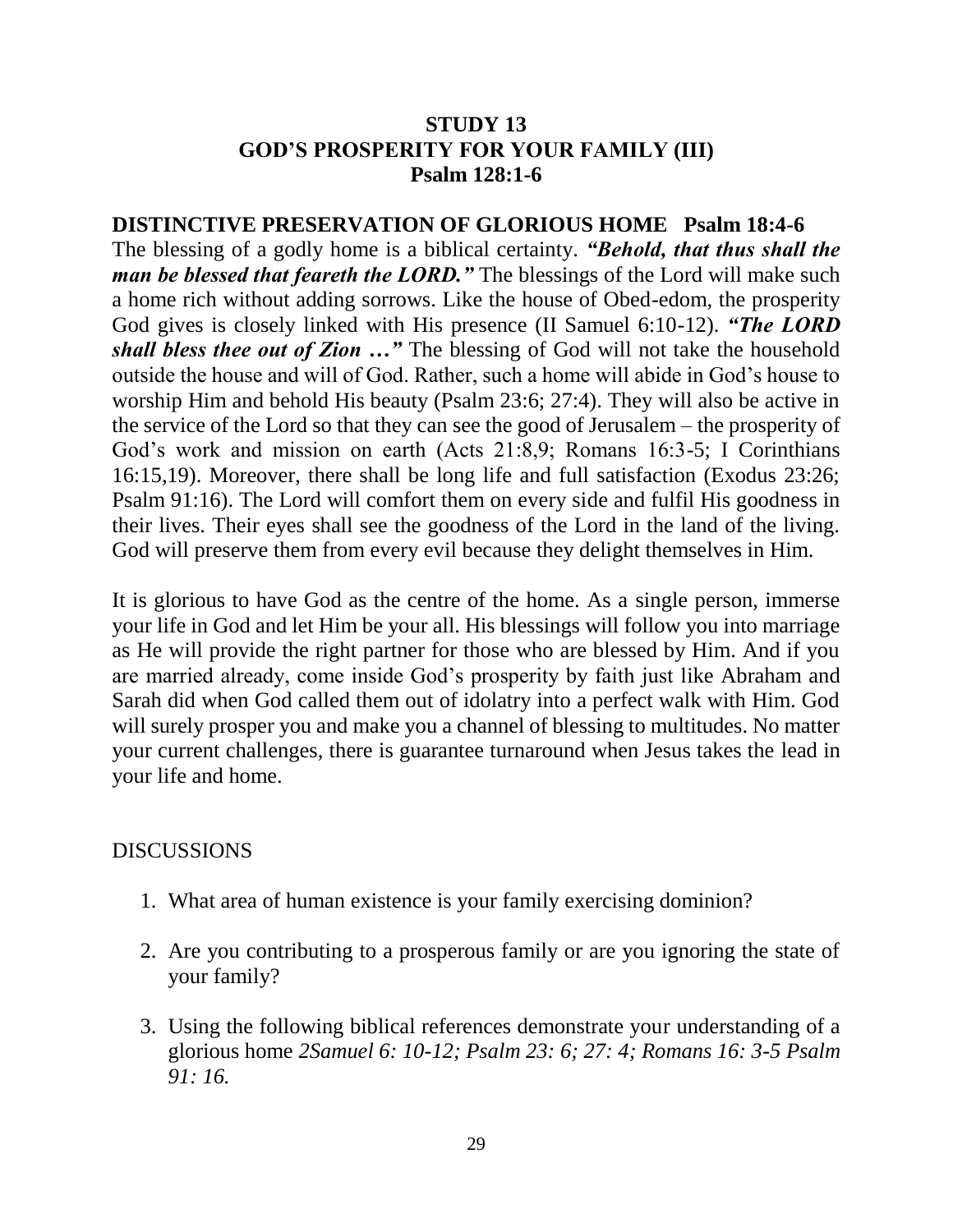# STUDY 13
# GOD'S PROSPERITY FOR YOUR FAMILY (III)
# Psalm 128:1-6

## DISTINCTIVE PRESERVATION OF GLORIOUS HOME Psalm 18:4-6

The blessing of a godly home is a biblical certainty. ***"Behold, that thus shall the man be blessed that feareth the LORD."*** The blessings of the Lord will make such a home rich without adding sorrows. Like the house of Obed-edom, the prosperity God gives is closely linked with His presence (II Samuel 6:10-12). ***"The LORD shall bless thee out of Zion …"*** The blessing of God will not take the household outside the house and will of God. Rather, such a home will abide in God's house to worship Him and behold His beauty (Psalm 23:6; 27:4). They will also be active in the service of the Lord so that they can see the good of Jerusalem – the prosperity of God's work and mission on earth (Acts 21:8,9; Romans 16:3-5; I Corinthians 16:15,19). Moreover, there shall be long life and full satisfaction (Exodus 23:26; Psalm 91:16). The Lord will comfort them on every side and fulfil His goodness in their lives. Their eyes shall see the goodness of the Lord in the land of the living. God will preserve them from every evil because they delight themselves in Him.

It is glorious to have God as the centre of the home. As a single person, immerse your life in God and let Him be your all. His blessings will follow you into marriage as He will provide the right partner for those who are blessed by Him. And if you are married already, come inside God's prosperity by faith just like Abraham and Sarah did when God called them out of idolatry into a perfect walk with Him. God will surely prosper you and make you a channel of blessing to multitudes. No matter your current challenges, there is guarantee turnaround when Jesus takes the lead in your life and home.

DISCUSSIONS

1. What area of human existence is your family exercising dominion?

2. Are you contributing to a prosperous family or are you ignoring the state of your family?

3. Using the following biblical references demonstrate your understanding of a glorious home *2Samuel 6: 10-12; Psalm 23: 6; 27: 4; Romans 16: 3-5 Psalm 91: 16.*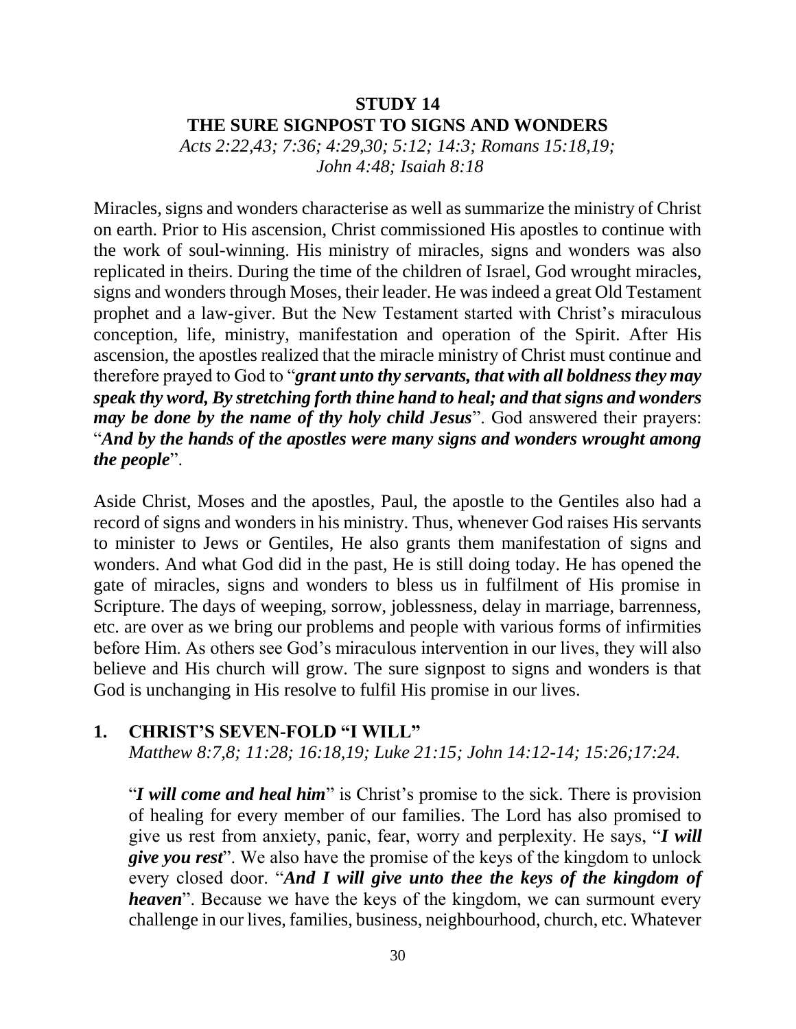# STUDY 14
# THE SURE SIGNPOST TO SIGNS AND WONDERS

*Acts 2:22,43; 7:36; 4:29,30; 5:12; 14:3; Romans 15:18,19; John 4:48; Isaiah 8:18*

Miracles, signs and wonders characterise as well as summarize the ministry of Christ on earth. Prior to His ascension, Christ commissioned His apostles to continue with the work of soul-winning. His ministry of miracles, signs and wonders was also replicated in theirs. During the time of the children of Israel, God wrought miracles, signs and wonders through Moses, their leader. He was indeed a great Old Testament prophet and a law-giver. But the New Testament started with Christ's miraculous conception, life, ministry, manifestation and operation of the Spirit. After His ascension, the apostles realized that the miracle ministry of Christ must continue and therefore prayed to God to "***grant unto thy servants, that with all boldness they may speak thy word, By stretching forth thine hand to heal; and that signs and wonders may be done by the name of thy holy child Jesus***". God answered their prayers: "***And by the hands of the apostles were many signs and wonders wrought among the people***".

Aside Christ, Moses and the apostles, Paul, the apostle to the Gentiles also had a record of signs and wonders in his ministry. Thus, whenever God raises His servants to minister to Jews or Gentiles, He also grants them manifestation of signs and wonders. And what God did in the past, He is still doing today. He has opened the gate of miracles, signs and wonders to bless us in fulfilment of His promise in Scripture. The days of weeping, sorrow, joblessness, delay in marriage, barrenness, etc. are over as we bring our problems and people with various forms of infirmities before Him. As others see God's miraculous intervention in our lives, they will also believe and His church will grow. The sure signpost to signs and wonders is that God is unchanging in His resolve to fulfil His promise in our lives.

## 1. CHRIST'S SEVEN-FOLD "I WILL"

*Matthew 8:7,8; 11:28; 16:18,19; Luke 21:15; John 14:12-14; 15:26;17:24.*

"***I will come and heal him***" is Christ's promise to the sick. There is provision of healing for every member of our families. The Lord has also promised to give us rest from anxiety, panic, fear, worry and perplexity. He says, "***I will give you rest***". We also have the promise of the keys of the kingdom to unlock every closed door. "***And I will give unto thee the keys of the kingdom of heaven***". Because we have the keys of the kingdom, we can surmount every challenge in our lives, families, business, neighbourhood, church, etc. Whatever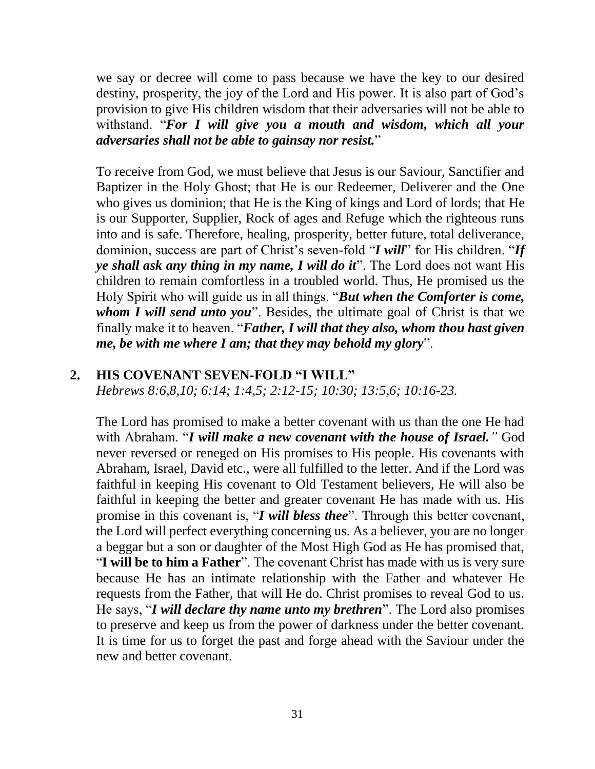we say or decree will come to pass because we have the key to our desired destiny, prosperity, the joy of the Lord and His power. It is also part of God's provision to give His children wisdom that their adversaries will not be able to withstand. "***For I will give you a mouth and wisdom, which all your adversaries shall not be able to gainsay nor resist.***"

To receive from God, we must believe that Jesus is our Saviour, Sanctifier and Baptizer in the Holy Ghost; that He is our Redeemer, Deliverer and the One who gives us dominion; that He is the King of kings and Lord of lords; that He is our Supporter, Supplier, Rock of ages and Refuge which the righteous runs into and is safe. Therefore, healing, prosperity, better future, total deliverance, dominion, success are part of Christ's seven-fold "***I will***" for His children. "***If ye shall ask any thing in my name, I will do it***". The Lord does not want His children to remain comfortless in a troubled world. Thus, He promised us the Holy Spirit who will guide us in all things. "***But when the Comforter is come, whom I will send unto you***". Besides, the ultimate goal of Christ is that we finally make it to heaven. "***Father, I will that they also, whom thou hast given me, be with me where I am; that they may behold my glory***".

## 2. HIS COVENANT SEVEN-FOLD "I WILL"

*Hebrews 8:6,8,10; 6:14; 1:4,5; 2:12-15; 10:30; 13:5,6; 10:16-23.*

The Lord has promised to make a better covenant with us than the one He had with Abraham. "***I will make a new covenant with the house of Israel.***" God never reversed or reneged on His promises to His people. His covenants with Abraham, Israel, David etc., were all fulfilled to the letter. And if the Lord was faithful in keeping His covenant to Old Testament believers, He will also be faithful in keeping the better and greater covenant He has made with us. His promise in this covenant is, "***I will bless thee***". Through this better covenant, the Lord will perfect everything concerning us. As a believer, you are no longer a beggar but a son or daughter of the Most High God as He has promised that, "**I will be to him a Father**". The covenant Christ has made with us is very sure because He has an intimate relationship with the Father and whatever He requests from the Father, that will He do. Christ promises to reveal God to us. He says, "***I will declare thy name unto my brethren***". The Lord also promises to preserve and keep us from the power of darkness under the better covenant. It is time for us to forget the past and forge ahead with the Saviour under the new and better covenant.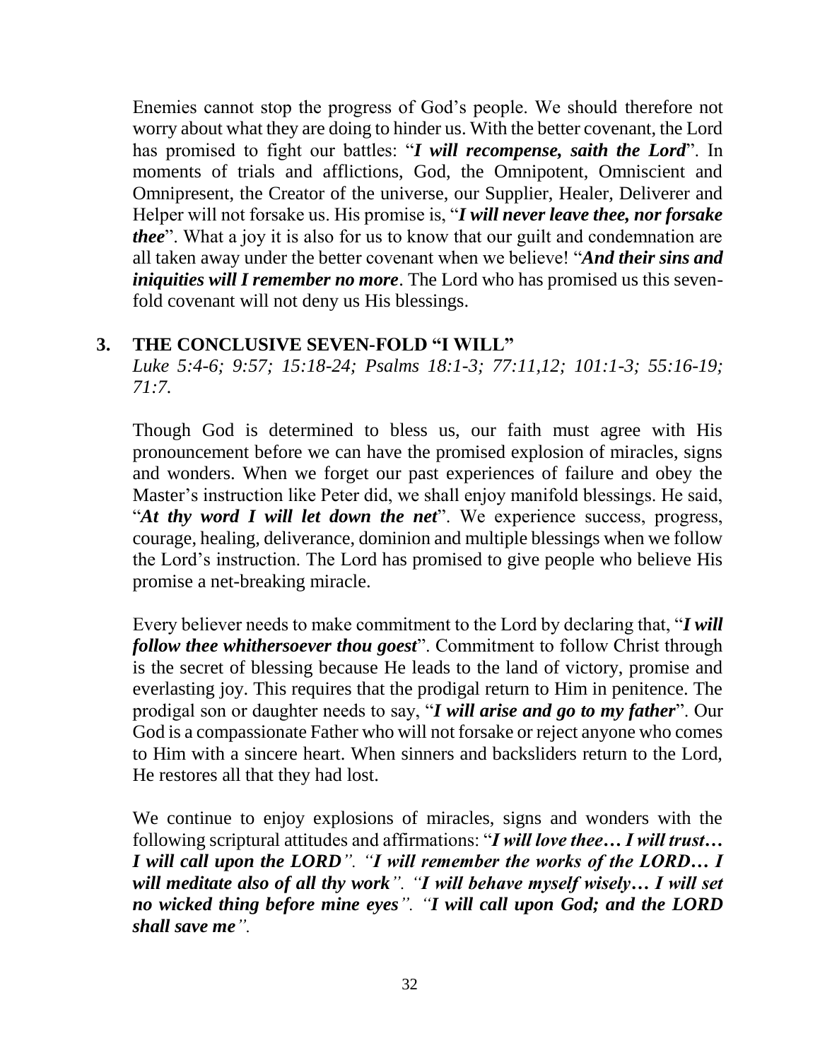Enemies cannot stop the progress of God's people. We should therefore not worry about what they are doing to hinder us. With the better covenant, the Lord has promised to fight our battles: "***I will recompense, saith the Lord***". In moments of trials and afflictions, God, the Omnipotent, Omniscient and Omnipresent, the Creator of the universe, our Supplier, Healer, Deliverer and Helper will not forsake us. His promise is, "***I will never leave thee, nor forsake thee***". What a joy it is also for us to know that our guilt and condemnation are all taken away under the better covenant when we believe! "***And their sins and iniquities will I remember no more***. The Lord who has promised us this seven-fold covenant will not deny us His blessings.

## 3. THE CONCLUSIVE SEVEN-FOLD "I WILL"

*Luke 5:4-6; 9:57; 15:18-24; Psalms 18:1-3; 77:11,12; 101:1-3; 55:16-19; 71:7.*

Though God is determined to bless us, our faith must agree with His pronouncement before we can have the promised explosion of miracles, signs and wonders. When we forget our past experiences of failure and obey the Master's instruction like Peter did, we shall enjoy manifold blessings. He said, "***At thy word I will let down the net***". We experience success, progress, courage, healing, deliverance, dominion and multiple blessings when we follow the Lord's instruction. The Lord has promised to give people who believe His promise a net-breaking miracle.

Every believer needs to make commitment to the Lord by declaring that, "***I will follow thee whithersoever thou goest***". Commitment to follow Christ through is the secret of blessing because He leads to the land of victory, promise and everlasting joy. This requires that the prodigal return to Him in penitence. The prodigal son or daughter needs to say, "***I will arise and go to my father***". Our God is a compassionate Father who will not forsake or reject anyone who comes to Him with a sincere heart. When sinners and backsliders return to the Lord, He restores all that they had lost.

We continue to enjoy explosions of miracles, signs and wonders with the following scriptural attitudes and affirmations: "***I will love thee… I will trust… I will call upon the LORD***". "***I will remember the works of the LORD… I will meditate also of all thy work***". "***I will behave myself wisely… I will set no wicked thing before mine eyes***". "***I will call upon God; and the LORD shall save me***".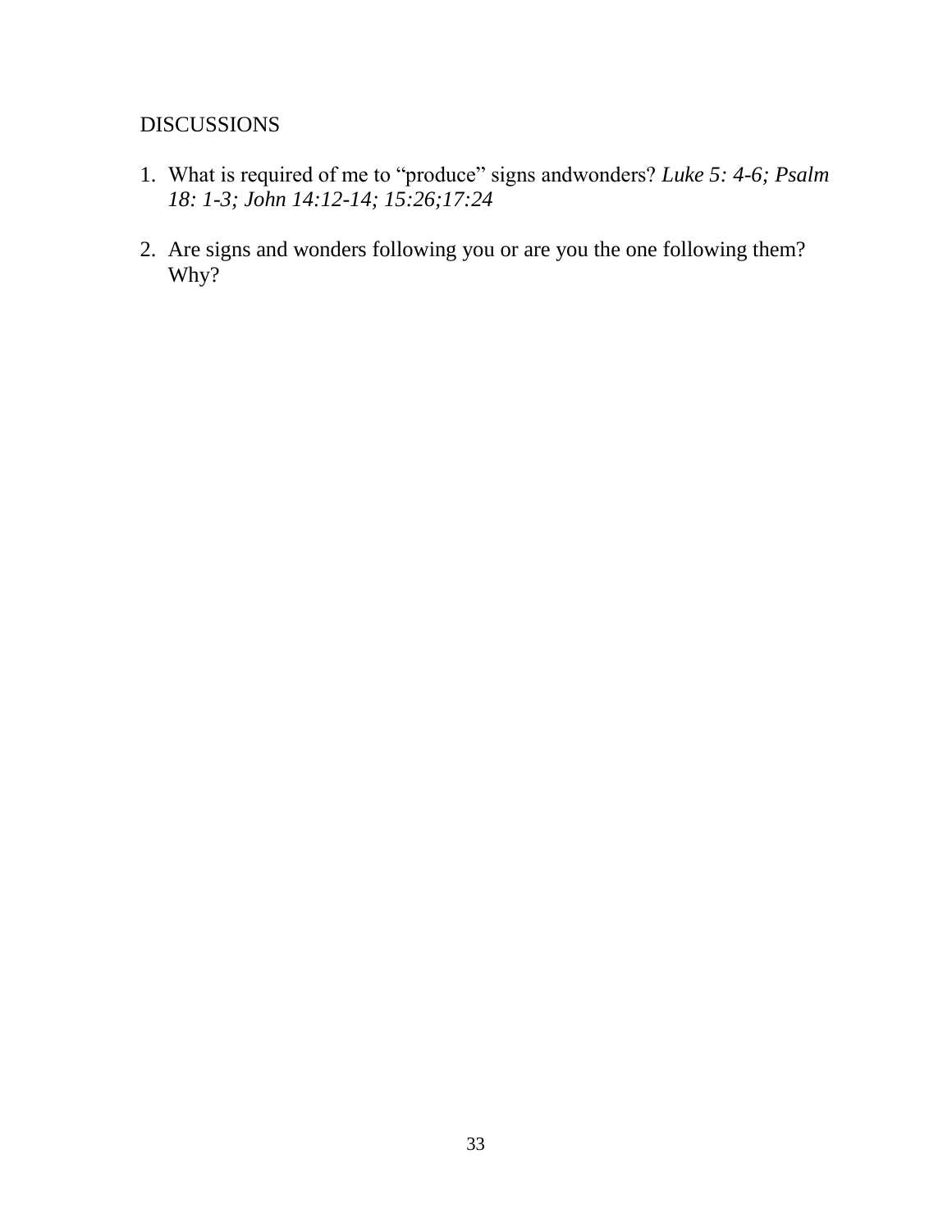DISCUSSIONS

1. What is required of me to “produce” signs andwonders? *Luke 5: 4-6; Psalm 18: 1-3; John 14:12-14; 15:26;17:24*

2. Are signs and wonders following you or are you the one following them? Why?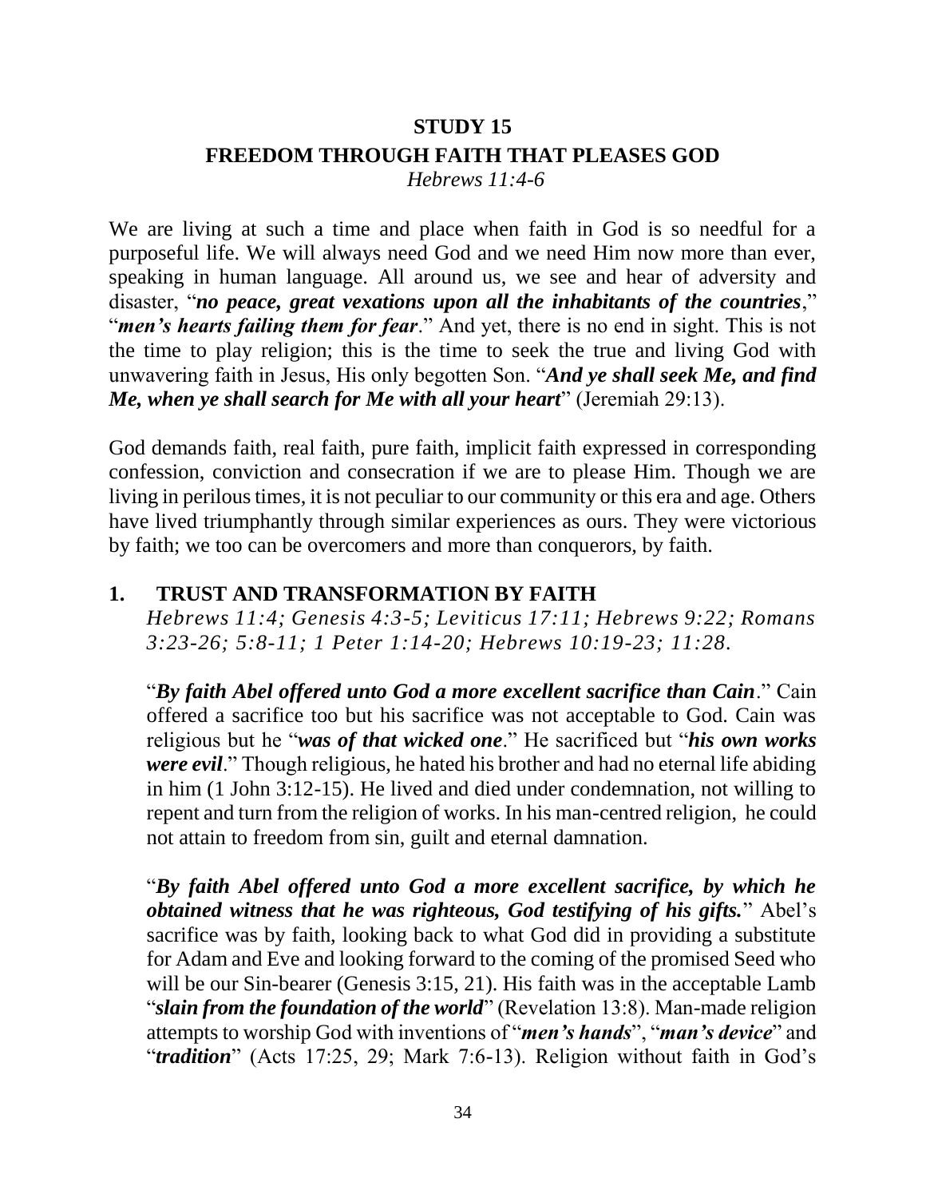# STUDY 15
## FREEDOM THROUGH FAITH THAT PLEASES GOD
*Hebrews 11:4-6*

We are living at such a time and place when faith in God is so needful for a purposeful life. We will always need God and we need Him now more than ever, speaking in human language. All around us, we see and hear of adversity and disaster, "***no peace, great vexations upon all the inhabitants of the countries***," "***men's hearts failing them for fear***." And yet, there is no end in sight. This is not the time to play religion; this is the time to seek the true and living God with unwavering faith in Jesus, His only begotten Son. "***And ye shall seek Me, and find Me, when ye shall search for Me with all your heart***" (Jeremiah 29:13).

God demands faith, real faith, pure faith, implicit faith expressed in corresponding confession, conviction and consecration if we are to please Him. Though we are living in perilous times, it is not peculiar to our community or this era and age. Others have lived triumphantly through similar experiences as ours. They were victorious by faith; we too can be overcomers and more than conquerors, by faith.

### 1. TRUST AND TRANSFORMATION BY FAITH

*Hebrews 11:4; Genesis 4:3-5; Leviticus 17:11; Hebrews 9:22; Romans 3:23-26; 5:8-11; 1 Peter 1:14-20; Hebrews 10:19-23; 11:28.*

"***By faith Abel offered unto God a more excellent sacrifice than Cain***." Cain offered a sacrifice too but his sacrifice was not acceptable to God. Cain was religious but he "***was of that wicked one***." He sacrificed but "***his own works were evil***." Though religious, he hated his brother and had no eternal life abiding in him (1 John 3:12-15). He lived and died under condemnation, not willing to repent and turn from the religion of works. In his man-centred religion, he could not attain to freedom from sin, guilt and eternal damnation.

"***By faith Abel offered unto God a more excellent sacrifice, by which he obtained witness that he was righteous, God testifying of his gifts.***" Abel's sacrifice was by faith, looking back to what God did in providing a substitute for Adam and Eve and looking forward to the coming of the promised Seed who will be our Sin-bearer (Genesis 3:15, 21). His faith was in the acceptable Lamb "***slain from the foundation of the world***" (Revelation 13:8). Man-made religion attempts to worship God with inventions of "***men's hands***", "***man's device***" and "***tradition***" (Acts 17:25, 29; Mark 7:6-13). Religion without faith in God's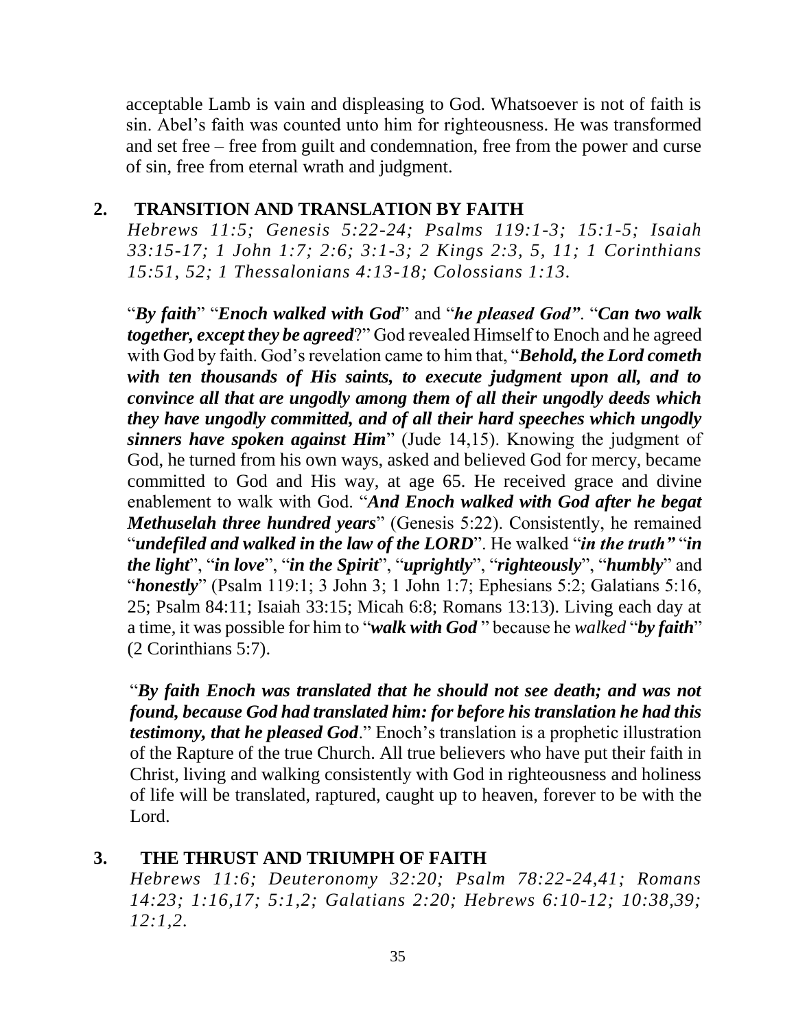acceptable Lamb is vain and displeasing to God. Whatsoever is not of faith is sin. Abel's faith was counted unto him for righteousness. He was transformed and set free – free from guilt and condemnation, free from the power and curse of sin, free from eternal wrath and judgment.

## 2. TRANSITION AND TRANSLATION BY FAITH

*Hebrews 11:5; Genesis 5:22-24; Psalms 119:1-3; 15:1-5; Isaiah 33:15-17; 1 John 1:7; 2:6; 3:1-3; 2 Kings 2:3, 5, 11; 1 Corinthians 15:51, 52; 1 Thessalonians 4:13-18; Colossians 1:13.*

"***By faith***" "***Enoch walked with God***" and "***he pleased God***". "***Can two walk together, except they be agreed***?" God revealed Himself to Enoch and he agreed with God by faith. God's revelation came to him that, "***Behold, the Lord cometh with ten thousands of His saints, to execute judgment upon all, and to convince all that are ungodly among them of all their ungodly deeds which they have ungodly committed, and of all their hard speeches which ungodly sinners have spoken against Him***" (Jude 14,15). Knowing the judgment of God, he turned from his own ways, asked and believed God for mercy, became committed to God and His way, at age 65. He received grace and divine enablement to walk with God. "***And Enoch walked with God after he begat Methuselah three hundred years***" (Genesis 5:22). Consistently, he remained "***undefiled and walked in the law of the LORD***". He walked "***in the truth***" "***in the light***", "***in love***", "***in the Spirit***", "***uprightly***", "***righteously***", "***humbly***" and "***honestly***" (Psalm 119:1; 3 John 3; 1 John 1:7; Ephesians 5:2; Galatians 5:16, 25; Psalm 84:11; Isaiah 33:15; Micah 6:8; Romans 13:13). Living each day at a time, it was possible for him to "***walk with God*** " because he *walked* "***by faith***" (2 Corinthians 5:7).

"***By faith Enoch was translated that he should not see death; and was not found, because God had translated him: for before his translation he had this testimony, that he pleased God***." Enoch's translation is a prophetic illustration of the Rapture of the true Church. All true believers who have put their faith in Christ, living and walking consistently with God in righteousness and holiness of life will be translated, raptured, caught up to heaven, forever to be with the Lord.

## 3. THE THRUST AND TRIUMPH OF FAITH

*Hebrews 11:6; Deuteronomy 32:20; Psalm 78:22-24,41; Romans 14:23; 1:16,17; 5:1,2; Galatians 2:20; Hebrews 6:10-12; 10:38,39; 12:1,2.*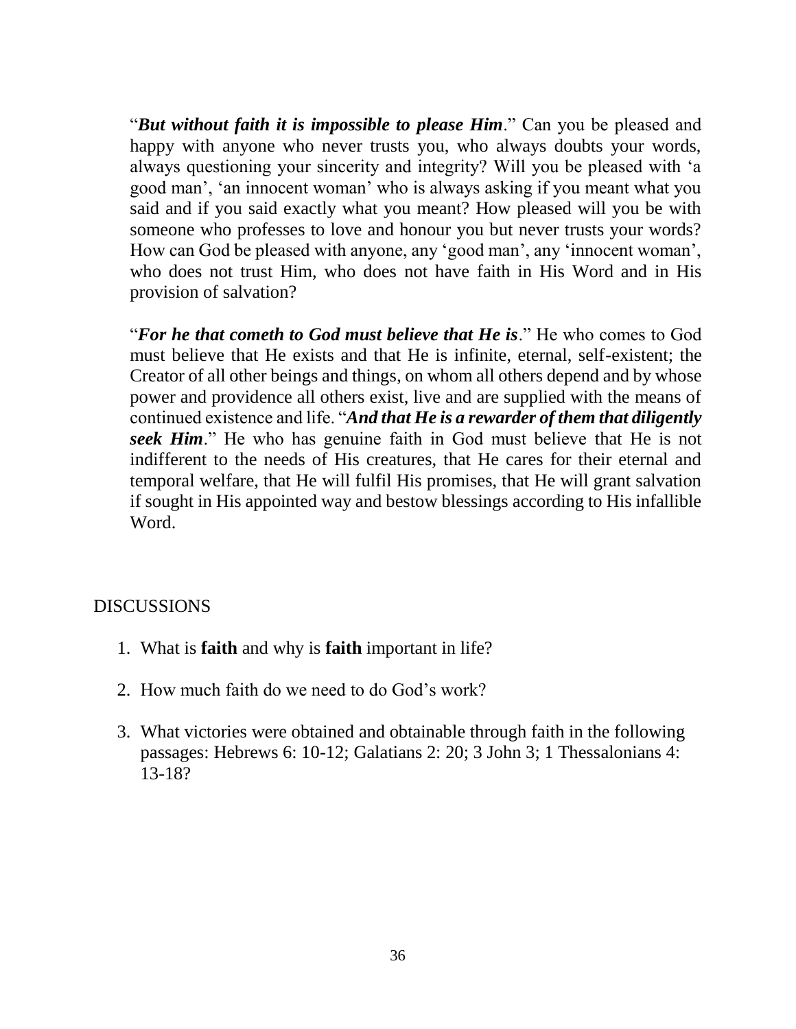"***But without faith it is impossible to please Him***." Can you be pleased and happy with anyone who never trusts you, who always doubts your words, always questioning your sincerity and integrity? Will you be pleased with 'a good man', 'an innocent woman' who is always asking if you meant what you said and if you said exactly what you meant? How pleased will you be with someone who professes to love and honour you but never trusts your words? How can God be pleased with anyone, any 'good man', any 'innocent woman', who does not trust Him, who does not have faith in His Word and in His provision of salvation?

"***For he that cometh to God must believe that He is***." He who comes to God must believe that He exists and that He is infinite, eternal, self-existent; the Creator of all other beings and things, on whom all others depend and by whose power and providence all others exist, live and are supplied with the means of continued existence and life. "***And that He is a rewarder of them that diligently seek Him***." He who has genuine faith in God must believe that He is not indifferent to the needs of His creatures, that He cares for their eternal and temporal welfare, that He will fulfil His promises, that He will grant salvation if sought in His appointed way and bestow blessings according to His infallible Word.

DISCUSSIONS

1. What is **faith** and why is **faith** important in life?
2. How much faith do we need to do God's work?
3. What victories were obtained and obtainable through faith in the following passages: Hebrews 6: 10-12; Galatians 2: 20; 3 John 3; 1 Thessalonians 4: 13-18?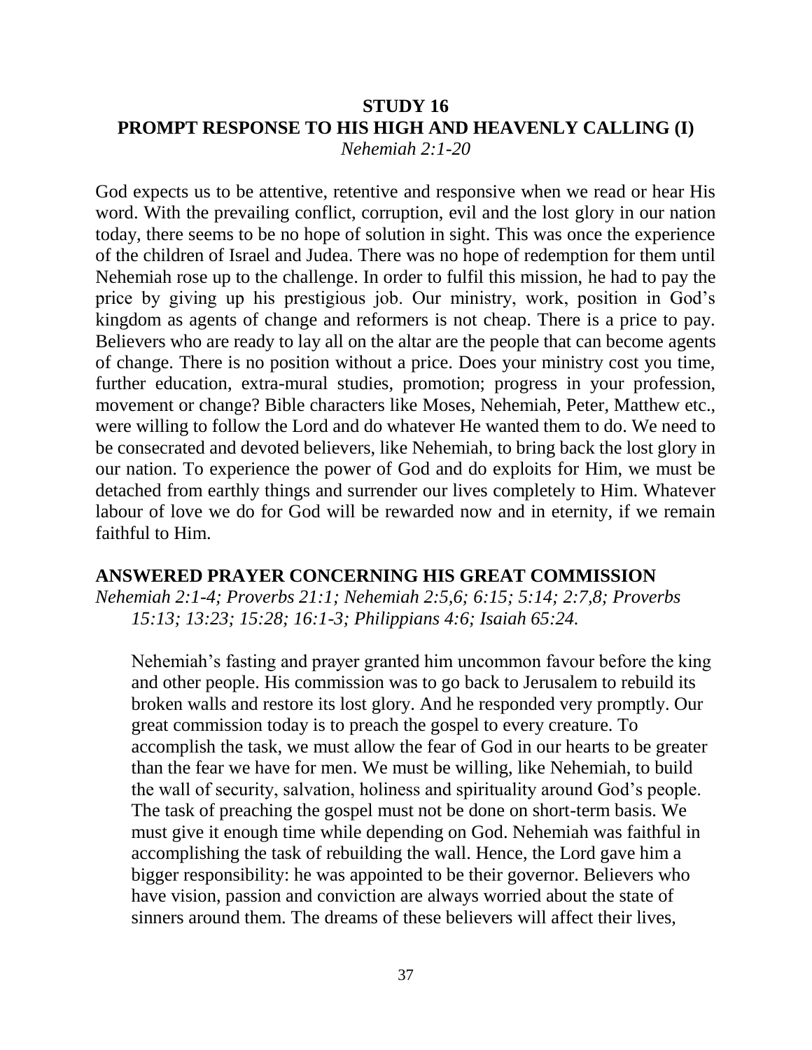**STUDY 16**

**PROMPT RESPONSE TO HIS HIGH AND HEAVENLY CALLING (I)**

*Nehemiah 2:1-20*

God expects us to be attentive, retentive and responsive when we read or hear His word. With the prevailing conflict, corruption, evil and the lost glory in our nation today, there seems to be no hope of solution in sight. This was once the experience of the children of Israel and Judea. There was no hope of redemption for them until Nehemiah rose up to the challenge. In order to fulfil this mission, he had to pay the price by giving up his prestigious job. Our ministry, work, position in God's kingdom as agents of change and reformers is not cheap. There is a price to pay. Believers who are ready to lay all on the altar are the people that can become agents of change. There is no position without a price. Does your ministry cost you time, further education, extra-mural studies, promotion; progress in your profession, movement or change? Bible characters like Moses, Nehemiah, Peter, Matthew etc., were willing to follow the Lord and do whatever He wanted them to do. We need to be consecrated and devoted believers, like Nehemiah, to bring back the lost glory in our nation. To experience the power of God and do exploits for Him, we must be detached from earthly things and surrender our lives completely to Him. Whatever labour of love we do for God will be rewarded now and in eternity, if we remain faithful to Him.

**ANSWERED PRAYER CONCERNING HIS GREAT COMMISSION**

*Nehemiah 2:1-4; Proverbs 21:1; Nehemiah 2:5,6; 6:15; 5:14; 2:7,8; Proverbs 15:13; 13:23; 15:28; 16:1-3; Philippians 4:6; Isaiah 65:24.*

Nehemiah's fasting and prayer granted him uncommon favour before the king and other people. His commission was to go back to Jerusalem to rebuild its broken walls and restore its lost glory. And he responded very promptly. Our great commission today is to preach the gospel to every creature. To accomplish the task, we must allow the fear of God in our hearts to be greater than the fear we have for men. We must be willing, like Nehemiah, to build the wall of security, salvation, holiness and spirituality around God's people. The task of preaching the gospel must not be done on short-term basis. We must give it enough time while depending on God. Nehemiah was faithful in accomplishing the task of rebuilding the wall. Hence, the Lord gave him a bigger responsibility: he was appointed to be their governor. Believers who have vision, passion and conviction are always worried about the state of sinners around them. The dreams of these believers will affect their lives,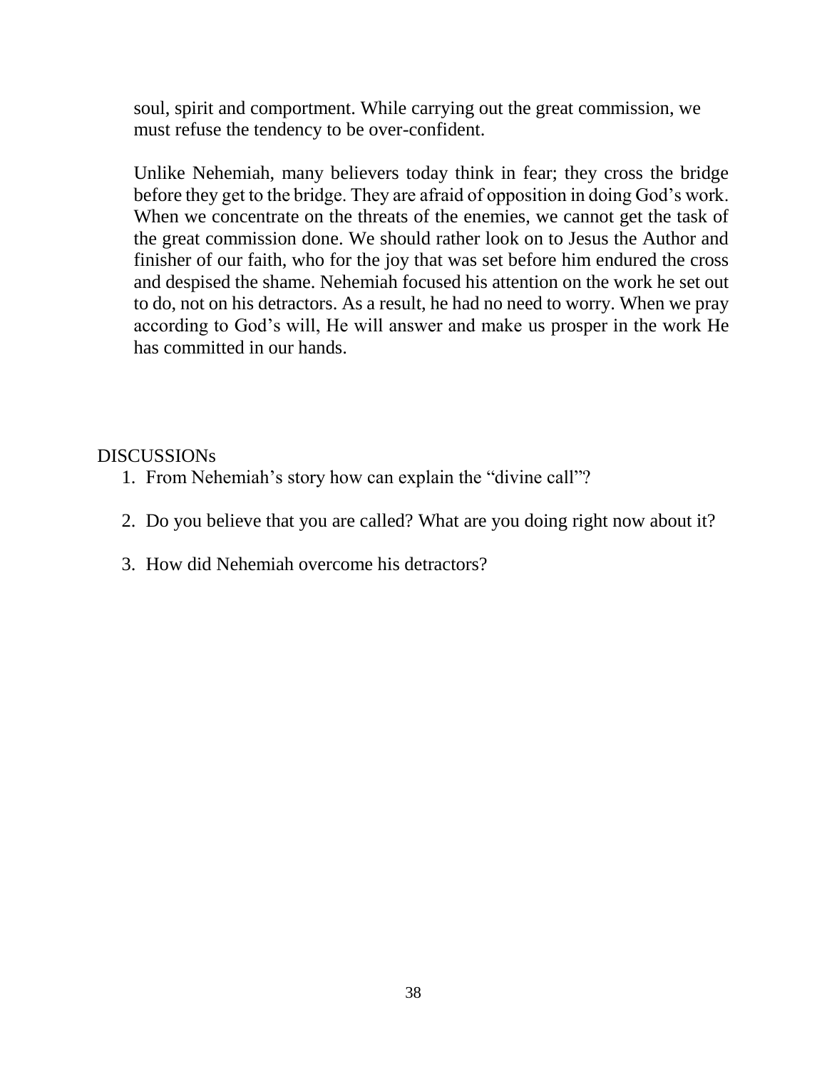soul, spirit and comportment. While carrying out the great commission, we must refuse the tendency to be over-confident.

Unlike Nehemiah, many believers today think in fear; they cross the bridge before they get to the bridge. They are afraid of opposition in doing God's work. When we concentrate on the threats of the enemies, we cannot get the task of the great commission done. We should rather look on to Jesus the Author and finisher of our faith, who for the joy that was set before him endured the cross and despised the shame. Nehemiah focused his attention on the work he set out to do, not on his detractors. As a result, he had no need to worry. When we pray according to God's will, He will answer and make us prosper in the work He has committed in our hands.

DISCUSSIONs

1. From Nehemiah's story how can explain the "divine call"?
2. Do you believe that you are called? What are you doing right now about it?
3. How did Nehemiah overcome his detractors?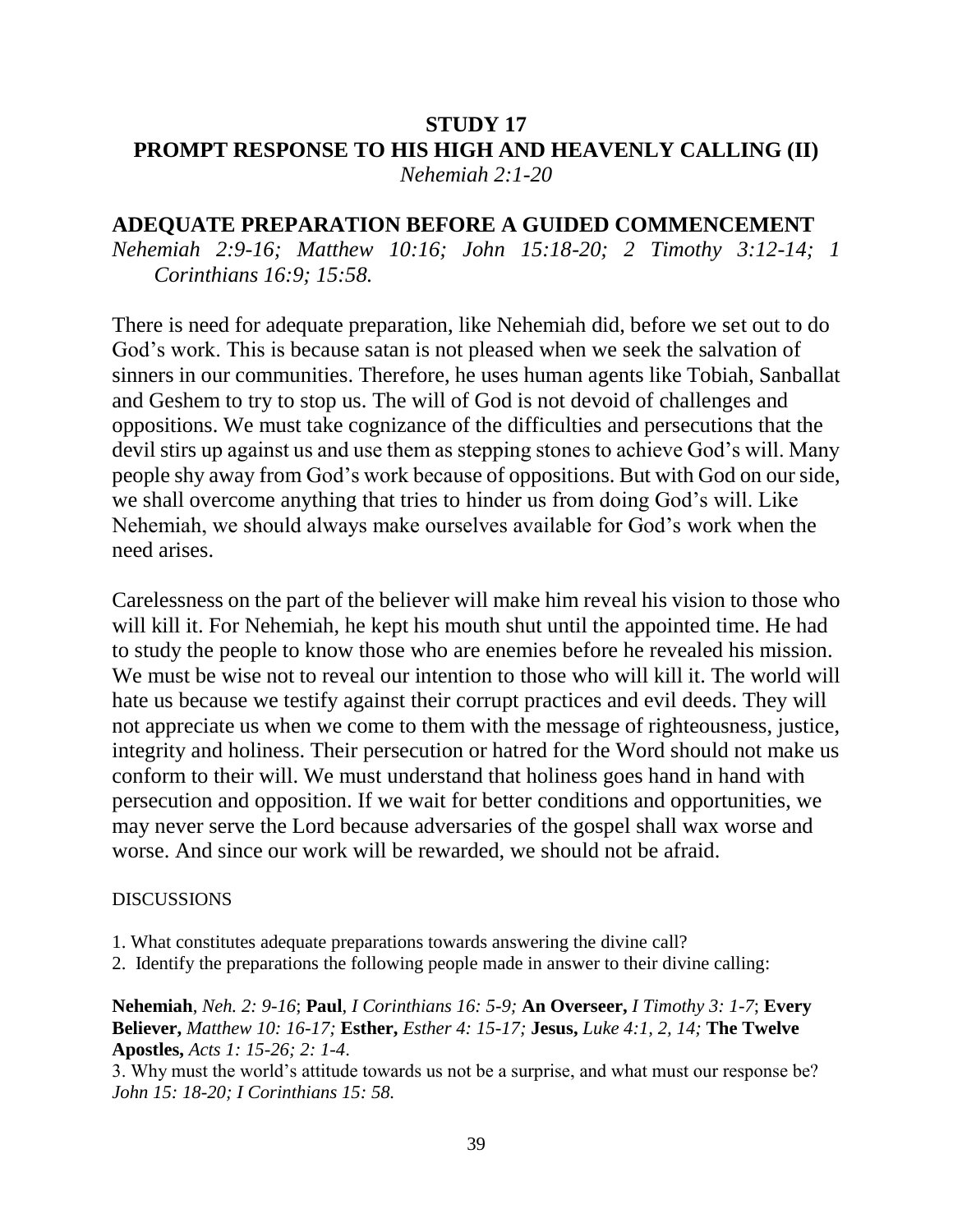## STUDY 17

## PROMPT RESPONSE TO HIS HIGH AND HEAVENLY CALLING (II)

*Nehemiah 2:1-20*

### ADEQUATE PREPARATION BEFORE A GUIDED COMMENCEMENT

*Nehemiah 2:9-16; Matthew 10:16; John 15:18-20; 2 Timothy 3:12-14; 1 Corinthians 16:9; 15:58.*

There is need for adequate preparation, like Nehemiah did, before we set out to do God's work. This is because satan is not pleased when we seek the salvation of sinners in our communities. Therefore, he uses human agents like Tobiah, Sanballat and Geshem to try to stop us. The will of God is not devoid of challenges and oppositions. We must take cognizance of the difficulties and persecutions that the devil stirs up against us and use them as stepping stones to achieve God's will. Many people shy away from God's work because of oppositions. But with God on our side, we shall overcome anything that tries to hinder us from doing God's will. Like Nehemiah, we should always make ourselves available for God's work when the need arises.

Carelessness on the part of the believer will make him reveal his vision to those who will kill it. For Nehemiah, he kept his mouth shut until the appointed time. He had to study the people to know those who are enemies before he revealed his mission. We must be wise not to reveal our intention to those who will kill it. The world will hate us because we testify against their corrupt practices and evil deeds. They will not appreciate us when we come to them with the message of righteousness, justice, integrity and holiness. Their persecution or hatred for the Word should not make us conform to their will. We must understand that holiness goes hand in hand with persecution and opposition. If we wait for better conditions and opportunities, we may never serve the Lord because adversaries of the gospel shall wax worse and worse. And since our work will be rewarded, we should not be afraid.

DISCUSSIONS

1. What constitutes adequate preparations towards answering the divine call?
2. Identify the preparations the following people made in answer to their divine calling:

**Nehemiah**, *Neh. 2: 9-16*; **Paul**, *I Corinthians 16: 5-9;* **An Overseer,** *I Timothy 3: 1-7*; **Every Believer,** *Matthew 10: 16-17;* **Esther,** *Esther 4: 15-17;* **Jesus,** *Luke 4:1, 2, 14;* **The Twelve Apostles,** *Acts 1: 15-26; 2: 1-4.*

3. Why must the world's attitude towards us not be a surprise, and what must our response be? *John 15: 18-20; I Corinthians 15: 58.*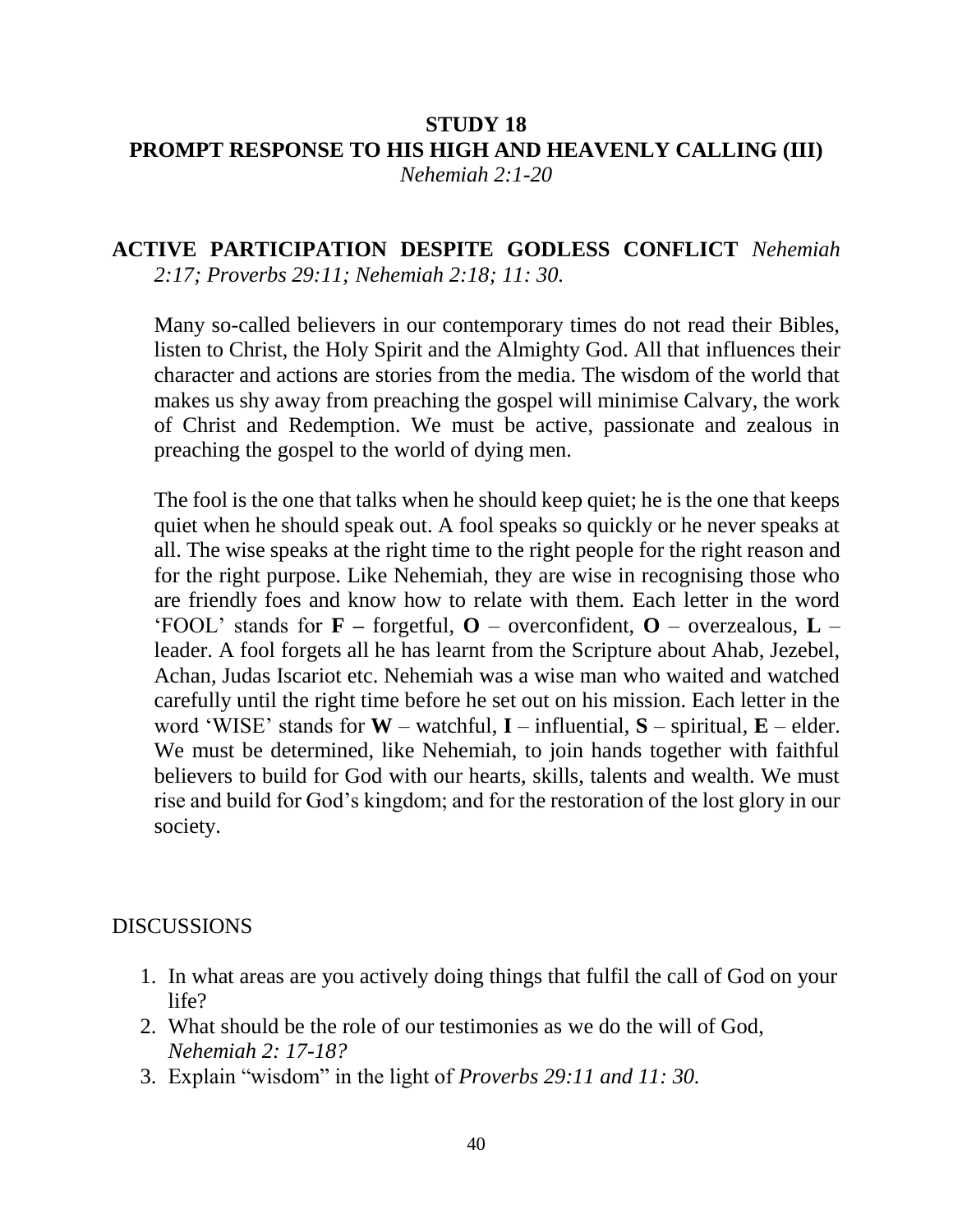# STUDY 18
## PROMPT RESPONSE TO HIS HIGH AND HEAVENLY CALLING (III)
*Nehemiah 2:1-20*

**ACTIVE PARTICIPATION DESPITE GODLESS CONFLICT** *Nehemiah 2:17; Proverbs 29:11; Nehemiah 2:18; 11: 30.*

Many so-called believers in our contemporary times do not read their Bibles, listen to Christ, the Holy Spirit and the Almighty God. All that influences their character and actions are stories from the media. The wisdom of the world that makes us shy away from preaching the gospel will minimise Calvary, the work of Christ and Redemption. We must be active, passionate and zealous in preaching the gospel to the world of dying men.

The fool is the one that talks when he should keep quiet; he is the one that keeps quiet when he should speak out. A fool speaks so quickly or he never speaks at all. The wise speaks at the right time to the right people for the right reason and for the right purpose. Like Nehemiah, they are wise in recognising those who are friendly foes and know how to relate with them. Each letter in the word 'FOOL' stands for **F –** forgetful, **O** – overconfident, **O** – overzealous, **L** – leader. A fool forgets all he has learnt from the Scripture about Ahab, Jezebel, Achan, Judas Iscariot etc. Nehemiah was a wise man who waited and watched carefully until the right time before he set out on his mission. Each letter in the word 'WISE' stands for **W** – watchful, **I** – influential, **S** – spiritual, **E** – elder. We must be determined, like Nehemiah, to join hands together with faithful believers to build for God with our hearts, skills, talents and wealth. We must rise and build for God's kingdom; and for the restoration of the lost glory in our society.

DISCUSSIONS

1. In what areas are you actively doing things that fulfil the call of God on your life?
2. What should be the role of our testimonies as we do the will of God, *Nehemiah 2: 17-18?*
3. Explain "wisdom" in the light of *Proverbs 29:11 and 11: 30.*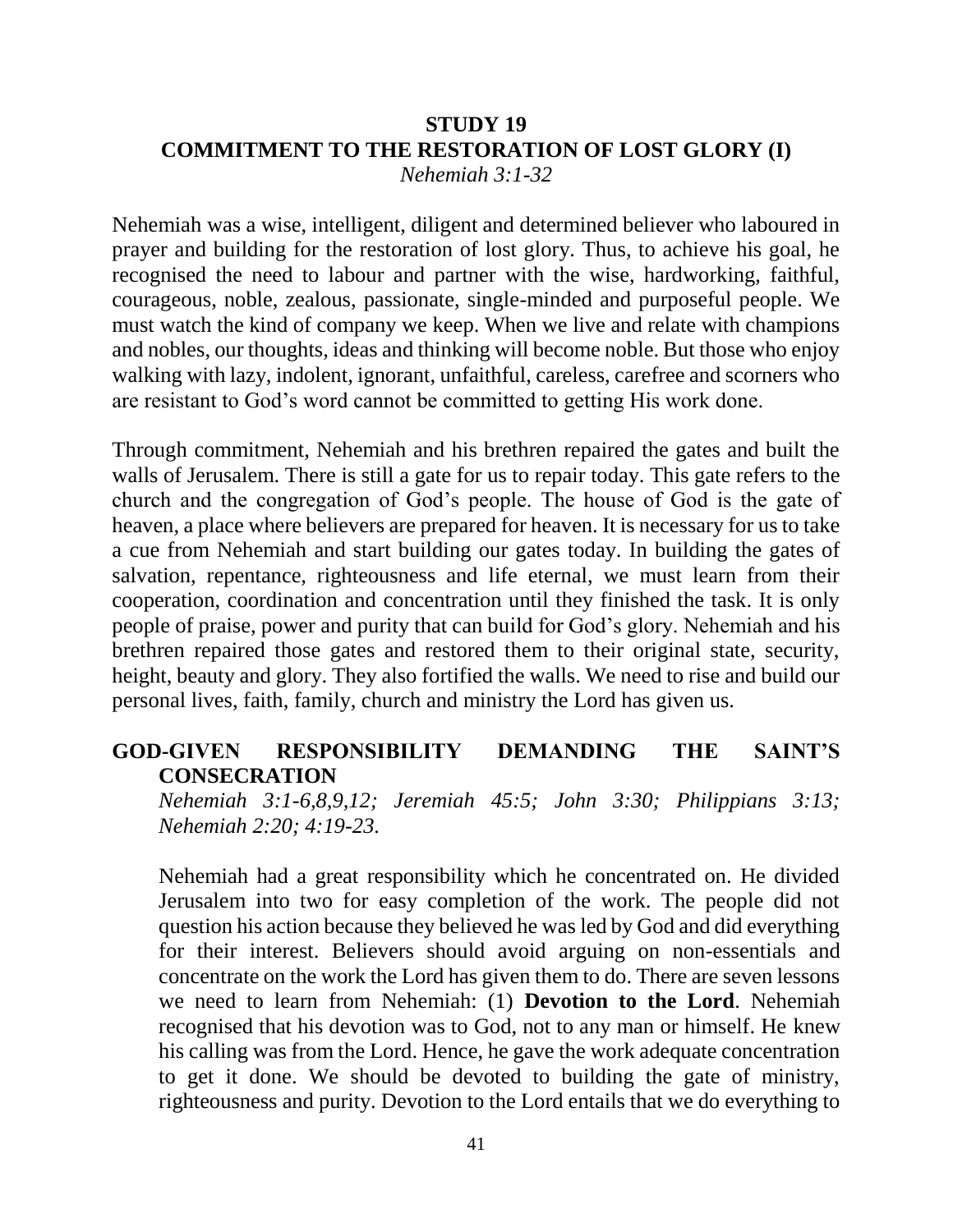# STUDY 19

# COMMITMENT TO THE RESTORATION OF LOST GLORY (I)

*Nehemiah 3:1-32*

Nehemiah was a wise, intelligent, diligent and determined believer who laboured in prayer and building for the restoration of lost glory. Thus, to achieve his goal, he recognised the need to labour and partner with the wise, hardworking, faithful, courageous, noble, zealous, passionate, single-minded and purposeful people. We must watch the kind of company we keep. When we live and relate with champions and nobles, our thoughts, ideas and thinking will become noble. But those who enjoy walking with lazy, indolent, ignorant, unfaithful, careless, carefree and scorners who are resistant to God's word cannot be committed to getting His work done.

Through commitment, Nehemiah and his brethren repaired the gates and built the walls of Jerusalem. There is still a gate for us to repair today. This gate refers to the church and the congregation of God's people. The house of God is the gate of heaven, a place where believers are prepared for heaven. It is necessary for us to take a cue from Nehemiah and start building our gates today. In building the gates of salvation, repentance, righteousness and life eternal, we must learn from their cooperation, coordination and concentration until they finished the task. It is only people of praise, power and purity that can build for God's glory. Nehemiah and his brethren repaired those gates and restored them to their original state, security, height, beauty and glory. They also fortified the walls. We need to rise and build our personal lives, faith, family, church and ministry the Lord has given us.

## GOD-GIVEN RESPONSIBILITY DEMANDING THE SAINT'S CONSECRATION

*Nehemiah 3:1-6,8,9,12; Jeremiah 45:5; John 3:30; Philippians 3:13; Nehemiah 2:20; 4:19-23.*

Nehemiah had a great responsibility which he concentrated on. He divided Jerusalem into two for easy completion of the work. The people did not question his action because they believed he was led by God and did everything for their interest. Believers should avoid arguing on non-essentials and concentrate on the work the Lord has given them to do. There are seven lessons we need to learn from Nehemiah: (1) **Devotion to the Lord**. Nehemiah recognised that his devotion was to God, not to any man or himself. He knew his calling was from the Lord. Hence, he gave the work adequate concentration to get it done. We should be devoted to building the gate of ministry, righteousness and purity. Devotion to the Lord entails that we do everything to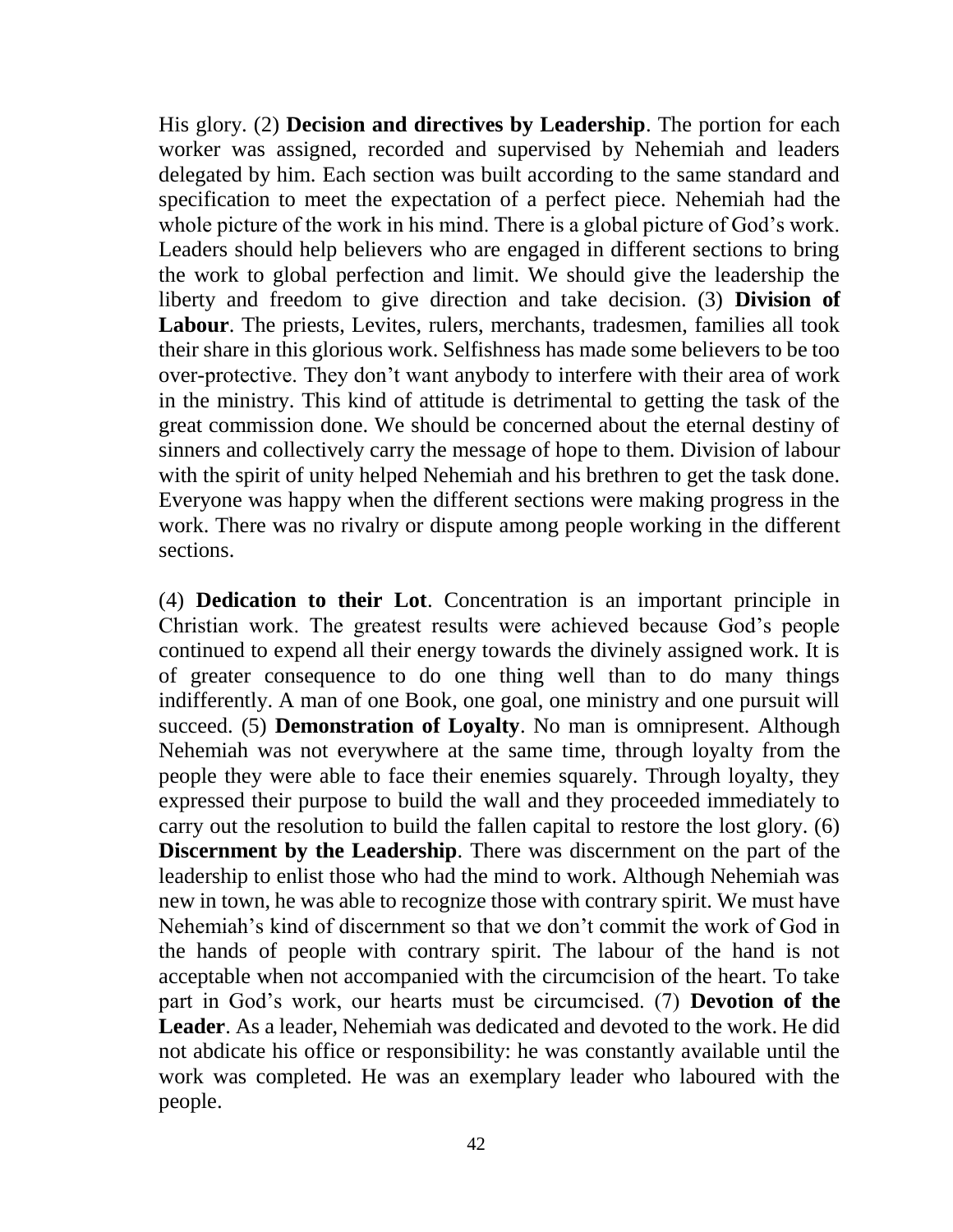His glory. (2) **Decision and directives by Leadership**. The portion for each worker was assigned, recorded and supervised by Nehemiah and leaders delegated by him. Each section was built according to the same standard and specification to meet the expectation of a perfect piece. Nehemiah had the whole picture of the work in his mind. There is a global picture of God's work. Leaders should help believers who are engaged in different sections to bring the work to global perfection and limit. We should give the leadership the liberty and freedom to give direction and take decision. (3) **Division of Labour**. The priests, Levites, rulers, merchants, tradesmen, families all took their share in this glorious work. Selfishness has made some believers to be too over-protective. They don't want anybody to interfere with their area of work in the ministry. This kind of attitude is detrimental to getting the task of the great commission done. We should be concerned about the eternal destiny of sinners and collectively carry the message of hope to them. Division of labour with the spirit of unity helped Nehemiah and his brethren to get the task done. Everyone was happy when the different sections were making progress in the work. There was no rivalry or dispute among people working in the different sections.

(4) **Dedication to their Lot**. Concentration is an important principle in Christian work. The greatest results were achieved because God's people continued to expend all their energy towards the divinely assigned work. It is of greater consequence to do one thing well than to do many things indifferently. A man of one Book, one goal, one ministry and one pursuit will succeed. (5) **Demonstration of Loyalty**. No man is omnipresent. Although Nehemiah was not everywhere at the same time, through loyalty from the people they were able to face their enemies squarely. Through loyalty, they expressed their purpose to build the wall and they proceeded immediately to carry out the resolution to build the fallen capital to restore the lost glory. (6) **Discernment by the Leadership**. There was discernment on the part of the leadership to enlist those who had the mind to work. Although Nehemiah was new in town, he was able to recognize those with contrary spirit. We must have Nehemiah's kind of discernment so that we don't commit the work of God in the hands of people with contrary spirit. The labour of the hand is not acceptable when not accompanied with the circumcision of the heart. To take part in God's work, our hearts must be circumcised. (7) **Devotion of the Leader**. As a leader, Nehemiah was dedicated and devoted to the work. He did not abdicate his office or responsibility: he was constantly available until the work was completed. He was an exemplary leader who laboured with the people.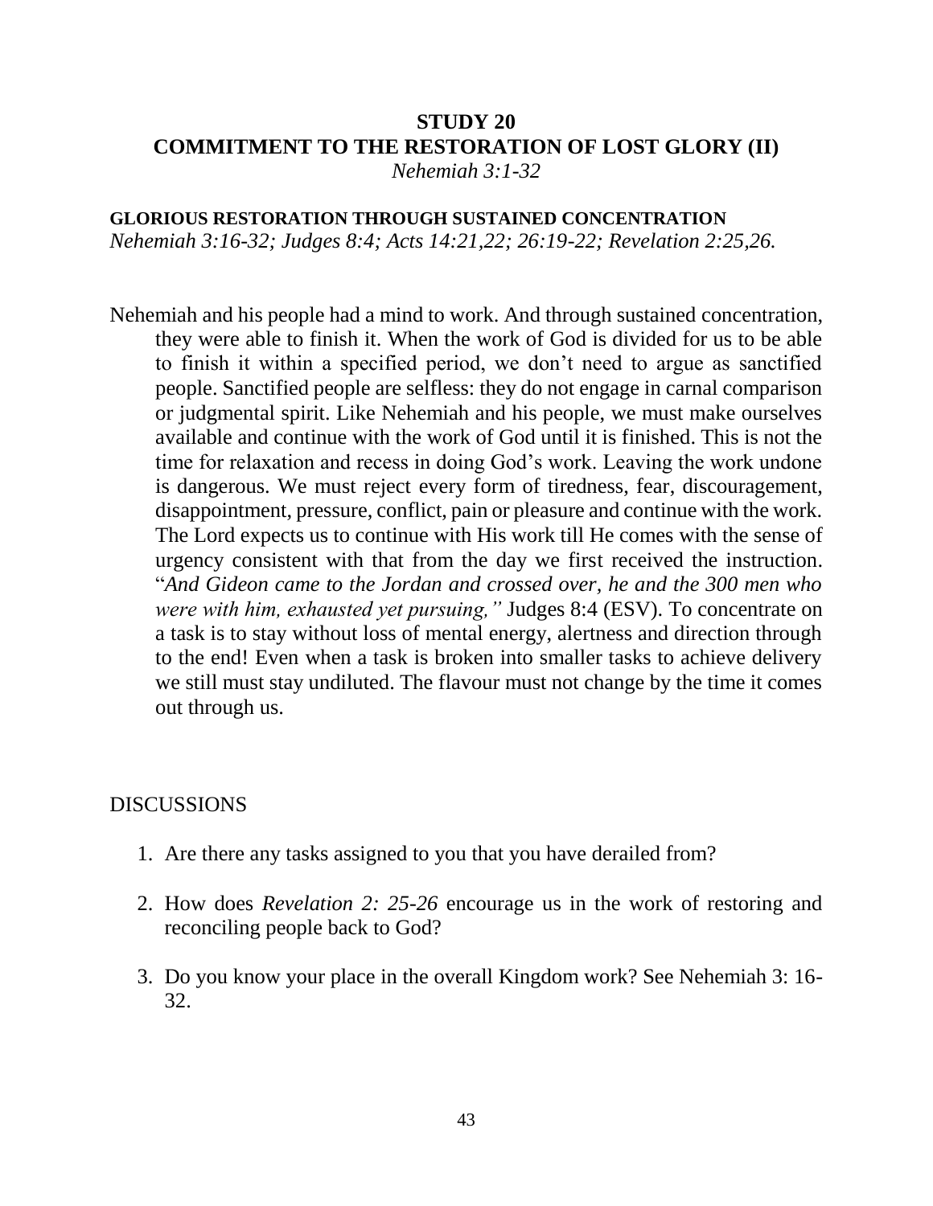# STUDY 20
# COMMITMENT TO THE RESTORATION OF LOST GLORY (II)

*Nehemiah 3:1-32*

## GLORIOUS RESTORATION THROUGH SUSTAINED CONCENTRATION

*Nehemiah 3:16-32; Judges 8:4; Acts 14:21,22; 26:19-22; Revelation 2:25,26.*

Nehemiah and his people had a mind to work. And through sustained concentration, they were able to finish it. When the work of God is divided for us to be able to finish it within a specified period, we don't need to argue as sanctified people. Sanctified people are selfless: they do not engage in carnal comparison or judgmental spirit. Like Nehemiah and his people, we must make ourselves available and continue with the work of God until it is finished. This is not the time for relaxation and recess in doing God's work. Leaving the work undone is dangerous. We must reject every form of tiredness, fear, discouragement, disappointment, pressure, conflict, pain or pleasure and continue with the work. The Lord expects us to continue with His work till He comes with the sense of urgency consistent with that from the day we first received the instruction. "*And Gideon came to the Jordan and crossed over, he and the 300 men who were with him, exhausted yet pursuing,"* Judges 8:4 (ESV). To concentrate on a task is to stay without loss of mental energy, alertness and direction through to the end! Even when a task is broken into smaller tasks to achieve delivery we still must stay undiluted. The flavour must not change by the time it comes out through us.

DISCUSSIONS

1. Are there any tasks assigned to you that you have derailed from?
2. How does *Revelation 2: 25-26* encourage us in the work of restoring and reconciling people back to God?
3. Do you know your place in the overall Kingdom work? See Nehemiah 3: 16-32.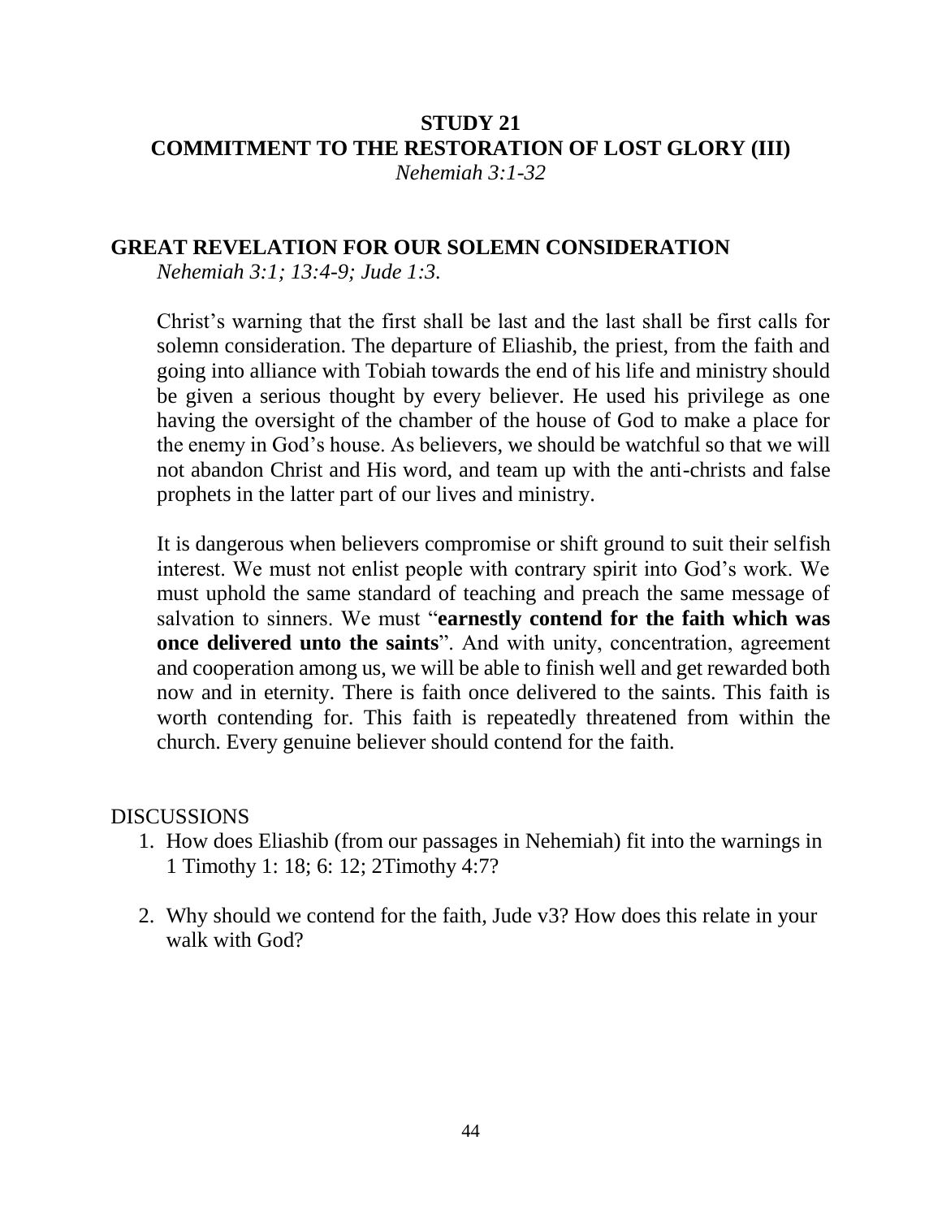# STUDY 21

# COMMITMENT TO THE RESTORATION OF LOST GLORY (III)

*Nehemiah 3:1-32*

## GREAT REVELATION FOR OUR SOLEMN CONSIDERATION

*Nehemiah 3:1; 13:4-9; Jude 1:3.*

Christ's warning that the first shall be last and the last shall be first calls for solemn consideration. The departure of Eliashib, the priest, from the faith and going into alliance with Tobiah towards the end of his life and ministry should be given a serious thought by every believer. He used his privilege as one having the oversight of the chamber of the house of God to make a place for the enemy in God's house. As believers, we should be watchful so that we will not abandon Christ and His word, and team up with the anti-christs and false prophets in the latter part of our lives and ministry.

It is dangerous when believers compromise or shift ground to suit their selfish interest. We must not enlist people with contrary spirit into God's work. We must uphold the same standard of teaching and preach the same message of salvation to sinners. We must "**earnestly contend for the faith which was once delivered unto the saints**". And with unity, concentration, agreement and cooperation among us, we will be able to finish well and get rewarded both now and in eternity. There is faith once delivered to the saints. This faith is worth contending for. This faith is repeatedly threatened from within the church. Every genuine believer should contend for the faith.

DISCUSSIONS

1. How does Eliashib (from our passages in Nehemiah) fit into the warnings in 1 Timothy 1: 18; 6: 12; 2Timothy 4:7?
2. Why should we contend for the faith, Jude v3? How does this relate in your walk with God?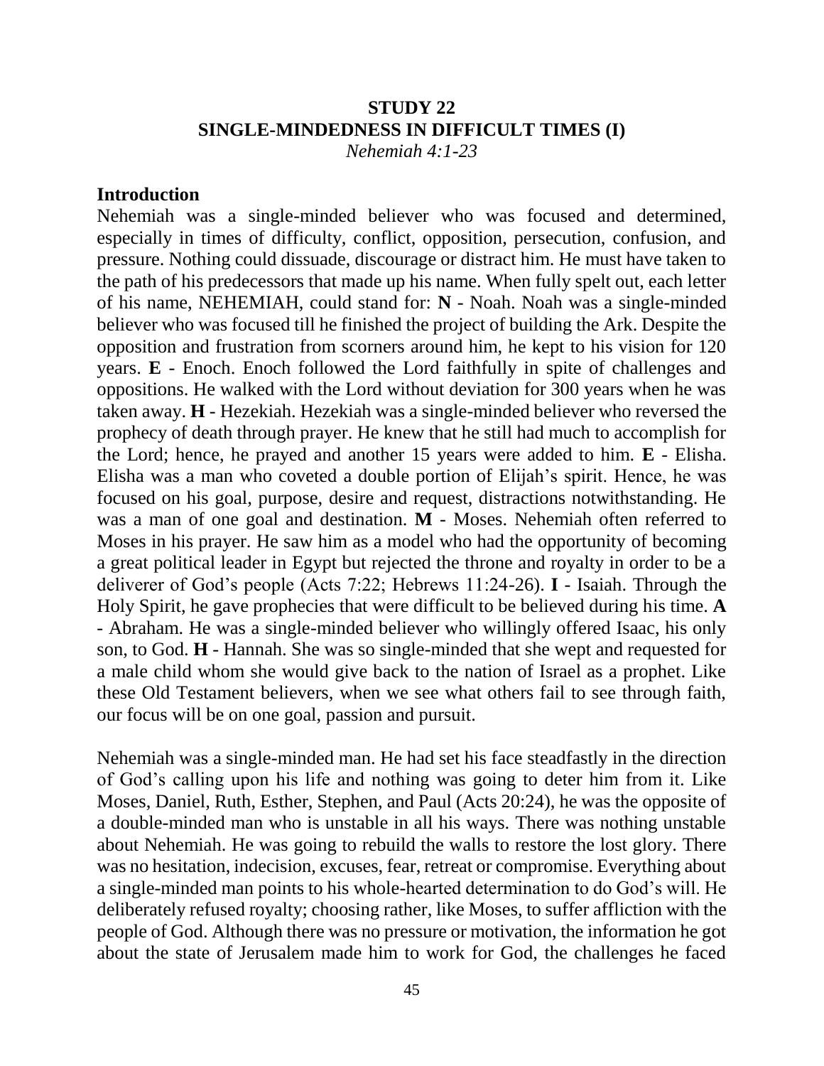**STUDY 22**
**SINGLE-MINDEDNESS IN DIFFICULT TIMES (I)**
*Nehemiah 4:1-23*

### Introduction

Nehemiah was a single-minded believer who was focused and determined, especially in times of difficulty, conflict, opposition, persecution, confusion, and pressure. Nothing could dissuade, discourage or distract him. He must have taken to the path of his predecessors that made up his name. When fully spelt out, each letter of his name, NEHEMIAH, could stand for: **N** - Noah. Noah was a single-minded believer who was focused till he finished the project of building the Ark. Despite the opposition and frustration from scorners around him, he kept to his vision for 120 years. **E** - Enoch. Enoch followed the Lord faithfully in spite of challenges and oppositions. He walked with the Lord without deviation for 300 years when he was taken away. **H** - Hezekiah. Hezekiah was a single-minded believer who reversed the prophecy of death through prayer. He knew that he still had much to accomplish for the Lord; hence, he prayed and another 15 years were added to him. **E** - Elisha. Elisha was a man who coveted a double portion of Elijah's spirit. Hence, he was focused on his goal, purpose, desire and request, distractions notwithstanding. He was a man of one goal and destination. **M** - Moses. Nehemiah often referred to Moses in his prayer. He saw him as a model who had the opportunity of becoming a great political leader in Egypt but rejected the throne and royalty in order to be a deliverer of God's people (Acts 7:22; Hebrews 11:24-26). **I** - Isaiah. Through the Holy Spirit, he gave prophecies that were difficult to be believed during his time. **A** - Abraham. He was a single-minded believer who willingly offered Isaac, his only son, to God. **H** - Hannah. She was so single-minded that she wept and requested for a male child whom she would give back to the nation of Israel as a prophet. Like these Old Testament believers, when we see what others fail to see through faith, our focus will be on one goal, passion and pursuit.

Nehemiah was a single-minded man. He had set his face steadfastly in the direction of God's calling upon his life and nothing was going to deter him from it. Like Moses, Daniel, Ruth, Esther, Stephen, and Paul (Acts 20:24), he was the opposite of a double-minded man who is unstable in all his ways. There was nothing unstable about Nehemiah. He was going to rebuild the walls to restore the lost glory. There was no hesitation, indecision, excuses, fear, retreat or compromise. Everything about a single-minded man points to his whole-hearted determination to do God's will. He deliberately refused royalty; choosing rather, like Moses, to suffer affliction with the people of God. Although there was no pressure or motivation, the information he got about the state of Jerusalem made him to work for God, the challenges he faced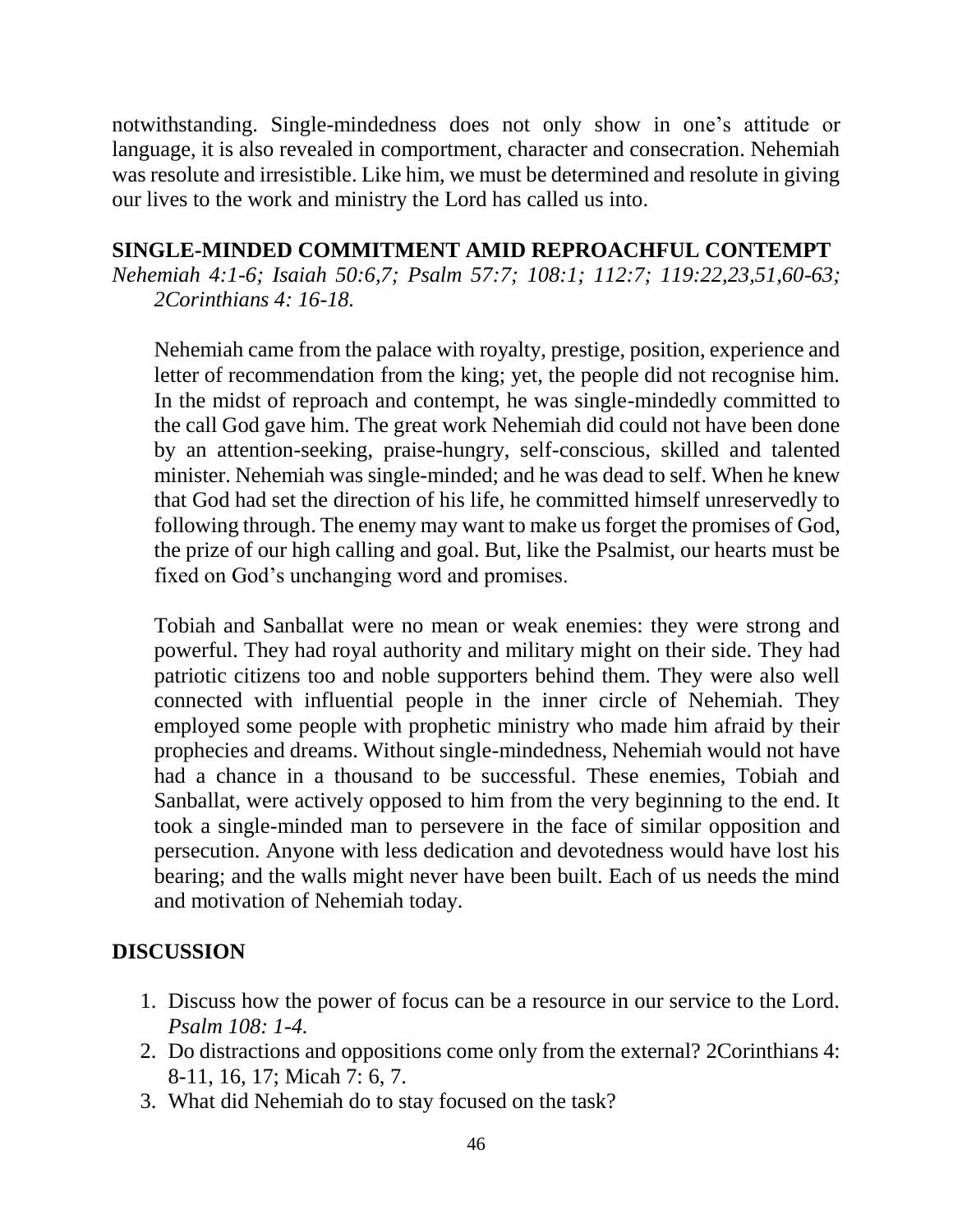notwithstanding. Single-mindedness does not only show in one's attitude or language, it is also revealed in comportment, character and consecration. Nehemiah was resolute and irresistible. Like him, we must be determined and resolute in giving our lives to the work and ministry the Lord has called us into.

## SINGLE-MINDED COMMITMENT AMID REPROACHFUL CONTEMPT

*Nehemiah 4:1-6; Isaiah 50:6,7; Psalm 57:7; 108:1; 112:7; 119:22,23,51,60-63; 2Corinthians 4: 16-18.*

Nehemiah came from the palace with royalty, prestige, position, experience and letter of recommendation from the king; yet, the people did not recognise him. In the midst of reproach and contempt, he was single-mindedly committed to the call God gave him. The great work Nehemiah did could not have been done by an attention-seeking, praise-hungry, self-conscious, skilled and talented minister. Nehemiah was single-minded; and he was dead to self. When he knew that God had set the direction of his life, he committed himself unreservedly to following through. The enemy may want to make us forget the promises of God, the prize of our high calling and goal. But, like the Psalmist, our hearts must be fixed on God's unchanging word and promises.

Tobiah and Sanballat were no mean or weak enemies: they were strong and powerful. They had royal authority and military might on their side. They had patriotic citizens too and noble supporters behind them. They were also well connected with influential people in the inner circle of Nehemiah. They employed some people with prophetic ministry who made him afraid by their prophecies and dreams. Without single-mindedness, Nehemiah would not have had a chance in a thousand to be successful. These enemies, Tobiah and Sanballat, were actively opposed to him from the very beginning to the end. It took a single-minded man to persevere in the face of similar opposition and persecution. Anyone with less dedication and devotedness would have lost his bearing; and the walls might never have been built. Each of us needs the mind and motivation of Nehemiah today.

## DISCUSSION

1. Discuss how the power of focus can be a resource in our service to the Lord. *Psalm 108: 1-4.*
2. Do distractions and oppositions come only from the external? 2Corinthians 4: 8-11, 16, 17; Micah 7: 6, 7.
3. What did Nehemiah do to stay focused on the task?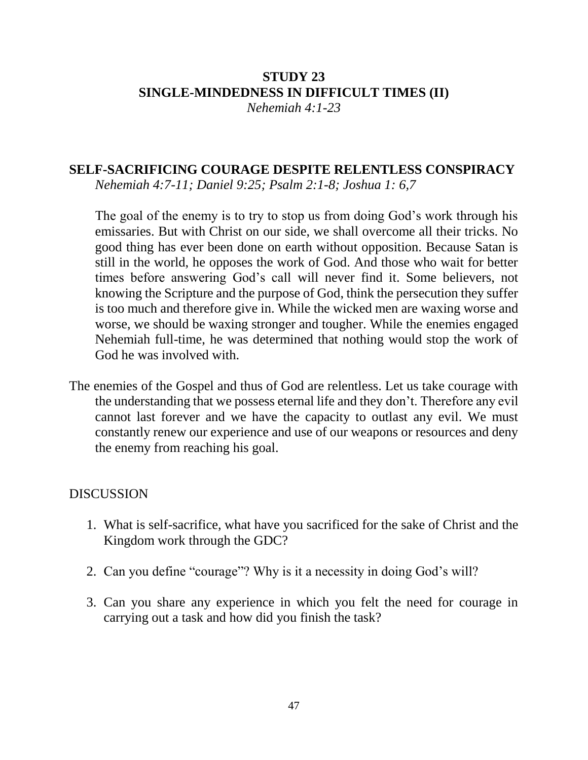# STUDY 23
# SINGLE-MINDEDNESS IN DIFFICULT TIMES (II)

*Nehemiah 4:1-23*

## SELF-SACRIFICING COURAGE DESPITE RELENTLESS CONSPIRACY

*Nehemiah 4:7-11; Daniel 9:25; Psalm 2:1-8; Joshua 1: 6,7*

The goal of the enemy is to try to stop us from doing God's work through his emissaries. But with Christ on our side, we shall overcome all their tricks. No good thing has ever been done on earth without opposition. Because Satan is still in the world, he opposes the work of God. And those who wait for better times before answering God's call will never find it. Some believers, not knowing the Scripture and the purpose of God, think the persecution they suffer is too much and therefore give in. While the wicked men are waxing worse and worse, we should be waxing stronger and tougher. While the enemies engaged Nehemiah full-time, he was determined that nothing would stop the work of God he was involved with.

The enemies of the Gospel and thus of God are relentless. Let us take courage with the understanding that we possess eternal life and they don't. Therefore any evil cannot last forever and we have the capacity to outlast any evil. We must constantly renew our experience and use of our weapons or resources and deny the enemy from reaching his goal.

DISCUSSION

1. What is self-sacrifice, what have you sacrificed for the sake of Christ and the Kingdom work through the GDC?
2. Can you define "courage"? Why is it a necessity in doing God's will?
3. Can you share any experience in which you felt the need for courage in carrying out a task and how did you finish the task?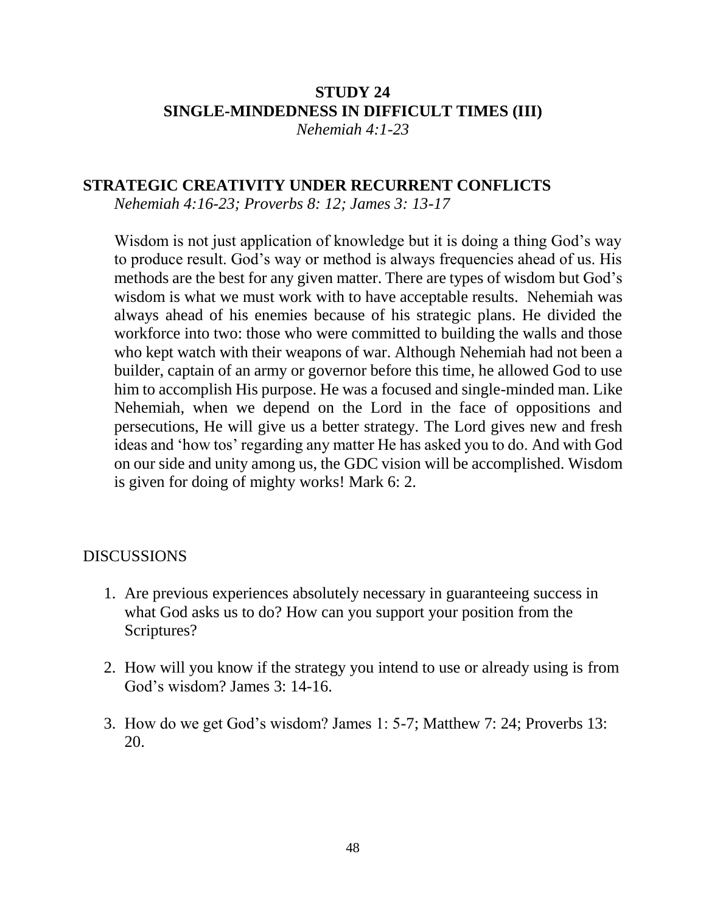# STUDY 24
# SINGLE-MINDEDNESS IN DIFFICULT TIMES (III)

*Nehemiah 4:1-23*

## STRATEGIC CREATIVITY UNDER RECURRENT CONFLICTS

*Nehemiah 4:16-23; Proverbs 8: 12; James 3: 13-17*

Wisdom is not just application of knowledge but it is doing a thing God's way to produce result. God's way or method is always frequencies ahead of us. His methods are the best for any given matter. There are types of wisdom but God's wisdom is what we must work with to have acceptable results. Nehemiah was always ahead of his enemies because of his strategic plans. He divided the workforce into two: those who were committed to building the walls and those who kept watch with their weapons of war. Although Nehemiah had not been a builder, captain of an army or governor before this time, he allowed God to use him to accomplish His purpose. He was a focused and single-minded man. Like Nehemiah, when we depend on the Lord in the face of oppositions and persecutions, He will give us a better strategy. The Lord gives new and fresh ideas and 'how tos' regarding any matter He has asked you to do. And with God on our side and unity among us, the GDC vision will be accomplished. Wisdom is given for doing of mighty works! Mark 6: 2.

DISCUSSIONS

1. Are previous experiences absolutely necessary in guaranteeing success in what God asks us to do? How can you support your position from the Scriptures?
2. How will you know if the strategy you intend to use or already using is from God's wisdom? James 3: 14-16.
3. How do we get God's wisdom? James 1: 5-7; Matthew 7: 24; Proverbs 13: 20.